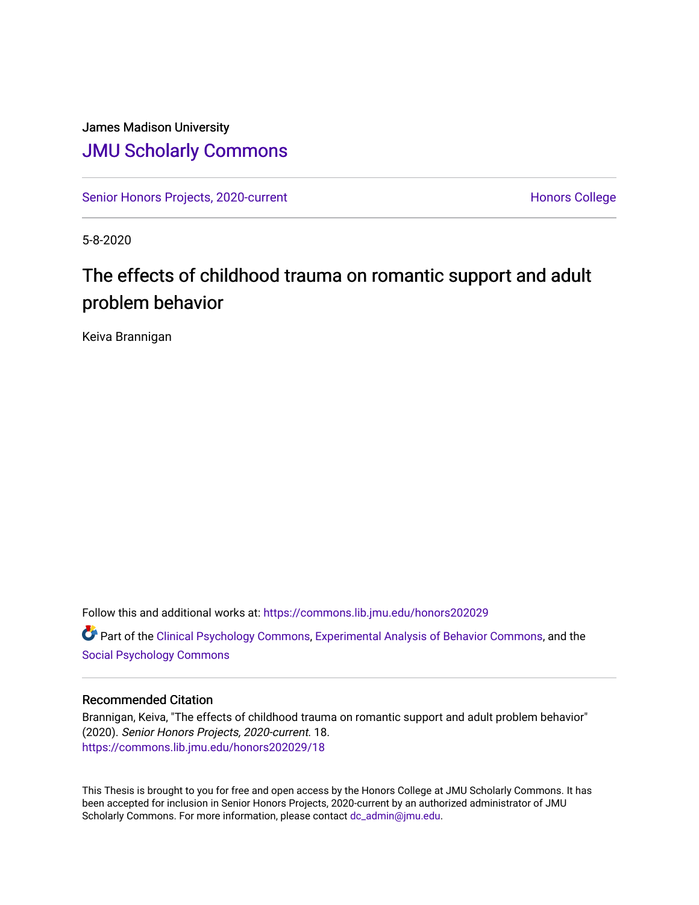James Madison University

# JMU Scholarly Commons

Senior Honors Projects, 2020-current | Honors College

5-8-2020

## The effects of childhood trauma on romantic support and adult problem behavior

Keiva Brannigan

Follow this and additional works at: https://commons.lib.jmu.edu/honors202029

Part of the Clinical Psychology Commons, Experimental Analysis of Behavior Commons, and the Social Psychology Commons

### Recommended Citation

Brannigan, Keiva, "The effects of childhood trauma on romantic support and adult problem behavior" (2020). *Senior Honors Projects, 2020-current*. 18.
https://commons.lib.jmu.edu/honors202029/18

This Thesis is brought to you for free and open access by the Honors College at JMU Scholarly Commons. It has been accepted for inclusion in Senior Honors Projects, 2020-current by an authorized administrator of JMU Scholarly Commons. For more information, please contact dc_admin@jmu.edu.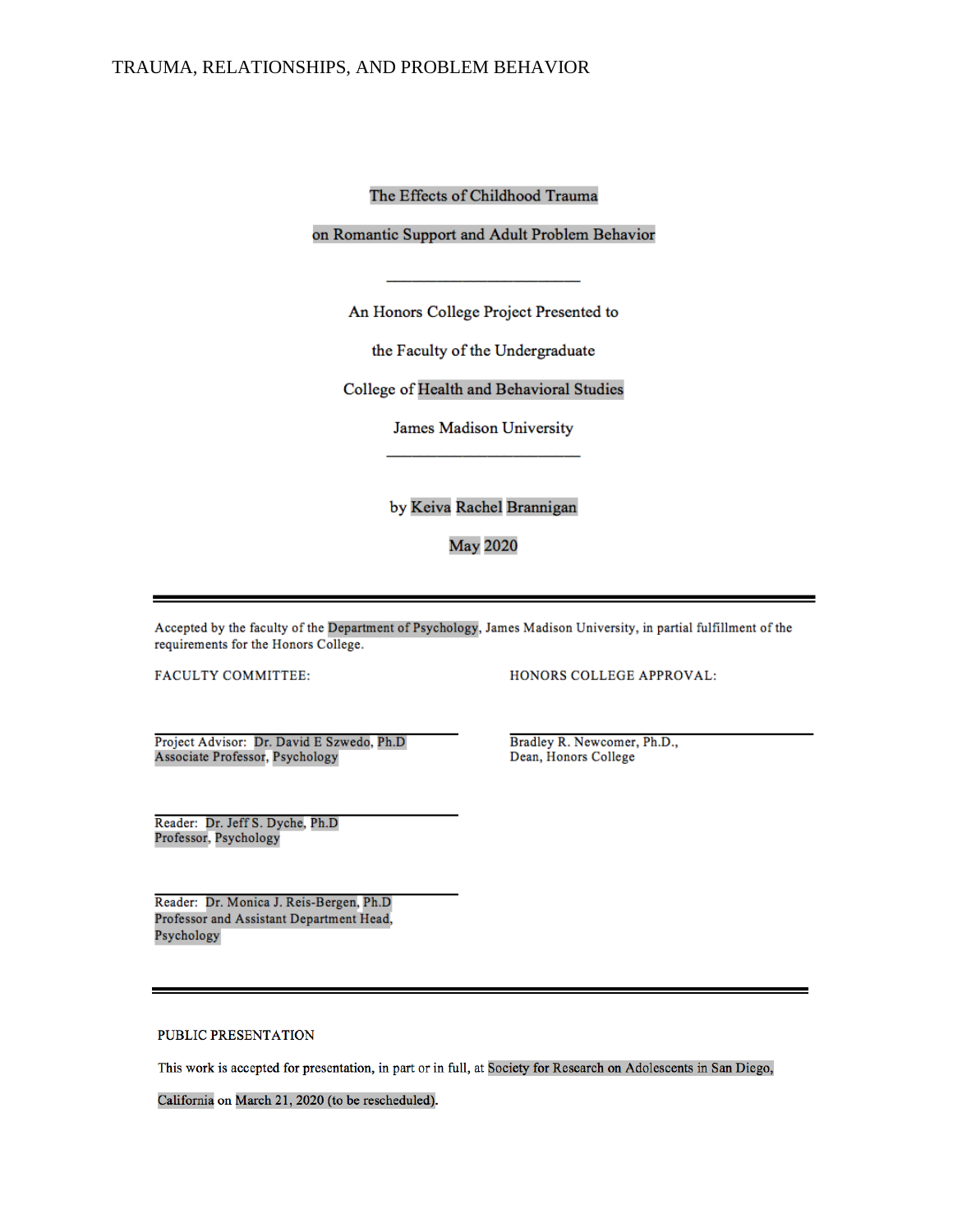# The Effects of Childhood Trauma

# on Romantic Support and Adult Problem Behavior

---

An Honors College Project Presented to

the Faculty of the Undergraduate

College of Health and Behavioral Studies

James Madison University

---

by Keiva Rachel Brannigan

May 2020

---

Accepted by the faculty of the Department of Psychology, James Madison University, in partial fulfillment of the requirements for the Honors College.

FACULTY COMMITTEE:

Project Advisor: Dr. David E Szwedo, Ph.D
Associate Professor, Psychology

Reader: Dr. Jeff S. Dyche, Ph.D
Professor, Psychology

Reader: Dr. Monica J. Reis-Bergen, Ph.D
Professor and Assistant Department Head, Psychology

HONORS COLLEGE APPROVAL:

Bradley R. Newcomer, Ph.D.,
Dean, Honors College

---

PUBLIC PRESENTATION

This work is accepted for presentation, in part or in full, at Society for Research on Adolescents in San Diego, California on March 21, 2020 (to be rescheduled).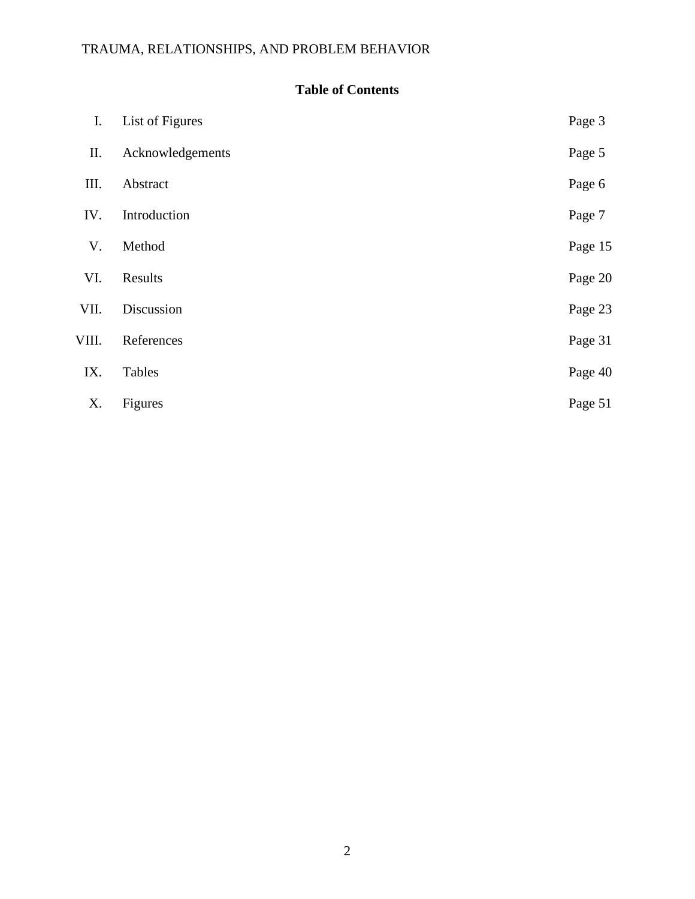## Table of Contents

| | | |
|---|---|---|
| I. | List of Figures | Page 3 |
| II. | Acknowledgements | Page 5 |
| III. | Abstract | Page 6 |
| IV. | Introduction | Page 7 |
| V. | Method | Page 15 |
| VI. | Results | Page 20 |
| VII. | Discussion | Page 23 |
| VIII. | References | Page 31 |
| IX. | Tables | Page 40 |
| X. | Figures | Page 51 |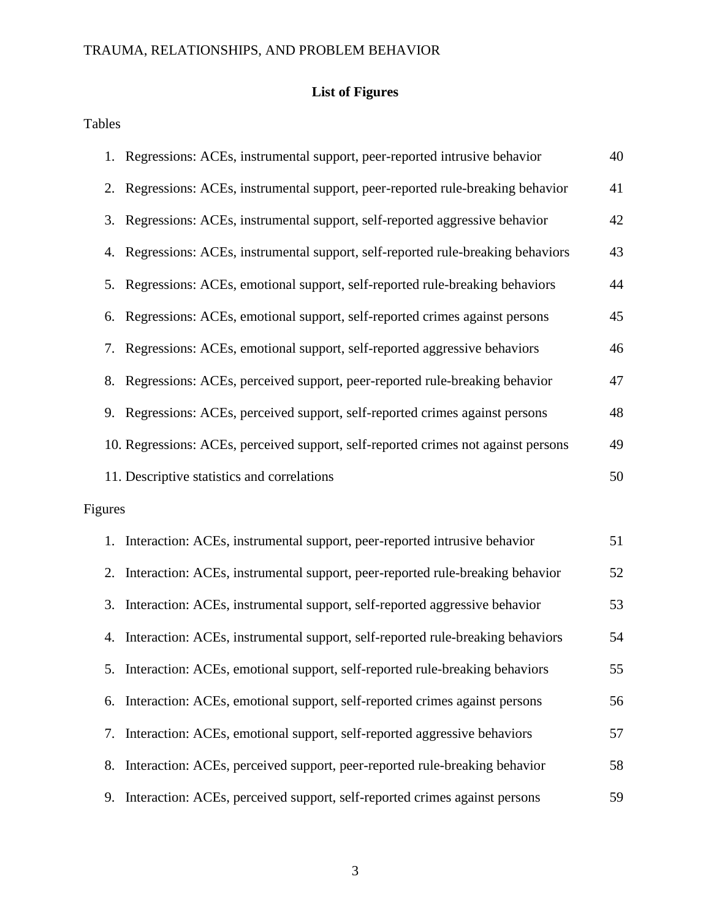## List of Figures

Tables

1. Regressions: ACEs, instrumental support, peer-reported intrusive behavior 40
2. Regressions: ACEs, instrumental support, peer-reported rule-breaking behavior 41
3. Regressions: ACEs, instrumental support, self-reported aggressive behavior 42
4. Regressions: ACEs, instrumental support, self-reported rule-breaking behaviors 43
5. Regressions: ACEs, emotional support, self-reported rule-breaking behaviors 44
6. Regressions: ACEs, emotional support, self-reported crimes against persons 45
7. Regressions: ACEs, emotional support, self-reported aggressive behaviors 46
8. Regressions: ACEs, perceived support, peer-reported rule-breaking behavior 47
9. Regressions: ACEs, perceived support, self-reported crimes against persons 48
10. Regressions: ACEs, perceived support, self-reported crimes not against persons 49
11. Descriptive statistics and correlations 50

Figures

1. Interaction: ACEs, instrumental support, peer-reported intrusive behavior 51
2. Interaction: ACEs, instrumental support, peer-reported rule-breaking behavior 52
3. Interaction: ACEs, instrumental support, self-reported aggressive behavior 53
4. Interaction: ACEs, instrumental support, self-reported rule-breaking behaviors 54
5. Interaction: ACEs, emotional support, self-reported rule-breaking behaviors 55
6. Interaction: ACEs, emotional support, self-reported crimes against persons 56
7. Interaction: ACEs, emotional support, self-reported aggressive behaviors 57
8. Interaction: ACEs, perceived support, peer-reported rule-breaking behavior 58
9. Interaction: ACEs, perceived support, self-reported crimes against persons 59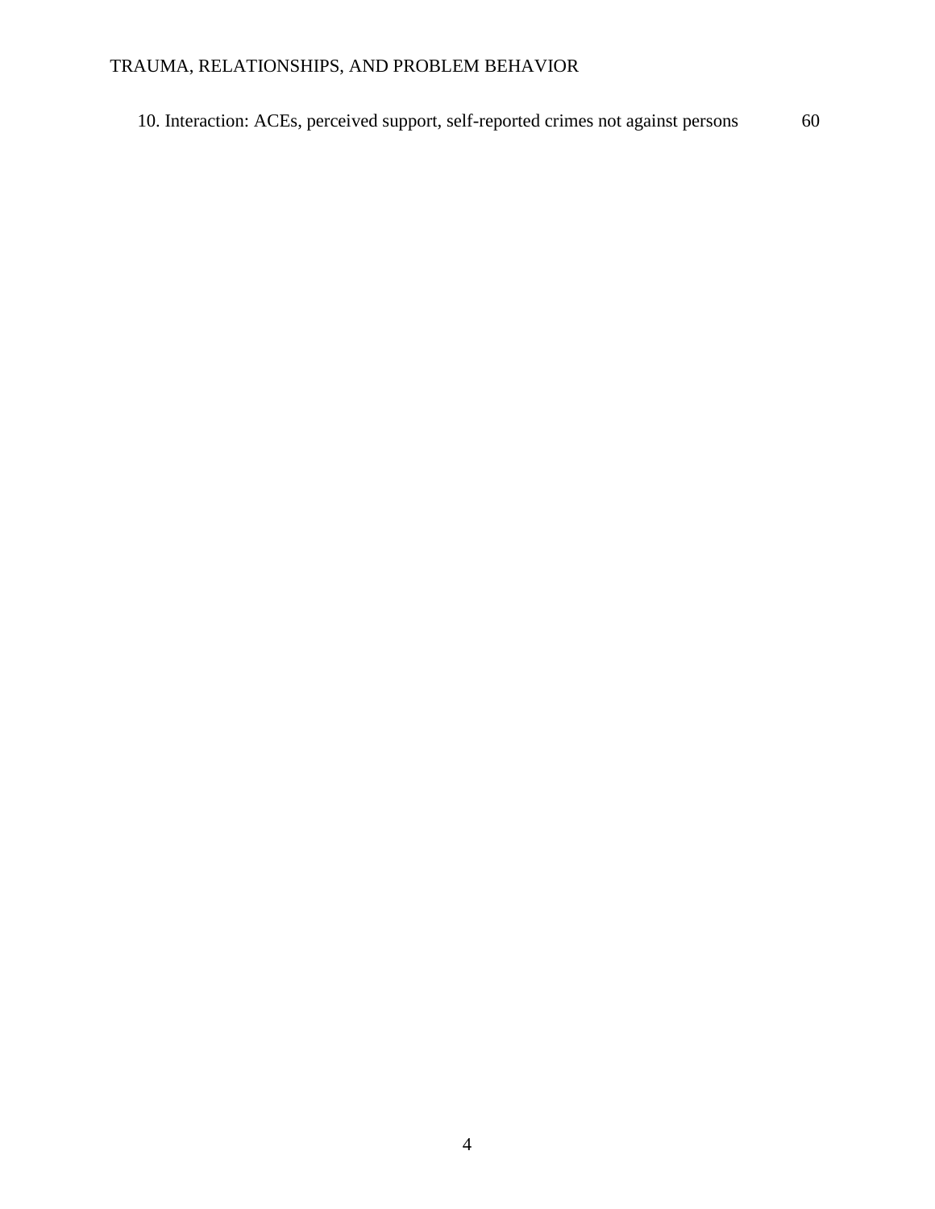10. Interaction: ACEs, perceived support, self-reported crimes not against persons 60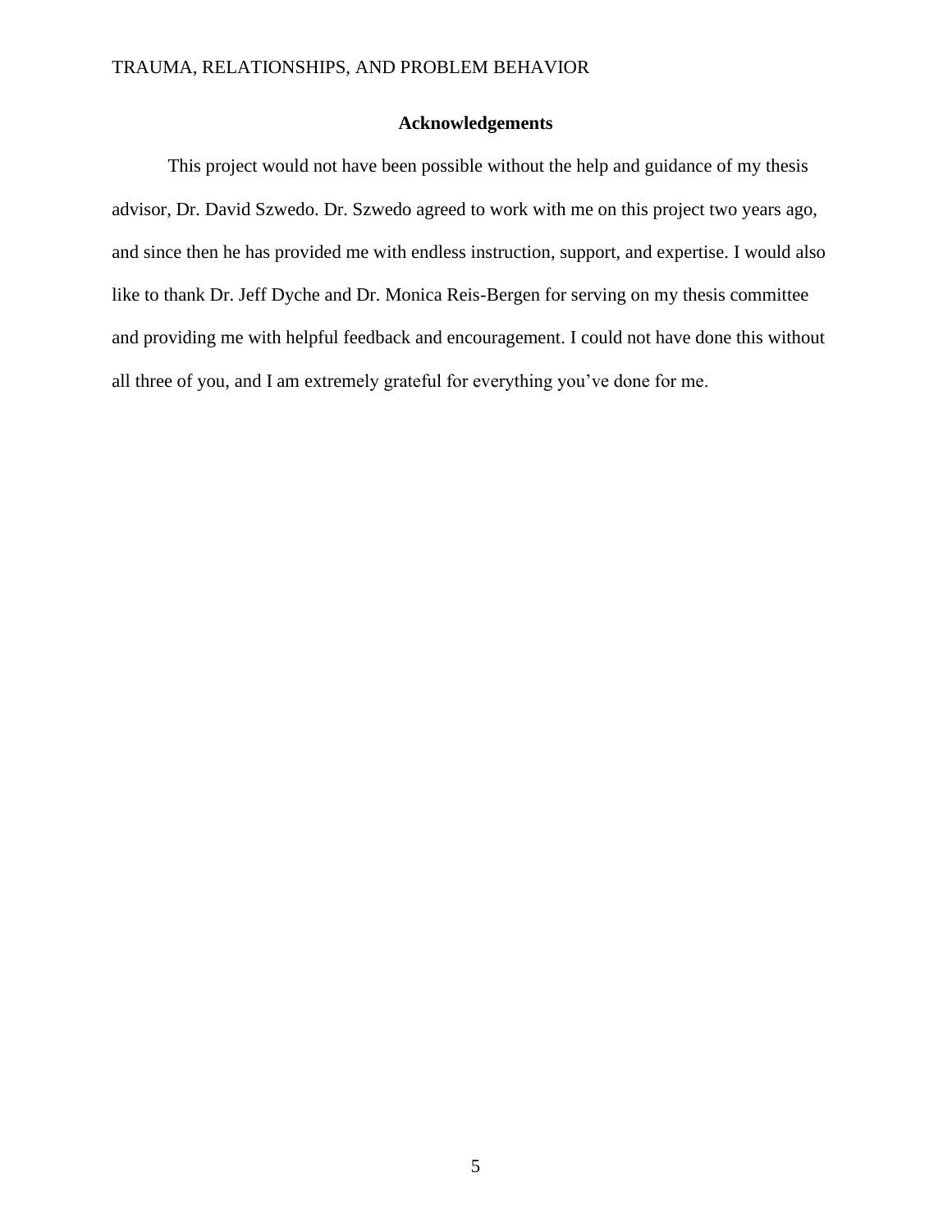# Acknowledgements

This project would not have been possible without the help and guidance of my thesis advisor, Dr. David Szwedo. Dr. Szwedo agreed to work with me on this project two years ago, and since then he has provided me with endless instruction, support, and expertise. I would also like to thank Dr. Jeff Dyche and Dr. Monica Reis-Bergen for serving on my thesis committee and providing me with helpful feedback and encouragement. I could not have done this without all three of you, and I am extremely grateful for everything you've done for me.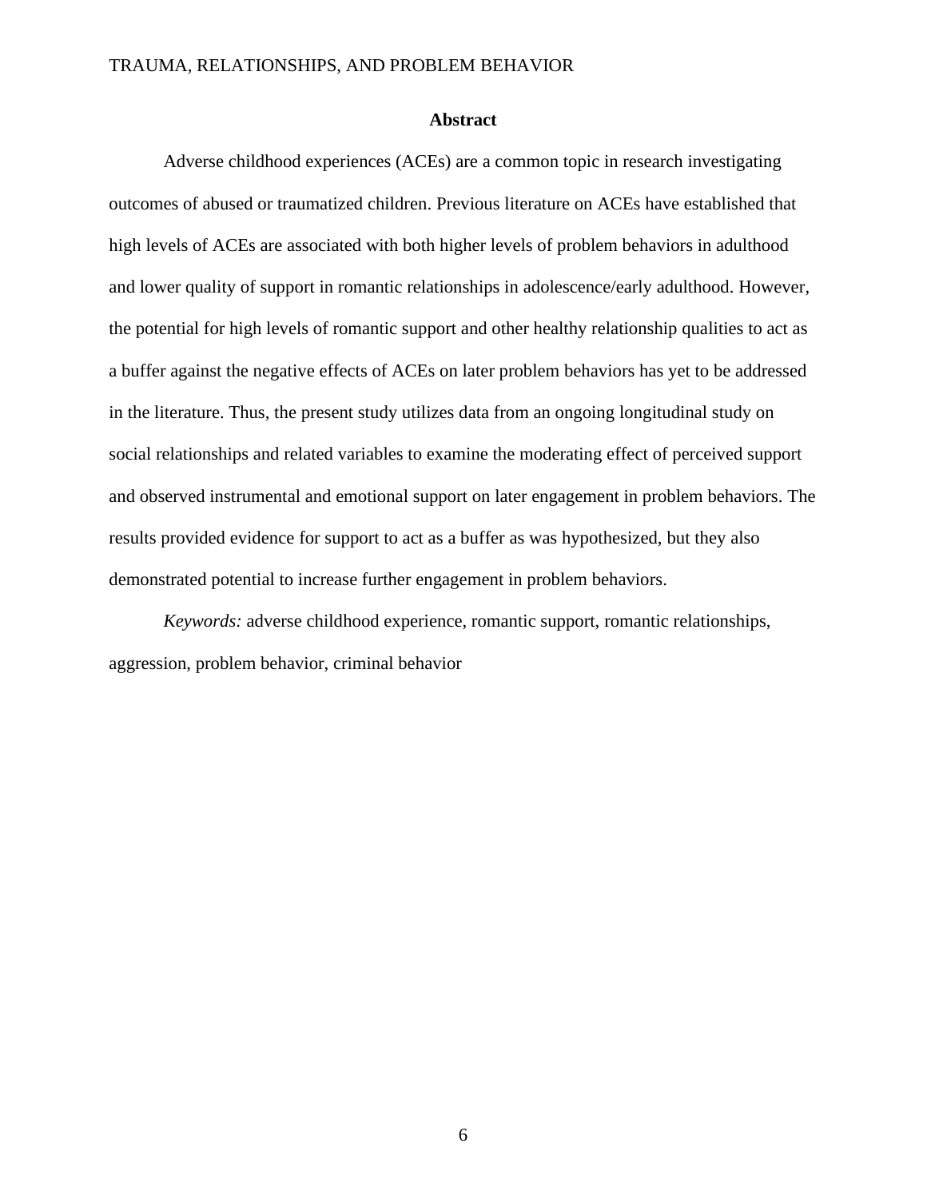# Abstract

Adverse childhood experiences (ACEs) are a common topic in research investigating outcomes of abused or traumatized children. Previous literature on ACEs have established that high levels of ACEs are associated with both higher levels of problem behaviors in adulthood and lower quality of support in romantic relationships in adolescence/early adulthood. However, the potential for high levels of romantic support and other healthy relationship qualities to act as a buffer against the negative effects of ACEs on later problem behaviors has yet to be addressed in the literature. Thus, the present study utilizes data from an ongoing longitudinal study on social relationships and related variables to examine the moderating effect of perceived support and observed instrumental and emotional support on later engagement in problem behaviors. The results provided evidence for support to act as a buffer as was hypothesized, but they also demonstrated potential to increase further engagement in problem behaviors.

*Keywords:* adverse childhood experience, romantic support, romantic relationships, aggression, problem behavior, criminal behavior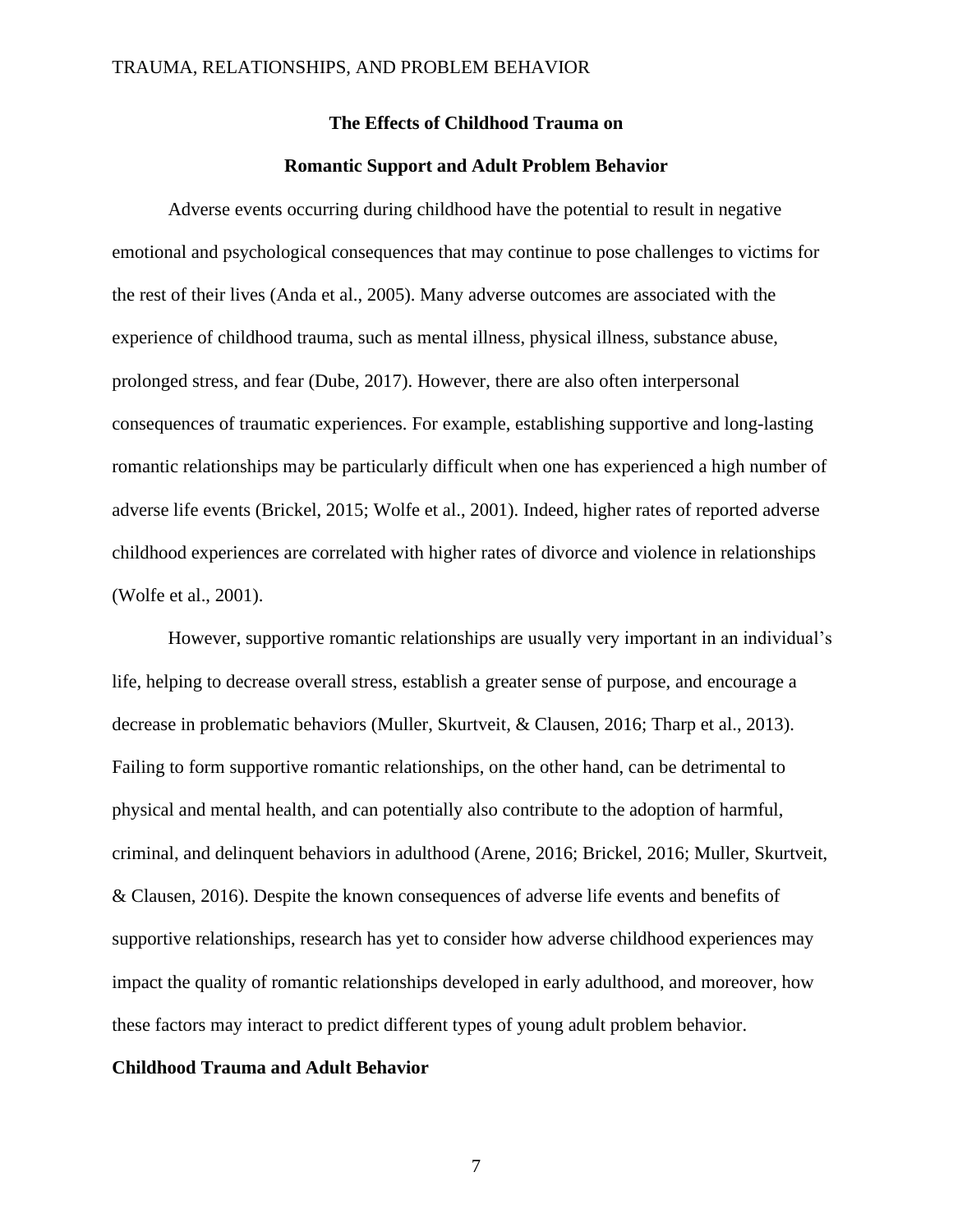## The Effects of Childhood Trauma on Romantic Support and Adult Problem Behavior

Adverse events occurring during childhood have the potential to result in negative emotional and psychological consequences that may continue to pose challenges to victims for the rest of their lives (Anda et al., 2005). Many adverse outcomes are associated with the experience of childhood trauma, such as mental illness, physical illness, substance abuse, prolonged stress, and fear (Dube, 2017). However, there are also often interpersonal consequences of traumatic experiences. For example, establishing supportive and long-lasting romantic relationships may be particularly difficult when one has experienced a high number of adverse life events (Brickel, 2015; Wolfe et al., 2001). Indeed, higher rates of reported adverse childhood experiences are correlated with higher rates of divorce and violence in relationships (Wolfe et al., 2001).

However, supportive romantic relationships are usually very important in an individual's life, helping to decrease overall stress, establish a greater sense of purpose, and encourage a decrease in problematic behaviors (Muller, Skurtveit, & Clausen, 2016; Tharp et al., 2013). Failing to form supportive romantic relationships, on the other hand, can be detrimental to physical and mental health, and can potentially also contribute to the adoption of harmful, criminal, and delinquent behaviors in adulthood (Arene, 2016; Brickel, 2016; Muller, Skurtveit, & Clausen, 2016). Despite the known consequences of adverse life events and benefits of supportive relationships, research has yet to consider how adverse childhood experiences may impact the quality of romantic relationships developed in early adulthood, and moreover, how these factors may interact to predict different types of young adult problem behavior.

### Childhood Trauma and Adult Behavior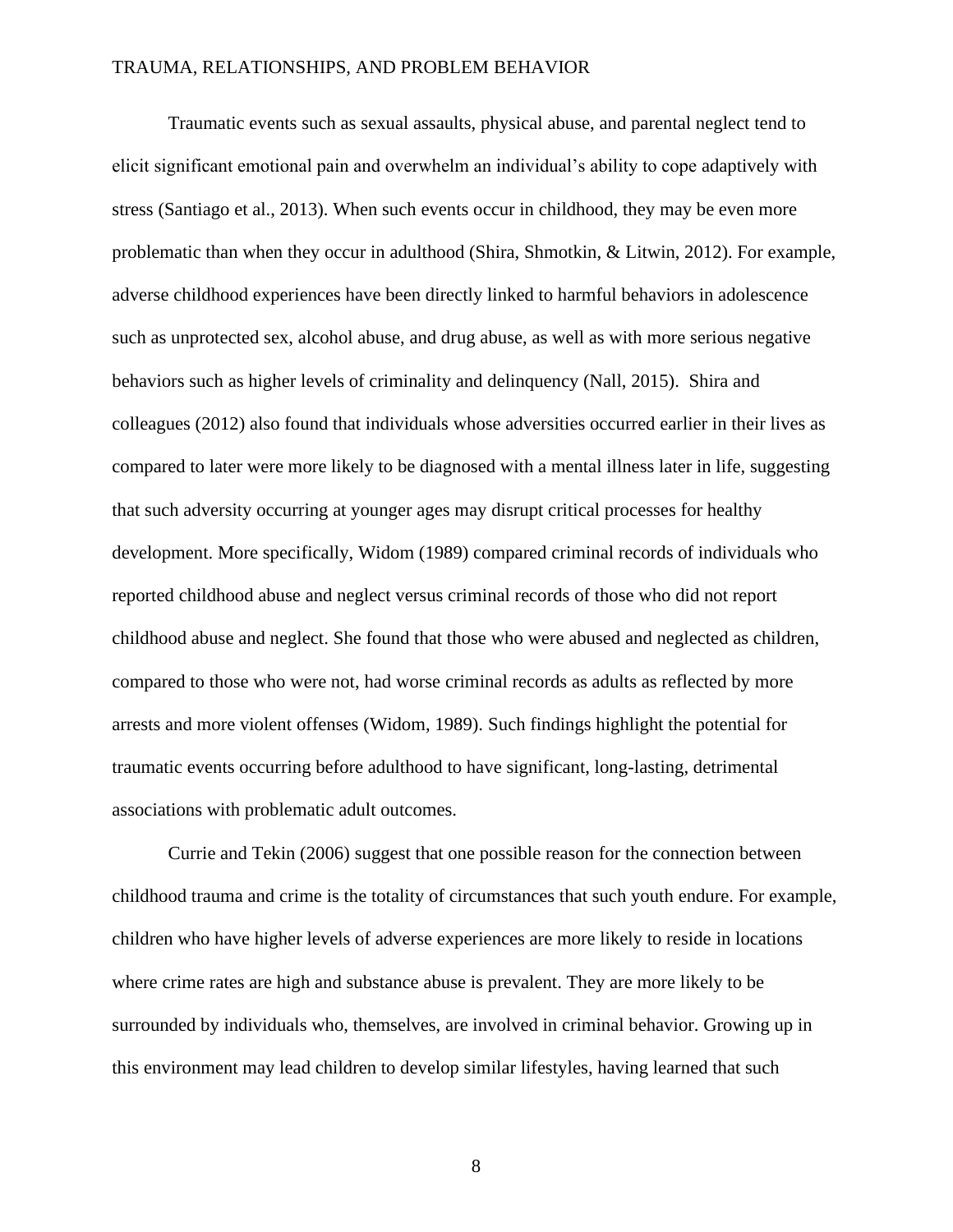Traumatic events such as sexual assaults, physical abuse, and parental neglect tend to elicit significant emotional pain and overwhelm an individual's ability to cope adaptively with stress (Santiago et al., 2013). When such events occur in childhood, they may be even more problematic than when they occur in adulthood (Shira, Shmotkin, & Litwin, 2012). For example, adverse childhood experiences have been directly linked to harmful behaviors in adolescence such as unprotected sex, alcohol abuse, and drug abuse, as well as with more serious negative behaviors such as higher levels of criminality and delinquency (Nall, 2015). Shira and colleagues (2012) also found that individuals whose adversities occurred earlier in their lives as compared to later were more likely to be diagnosed with a mental illness later in life, suggesting that such adversity occurring at younger ages may disrupt critical processes for healthy development. More specifically, Widom (1989) compared criminal records of individuals who reported childhood abuse and neglect versus criminal records of those who did not report childhood abuse and neglect. She found that those who were abused and neglected as children, compared to those who were not, had worse criminal records as adults as reflected by more arrests and more violent offenses (Widom, 1989). Such findings highlight the potential for traumatic events occurring before adulthood to have significant, long-lasting, detrimental associations with problematic adult outcomes.

Currie and Tekin (2006) suggest that one possible reason for the connection between childhood trauma and crime is the totality of circumstances that such youth endure. For example, children who have higher levels of adverse experiences are more likely to reside in locations where crime rates are high and substance abuse is prevalent. They are more likely to be surrounded by individuals who, themselves, are involved in criminal behavior. Growing up in this environment may lead children to develop similar lifestyles, having learned that such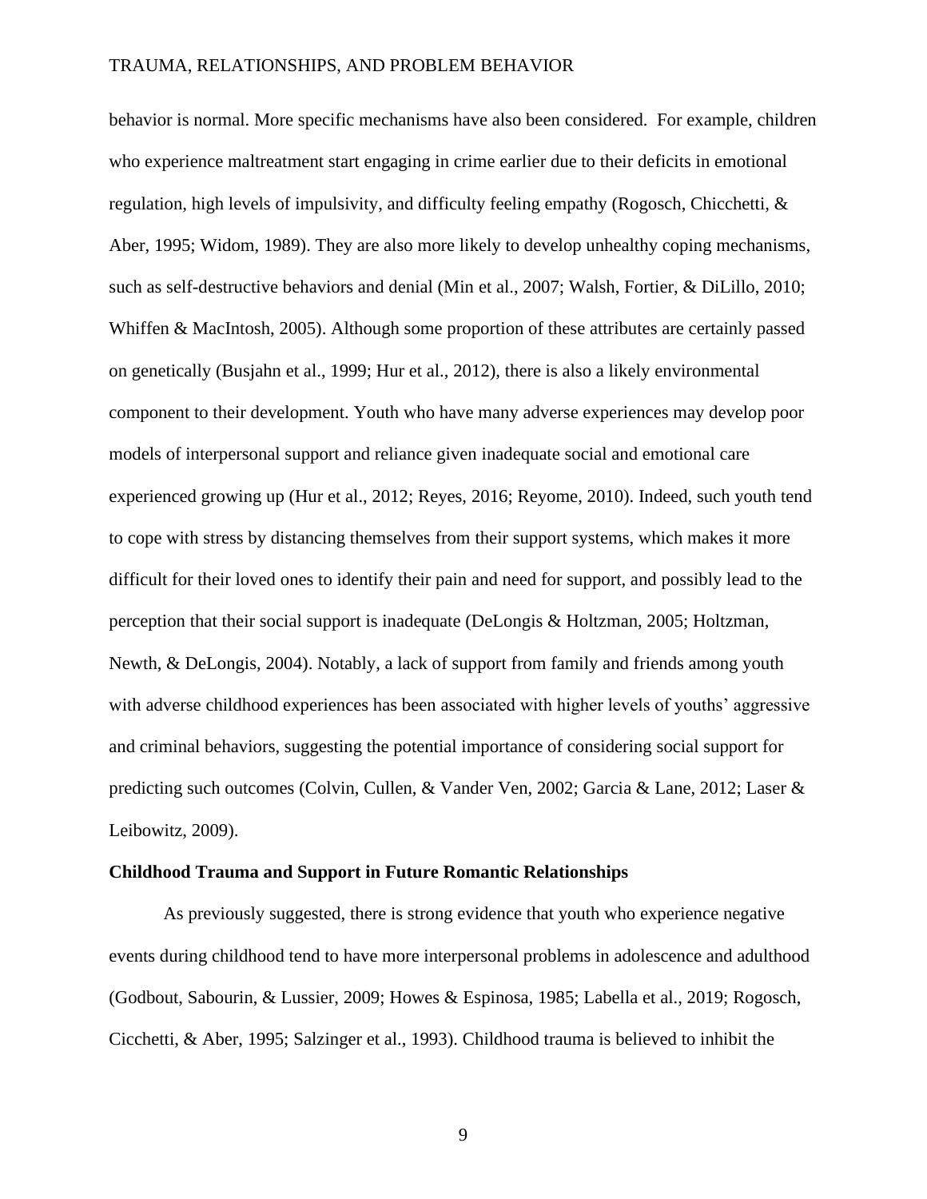behavior is normal. More specific mechanisms have also been considered. For example, children who experience maltreatment start engaging in crime earlier due to their deficits in emotional regulation, high levels of impulsivity, and difficulty feeling empathy (Rogosch, Chicchetti, & Aber, 1995; Widom, 1989). They are also more likely to develop unhealthy coping mechanisms, such as self-destructive behaviors and denial (Min et al., 2007; Walsh, Fortier, & DiLillo, 2010; Whiffen & MacIntosh, 2005). Although some proportion of these attributes are certainly passed on genetically (Busjahn et al., 1999; Hur et al., 2012), there is also a likely environmental component to their development. Youth who have many adverse experiences may develop poor models of interpersonal support and reliance given inadequate social and emotional care experienced growing up (Hur et al., 2012; Reyes, 2016; Reyome, 2010). Indeed, such youth tend to cope with stress by distancing themselves from their support systems, which makes it more difficult for their loved ones to identify their pain and need for support, and possibly lead to the perception that their social support is inadequate (DeLongis & Holtzman, 2005; Holtzman, Newth, & DeLongis, 2004). Notably, a lack of support from family and friends among youth with adverse childhood experiences has been associated with higher levels of youths' aggressive and criminal behaviors, suggesting the potential importance of considering social support for predicting such outcomes (Colvin, Cullen, & Vander Ven, 2002; Garcia & Lane, 2012; Laser & Leibowitz, 2009).

**Childhood Trauma and Support in Future Romantic Relationships**

As previously suggested, there is strong evidence that youth who experience negative events during childhood tend to have more interpersonal problems in adolescence and adulthood (Godbout, Sabourin, & Lussier, 2009; Howes & Espinosa, 1985; Labella et al., 2019; Rogosch, Cicchetti, & Aber, 1995; Salzinger et al., 1993). Childhood trauma is believed to inhibit the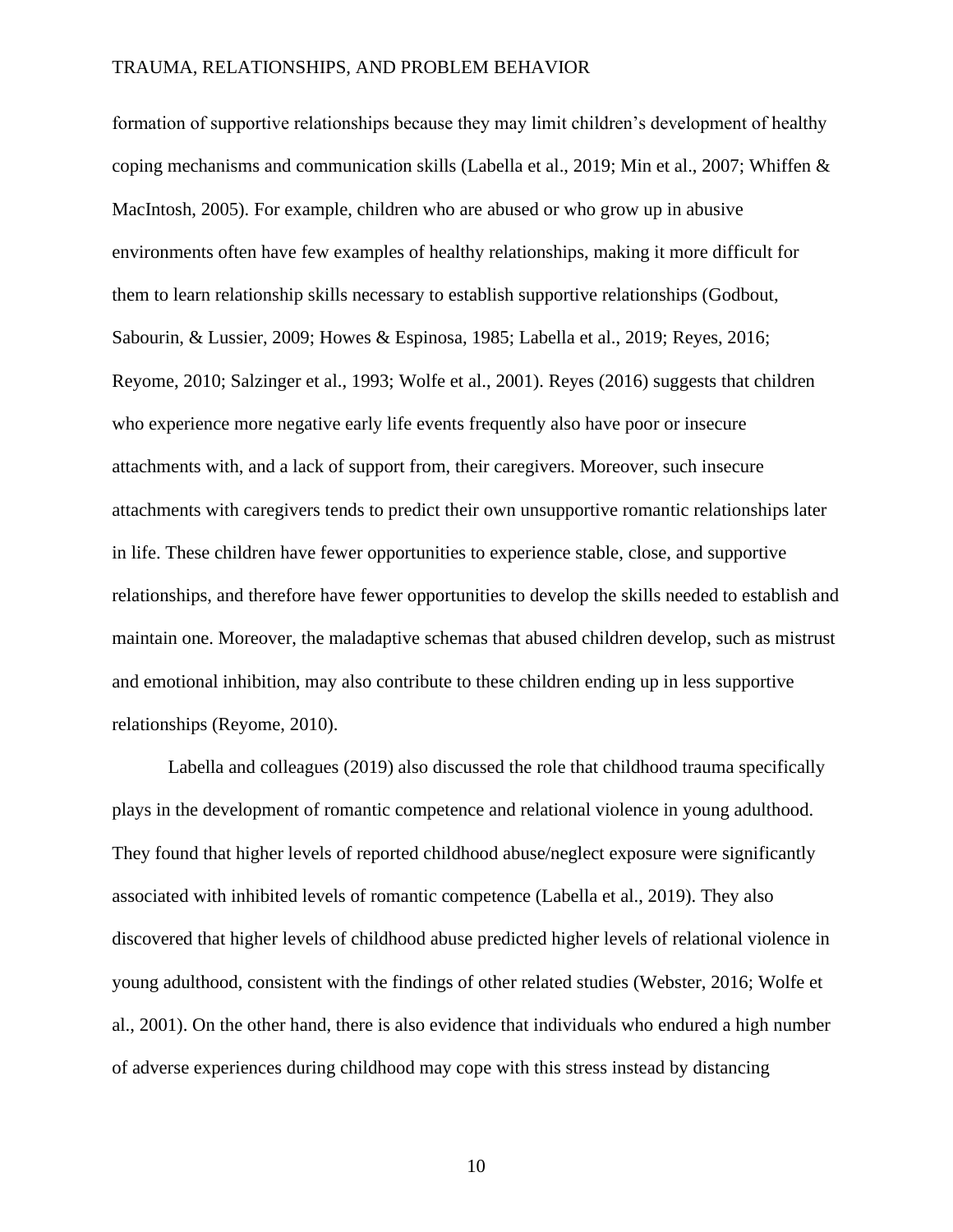formation of supportive relationships because they may limit children's development of healthy coping mechanisms and communication skills (Labella et al., 2019; Min et al., 2007; Whiffen & MacIntosh, 2005). For example, children who are abused or who grow up in abusive environments often have few examples of healthy relationships, making it more difficult for them to learn relationship skills necessary to establish supportive relationships (Godbout, Sabourin, & Lussier, 2009; Howes & Espinosa, 1985; Labella et al., 2019; Reyes, 2016; Reyome, 2010; Salzinger et al., 1993; Wolfe et al., 2001). Reyes (2016) suggests that children who experience more negative early life events frequently also have poor or insecure attachments with, and a lack of support from, their caregivers. Moreover, such insecure attachments with caregivers tends to predict their own unsupportive romantic relationships later in life. These children have fewer opportunities to experience stable, close, and supportive relationships, and therefore have fewer opportunities to develop the skills needed to establish and maintain one. Moreover, the maladaptive schemas that abused children develop, such as mistrust and emotional inhibition, may also contribute to these children ending up in less supportive relationships (Reyome, 2010).

Labella and colleagues (2019) also discussed the role that childhood trauma specifically plays in the development of romantic competence and relational violence in young adulthood. They found that higher levels of reported childhood abuse/neglect exposure were significantly associated with inhibited levels of romantic competence (Labella et al., 2019). They also discovered that higher levels of childhood abuse predicted higher levels of relational violence in young adulthood, consistent with the findings of other related studies (Webster, 2016; Wolfe et al., 2001). On the other hand, there is also evidence that individuals who endured a high number of adverse experiences during childhood may cope with this stress instead by distancing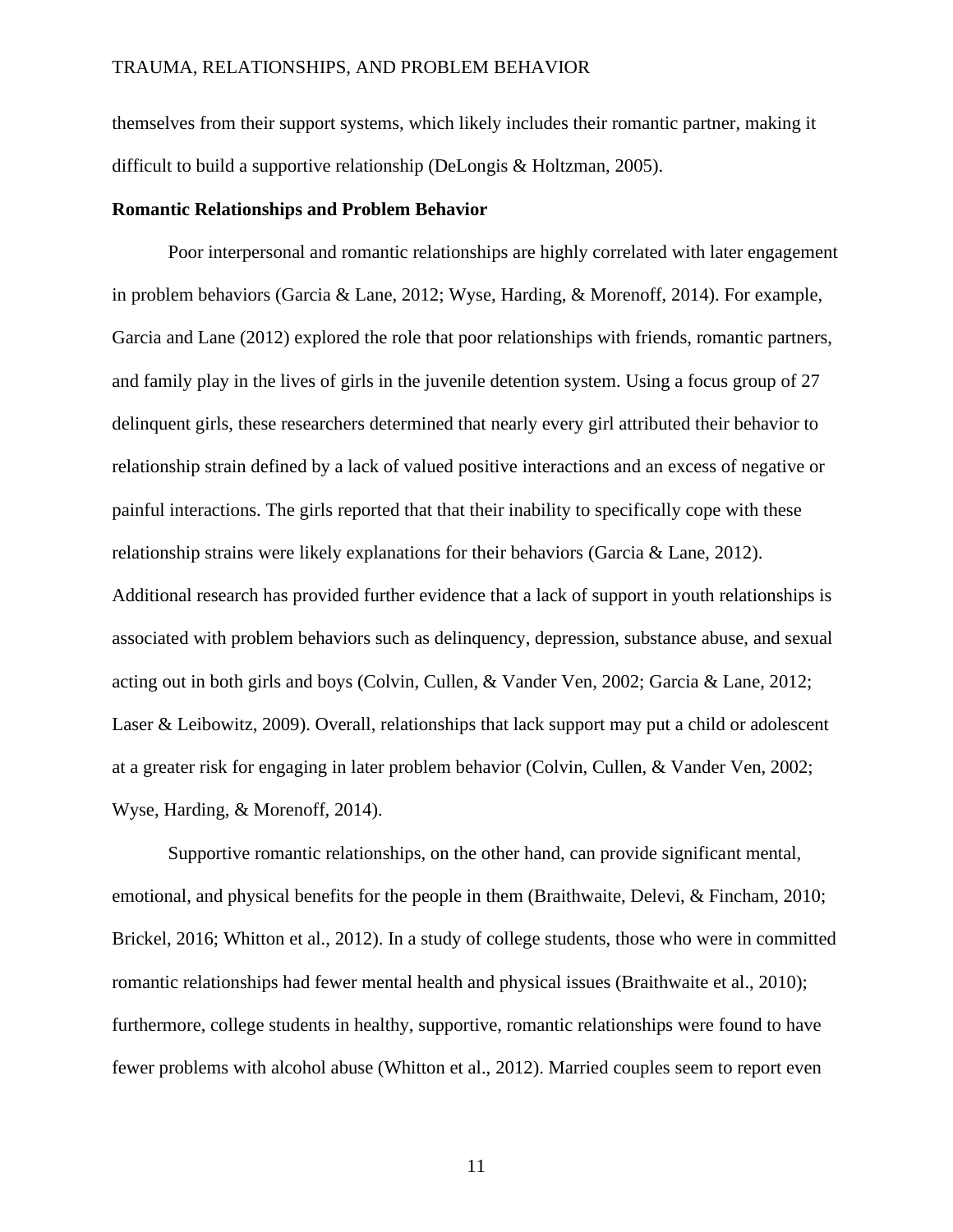themselves from their support systems, which likely includes their romantic partner, making it difficult to build a supportive relationship (DeLongis & Holtzman, 2005).

**Romantic Relationships and Problem Behavior**

Poor interpersonal and romantic relationships are highly correlated with later engagement in problem behaviors (Garcia & Lane, 2012; Wyse, Harding, & Morenoff, 2014). For example, Garcia and Lane (2012) explored the role that poor relationships with friends, romantic partners, and family play in the lives of girls in the juvenile detention system. Using a focus group of 27 delinquent girls, these researchers determined that nearly every girl attributed their behavior to relationship strain defined by a lack of valued positive interactions and an excess of negative or painful interactions. The girls reported that that their inability to specifically cope with these relationship strains were likely explanations for their behaviors (Garcia & Lane, 2012). Additional research has provided further evidence that a lack of support in youth relationships is associated with problem behaviors such as delinquency, depression, substance abuse, and sexual acting out in both girls and boys (Colvin, Cullen, & Vander Ven, 2002; Garcia & Lane, 2012; Laser & Leibowitz, 2009). Overall, relationships that lack support may put a child or adolescent at a greater risk for engaging in later problem behavior (Colvin, Cullen, & Vander Ven, 2002; Wyse, Harding, & Morenoff, 2014).

Supportive romantic relationships, on the other hand, can provide significant mental, emotional, and physical benefits for the people in them (Braithwaite, Delevi, & Fincham, 2010; Brickel, 2016; Whitton et al., 2012). In a study of college students, those who were in committed romantic relationships had fewer mental health and physical issues (Braithwaite et al., 2010); furthermore, college students in healthy, supportive, romantic relationships were found to have fewer problems with alcohol abuse (Whitton et al., 2012). Married couples seem to report even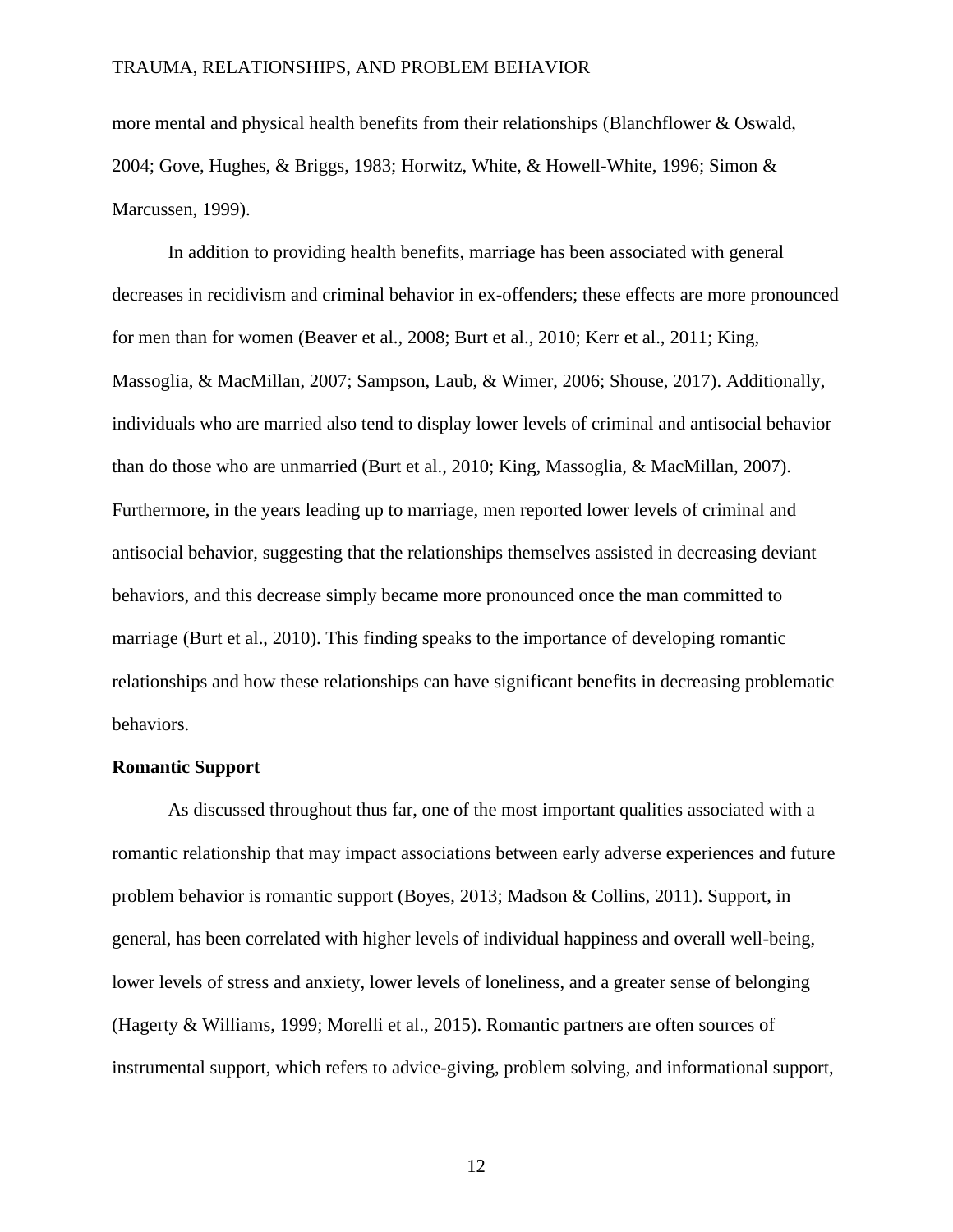more mental and physical health benefits from their relationships (Blanchflower & Oswald, 2004; Gove, Hughes, & Briggs, 1983; Horwitz, White, & Howell-White, 1996; Simon & Marcussen, 1999).

In addition to providing health benefits, marriage has been associated with general decreases in recidivism and criminal behavior in ex-offenders; these effects are more pronounced for men than for women (Beaver et al., 2008; Burt et al., 2010; Kerr et al., 2011; King, Massoglia, & MacMillan, 2007; Sampson, Laub, & Wimer, 2006; Shouse, 2017). Additionally, individuals who are married also tend to display lower levels of criminal and antisocial behavior than do those who are unmarried (Burt et al., 2010; King, Massoglia, & MacMillan, 2007). Furthermore, in the years leading up to marriage, men reported lower levels of criminal and antisocial behavior, suggesting that the relationships themselves assisted in decreasing deviant behaviors, and this decrease simply became more pronounced once the man committed to marriage (Burt et al., 2010). This finding speaks to the importance of developing romantic relationships and how these relationships can have significant benefits in decreasing problematic behaviors.

**Romantic Support**

As discussed throughout thus far, one of the most important qualities associated with a romantic relationship that may impact associations between early adverse experiences and future problem behavior is romantic support (Boyes, 2013; Madson & Collins, 2011). Support, in general, has been correlated with higher levels of individual happiness and overall well-being, lower levels of stress and anxiety, lower levels of loneliness, and a greater sense of belonging (Hagerty & Williams, 1999; Morelli et al., 2015). Romantic partners are often sources of instrumental support, which refers to advice-giving, problem solving, and informational support,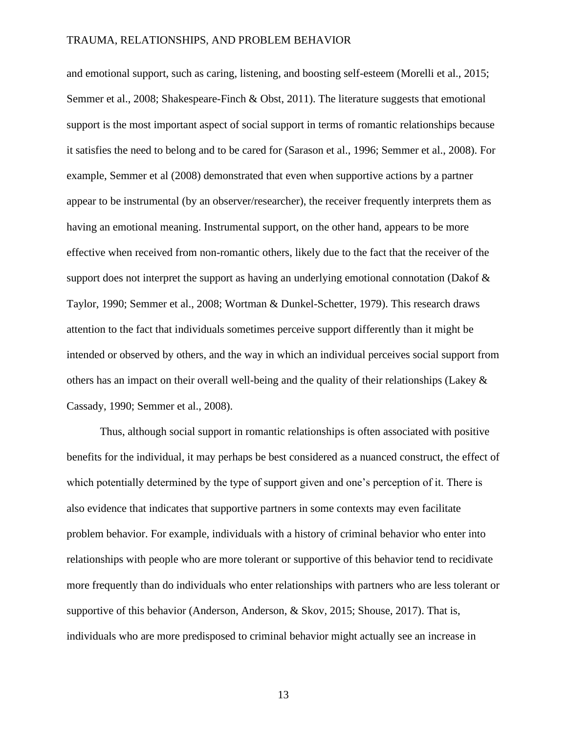and emotional support, such as caring, listening, and boosting self-esteem (Morelli et al., 2015; Semmer et al., 2008; Shakespeare-Finch & Obst, 2011). The literature suggests that emotional support is the most important aspect of social support in terms of romantic relationships because it satisfies the need to belong and to be cared for (Sarason et al., 1996; Semmer et al., 2008). For example, Semmer et al (2008) demonstrated that even when supportive actions by a partner appear to be instrumental (by an observer/researcher), the receiver frequently interprets them as having an emotional meaning. Instrumental support, on the other hand, appears to be more effective when received from non-romantic others, likely due to the fact that the receiver of the support does not interpret the support as having an underlying emotional connotation (Dakof & Taylor, 1990; Semmer et al., 2008; Wortman & Dunkel-Schetter, 1979). This research draws attention to the fact that individuals sometimes perceive support differently than it might be intended or observed by others, and the way in which an individual perceives social support from others has an impact on their overall well-being and the quality of their relationships (Lakey & Cassady, 1990; Semmer et al., 2008).

Thus, although social support in romantic relationships is often associated with positive benefits for the individual, it may perhaps be best considered as a nuanced construct, the effect of which potentially determined by the type of support given and one's perception of it. There is also evidence that indicates that supportive partners in some contexts may even facilitate problem behavior. For example, individuals with a history of criminal behavior who enter into relationships with people who are more tolerant or supportive of this behavior tend to recidivate more frequently than do individuals who enter relationships with partners who are less tolerant or supportive of this behavior (Anderson, Anderson, & Skov, 2015; Shouse, 2017). That is, individuals who are more predisposed to criminal behavior might actually see an increase in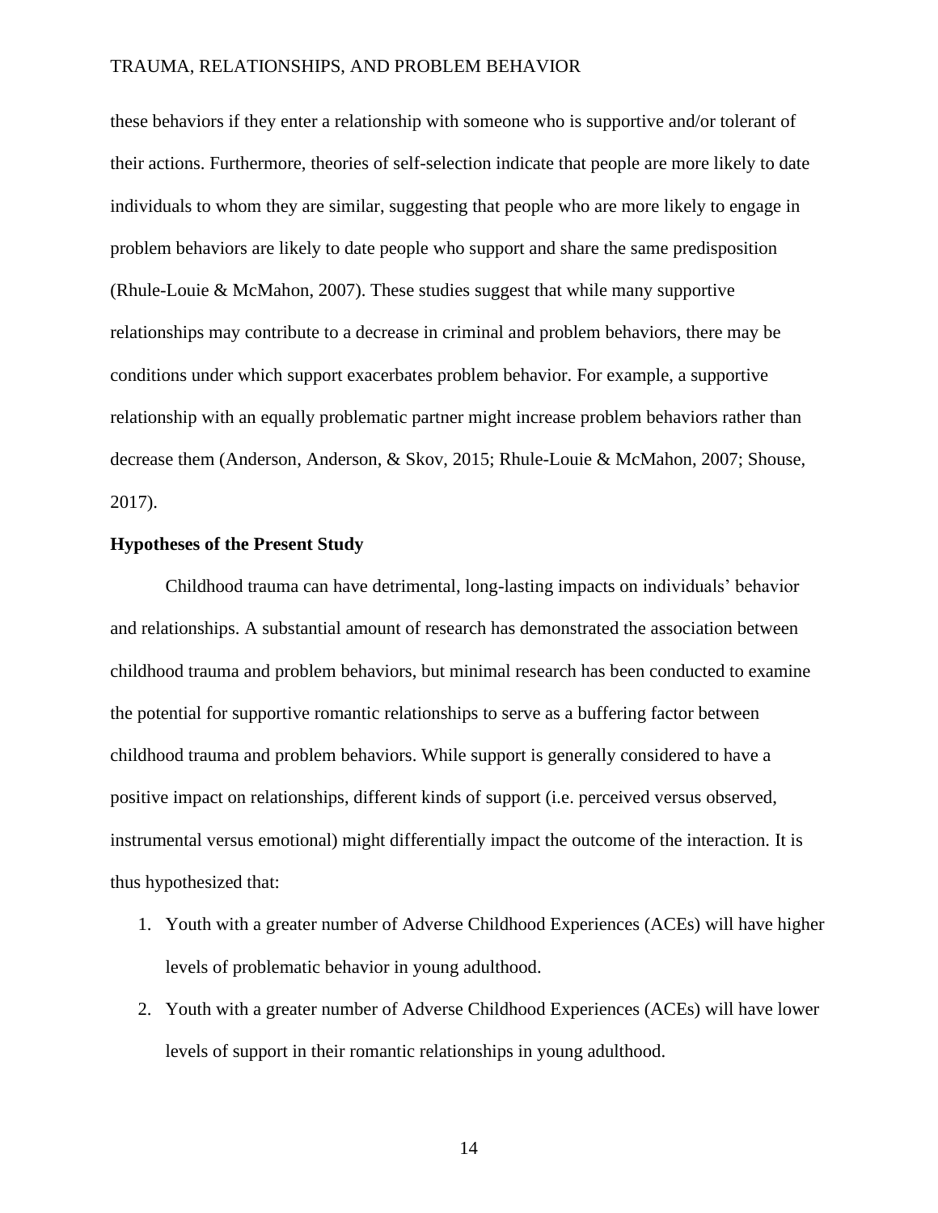these behaviors if they enter a relationship with someone who is supportive and/or tolerant of their actions. Furthermore, theories of self-selection indicate that people are more likely to date individuals to whom they are similar, suggesting that people who are more likely to engage in problem behaviors are likely to date people who support and share the same predisposition (Rhule-Louie & McMahon, 2007). These studies suggest that while many supportive relationships may contribute to a decrease in criminal and problem behaviors, there may be conditions under which support exacerbates problem behavior. For example, a supportive relationship with an equally problematic partner might increase problem behaviors rather than decrease them (Anderson, Anderson, & Skov, 2015; Rhule-Louie & McMahon, 2007; Shouse, 2017).

**Hypotheses of the Present Study**

Childhood trauma can have detrimental, long-lasting impacts on individuals' behavior and relationships. A substantial amount of research has demonstrated the association between childhood trauma and problem behaviors, but minimal research has been conducted to examine the potential for supportive romantic relationships to serve as a buffering factor between childhood trauma and problem behaviors. While support is generally considered to have a positive impact on relationships, different kinds of support (i.e. perceived versus observed, instrumental versus emotional) might differentially impact the outcome of the interaction. It is thus hypothesized that:

1. Youth with a greater number of Adverse Childhood Experiences (ACEs) will have higher levels of problematic behavior in young adulthood.
2. Youth with a greater number of Adverse Childhood Experiences (ACEs) will have lower levels of support in their romantic relationships in young adulthood.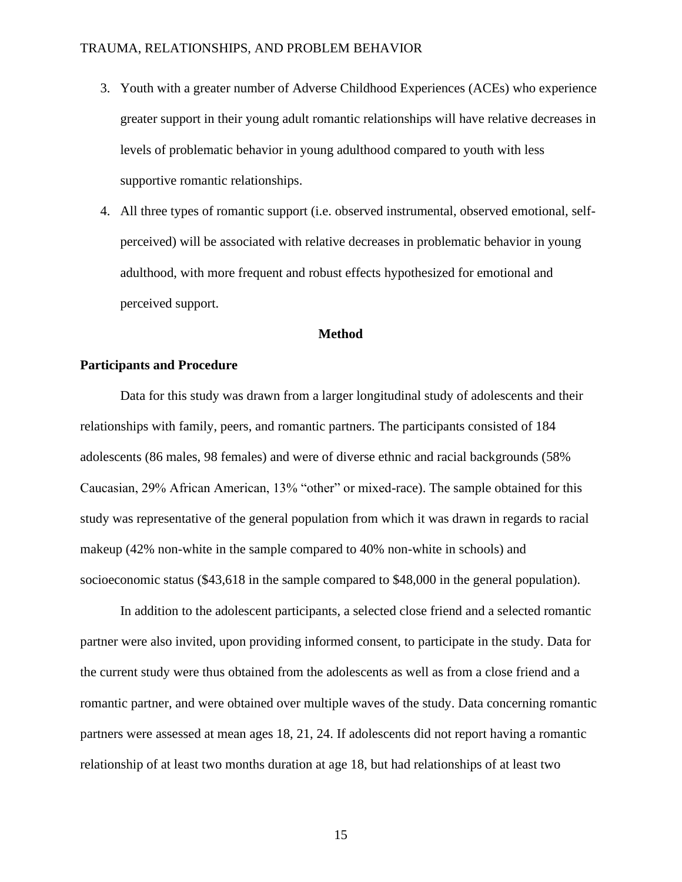3. Youth with a greater number of Adverse Childhood Experiences (ACEs) who experience greater support in their young adult romantic relationships will have relative decreases in levels of problematic behavior in young adulthood compared to youth with less supportive romantic relationships.
4. All three types of romantic support (i.e. observed instrumental, observed emotional, self-perceived) will be associated with relative decreases in problematic behavior in young adulthood, with more frequent and robust effects hypothesized for emotional and perceived support.

## Method

### Participants and Procedure

Data for this study was drawn from a larger longitudinal study of adolescents and their relationships with family, peers, and romantic partners. The participants consisted of 184 adolescents (86 males, 98 females) and were of diverse ethnic and racial backgrounds (58% Caucasian, 29% African American, 13% "other" or mixed-race). The sample obtained for this study was representative of the general population from which it was drawn in regards to racial makeup (42% non-white in the sample compared to 40% non-white in schools) and socioeconomic status ($43,618 in the sample compared to $48,000 in the general population).

In addition to the adolescent participants, a selected close friend and a selected romantic partner were also invited, upon providing informed consent, to participate in the study. Data for the current study were thus obtained from the adolescents as well as from a close friend and a romantic partner, and were obtained over multiple waves of the study. Data concerning romantic partners were assessed at mean ages 18, 21, 24. If adolescents did not report having a romantic relationship of at least two months duration at age 18, but had relationships of at least two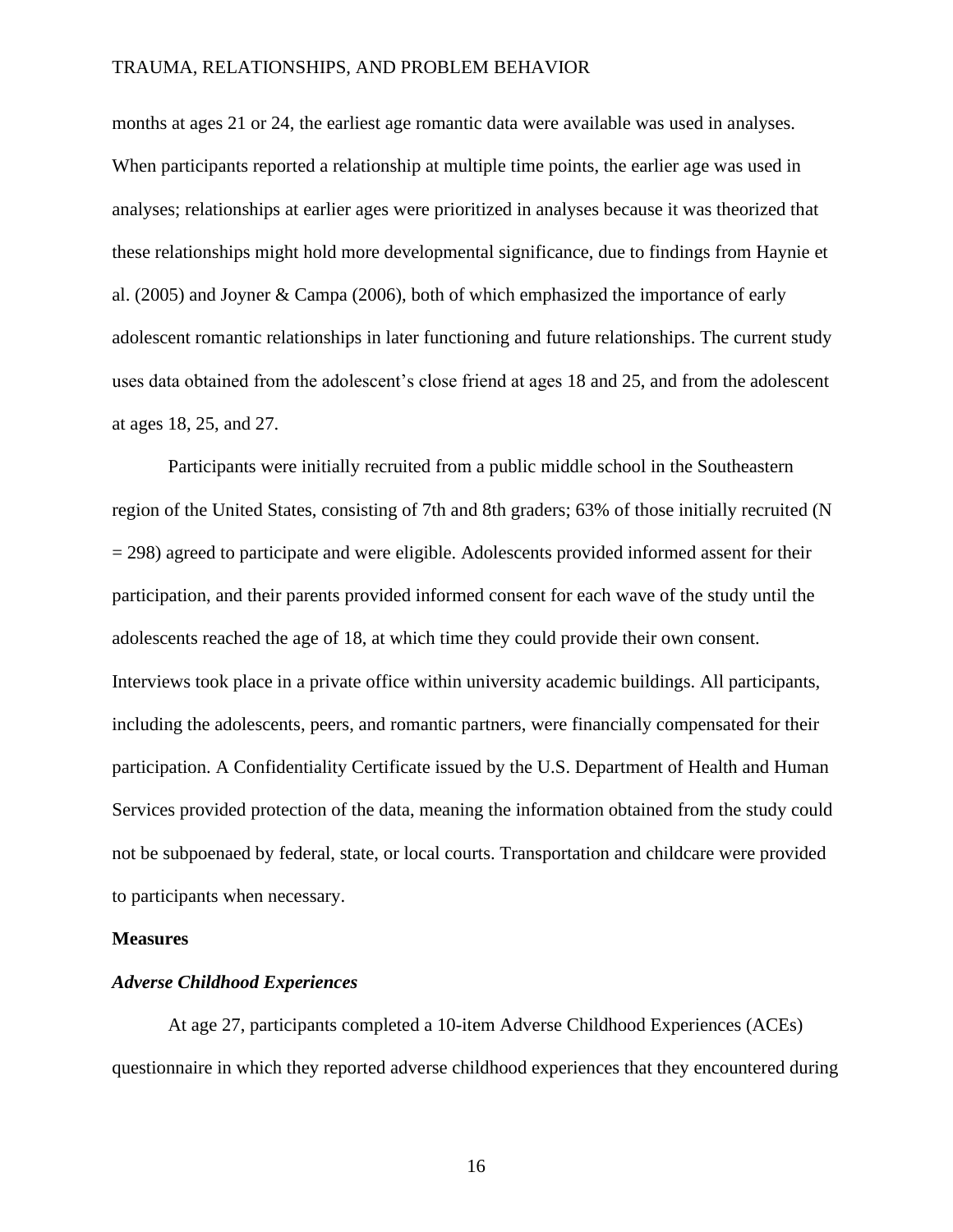months at ages 21 or 24, the earliest age romantic data were available was used in analyses. When participants reported a relationship at multiple time points, the earlier age was used in analyses; relationships at earlier ages were prioritized in analyses because it was theorized that these relationships might hold more developmental significance, due to findings from Haynie et al. (2005) and Joyner & Campa (2006), both of which emphasized the importance of early adolescent romantic relationships in later functioning and future relationships. The current study uses data obtained from the adolescent's close friend at ages 18 and 25, and from the adolescent at ages 18, 25, and 27.

Participants were initially recruited from a public middle school in the Southeastern region of the United States, consisting of 7th and 8th graders; 63% of those initially recruited (N = 298) agreed to participate and were eligible. Adolescents provided informed assent for their participation, and their parents provided informed consent for each wave of the study until the adolescents reached the age of 18, at which time they could provide their own consent. Interviews took place in a private office within university academic buildings. All participants, including the adolescents, peers, and romantic partners, were financially compensated for their participation. A Confidentiality Certificate issued by the U.S. Department of Health and Human Services provided protection of the data, meaning the information obtained from the study could not be subpoenaed by federal, state, or local courts. Transportation and childcare were provided to participants when necessary.

## Measures

### *Adverse Childhood Experiences*

At age 27, participants completed a 10-item Adverse Childhood Experiences (ACEs) questionnaire in which they reported adverse childhood experiences that they encountered during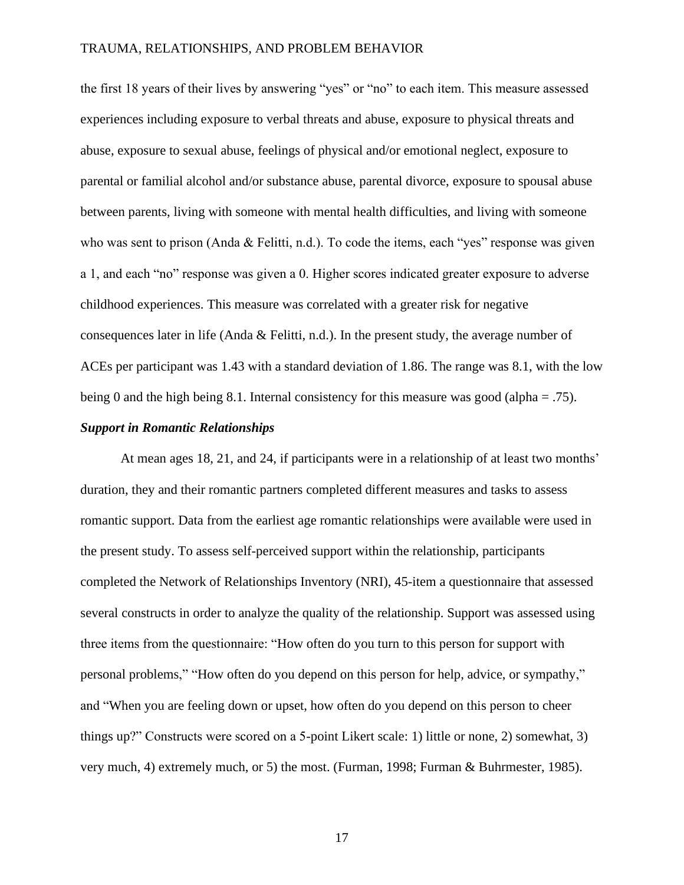the first 18 years of their lives by answering "yes" or "no" to each item. This measure assessed experiences including exposure to verbal threats and abuse, exposure to physical threats and abuse, exposure to sexual abuse, feelings of physical and/or emotional neglect, exposure to parental or familial alcohol and/or substance abuse, parental divorce, exposure to spousal abuse between parents, living with someone with mental health difficulties, and living with someone who was sent to prison (Anda & Felitti, n.d.). To code the items, each "yes" response was given a 1, and each "no" response was given a 0. Higher scores indicated greater exposure to adverse childhood experiences. This measure was correlated with a greater risk for negative consequences later in life (Anda & Felitti, n.d.). In the present study, the average number of ACEs per participant was 1.43 with a standard deviation of 1.86. The range was 8.1, with the low being 0 and the high being 8.1. Internal consistency for this measure was good (alpha = .75).

### *Support in Romantic Relationships*

At mean ages 18, 21, and 24, if participants were in a relationship of at least two months' duration, they and their romantic partners completed different measures and tasks to assess romantic support. Data from the earliest age romantic relationships were available were used in the present study. To assess self-perceived support within the relationship, participants completed the Network of Relationships Inventory (NRI), 45-item a questionnaire that assessed several constructs in order to analyze the quality of the relationship. Support was assessed using three items from the questionnaire: "How often do you turn to this person for support with personal problems," "How often do you depend on this person for help, advice, or sympathy," and "When you are feeling down or upset, how often do you depend on this person to cheer things up?" Constructs were scored on a 5-point Likert scale: 1) little or none, 2) somewhat, 3) very much, 4) extremely much, or 5) the most. (Furman, 1998; Furman & Buhrmester, 1985).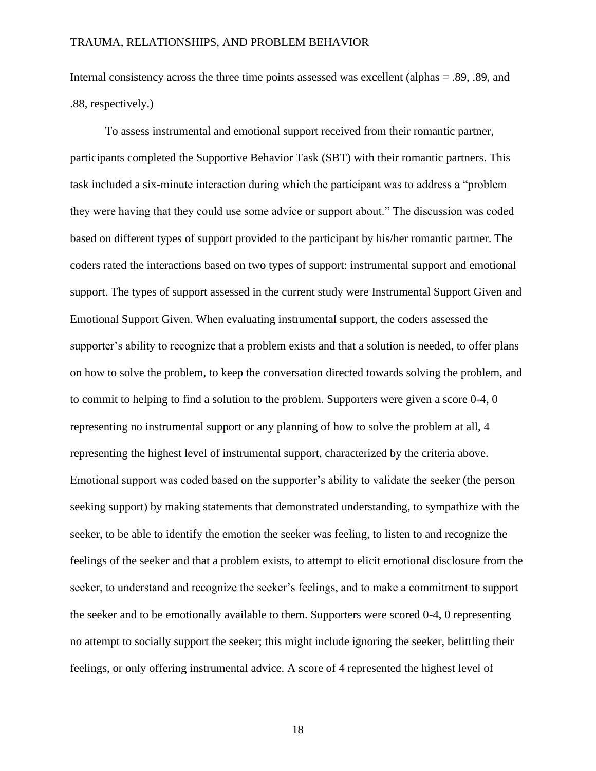Internal consistency across the three time points assessed was excellent (alphas = .89, .89, and .88, respectively.)

To assess instrumental and emotional support received from their romantic partner, participants completed the Supportive Behavior Task (SBT) with their romantic partners. This task included a six-minute interaction during which the participant was to address a "problem they were having that they could use some advice or support about." The discussion was coded based on different types of support provided to the participant by his/her romantic partner. The coders rated the interactions based on two types of support: instrumental support and emotional support. The types of support assessed in the current study were Instrumental Support Given and Emotional Support Given. When evaluating instrumental support, the coders assessed the supporter's ability to recognize that a problem exists and that a solution is needed, to offer plans on how to solve the problem, to keep the conversation directed towards solving the problem, and to commit to helping to find a solution to the problem. Supporters were given a score 0-4, 0 representing no instrumental support or any planning of how to solve the problem at all, 4 representing the highest level of instrumental support, characterized by the criteria above. Emotional support was coded based on the supporter's ability to validate the seeker (the person seeking support) by making statements that demonstrated understanding, to sympathize with the seeker, to be able to identify the emotion the seeker was feeling, to listen to and recognize the feelings of the seeker and that a problem exists, to attempt to elicit emotional disclosure from the seeker, to understand and recognize the seeker's feelings, and to make a commitment to support the seeker and to be emotionally available to them. Supporters were scored 0-4, 0 representing no attempt to socially support the seeker; this might include ignoring the seeker, belittling their feelings, or only offering instrumental advice. A score of 4 represented the highest level of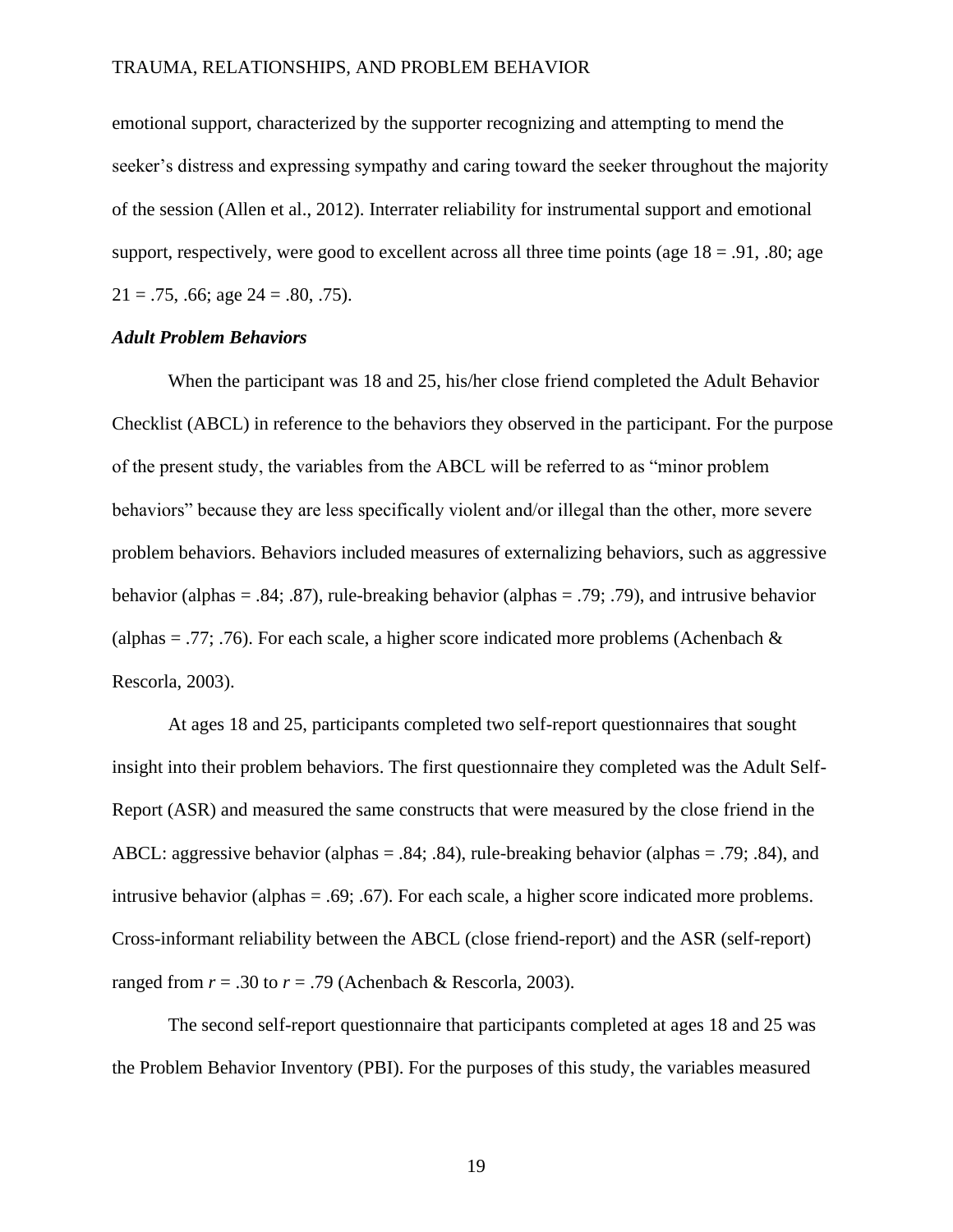emotional support, characterized by the supporter recognizing and attempting to mend the seeker's distress and expressing sympathy and caring toward the seeker throughout the majority of the session (Allen et al., 2012). Interrater reliability for instrumental support and emotional support, respectively, were good to excellent across all three time points (age 18 = .91, .80; age 21 = .75, .66; age 24 = .80, .75).

### *Adult Problem Behaviors*

When the participant was 18 and 25, his/her close friend completed the Adult Behavior Checklist (ABCL) in reference to the behaviors they observed in the participant. For the purpose of the present study, the variables from the ABCL will be referred to as "minor problem behaviors" because they are less specifically violent and/or illegal than the other, more severe problem behaviors. Behaviors included measures of externalizing behaviors, such as aggressive behavior (alphas = .84; .87), rule-breaking behavior (alphas = .79; .79), and intrusive behavior (alphas = .77; .76). For each scale, a higher score indicated more problems (Achenbach & Rescorla, 2003).

At ages 18 and 25, participants completed two self-report questionnaires that sought insight into their problem behaviors. The first questionnaire they completed was the Adult Self-Report (ASR) and measured the same constructs that were measured by the close friend in the ABCL: aggressive behavior (alphas = .84; .84), rule-breaking behavior (alphas = .79; .84), and intrusive behavior (alphas = .69; .67). For each scale, a higher score indicated more problems. Cross-informant reliability between the ABCL (close friend-report) and the ASR (self-report) ranged from $r = .30$ to $r = .79$ (Achenbach & Rescorla, 2003).

The second self-report questionnaire that participants completed at ages 18 and 25 was the Problem Behavior Inventory (PBI). For the purposes of this study, the variables measured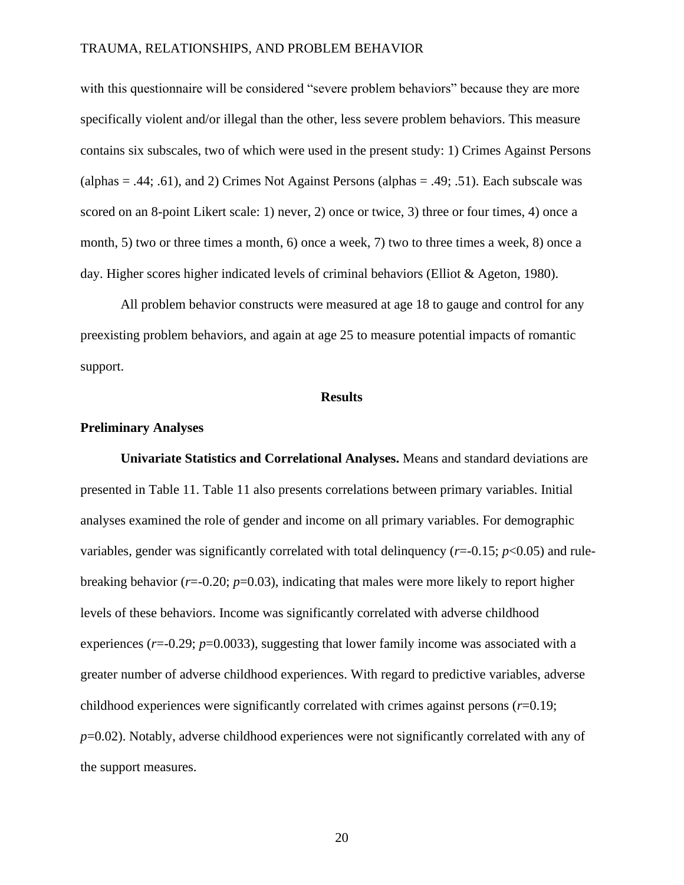with this questionnaire will be considered "severe problem behaviors" because they are more specifically violent and/or illegal than the other, less severe problem behaviors. This measure contains six subscales, two of which were used in the present study: 1) Crimes Against Persons (alphas = .44; .61), and 2) Crimes Not Against Persons (alphas = .49; .51). Each subscale was scored on an 8-point Likert scale: 1) never, 2) once or twice, 3) three or four times, 4) once a month, 5) two or three times a month, 6) once a week, 7) two to three times a week, 8) once a day. Higher scores higher indicated levels of criminal behaviors (Elliot & Ageton, 1980).

All problem behavior constructs were measured at age 18 to gauge and control for any preexisting problem behaviors, and again at age 25 to measure potential impacts of romantic support.

## Results

### Preliminary Analyses

**Univariate Statistics and Correlational Analyses.** Means and standard deviations are presented in Table 11. Table 11 also presents correlations between primary variables. Initial analyses examined the role of gender and income on all primary variables. For demographic variables, gender was significantly correlated with total delinquency ($r$=-0.15; $p$<0.05) and rule-breaking behavior ($r$=-0.20; $p$=0.03), indicating that males were more likely to report higher levels of these behaviors. Income was significantly correlated with adverse childhood experiences ($r$=-0.29; $p$=0.0033), suggesting that lower family income was associated with a greater number of adverse childhood experiences. With regard to predictive variables, adverse childhood experiences were significantly correlated with crimes against persons ($r$=0.19; $p$=0.02). Notably, adverse childhood experiences were not significantly correlated with any of the support measures.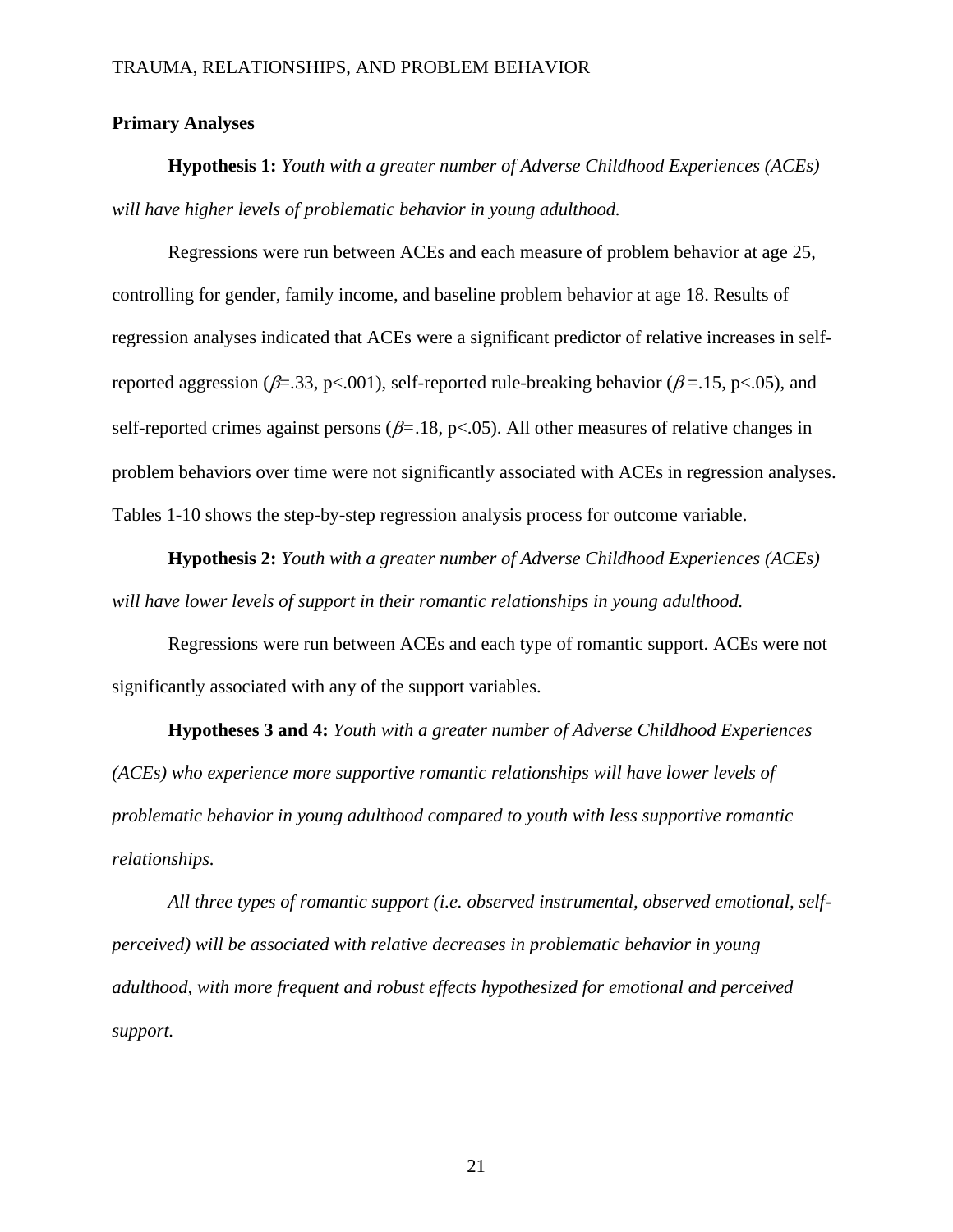**Primary Analyses**

**Hypothesis 1:** *Youth with a greater number of Adverse Childhood Experiences (ACEs) will have higher levels of problematic behavior in young adulthood.*

Regressions were run between ACEs and each measure of problem behavior at age 25, controlling for gender, family income, and baseline problem behavior at age 18. Results of regression analyses indicated that ACEs were a significant predictor of relative increases in self-reported aggression ($\beta$=.33, p<.001), self-reported rule-breaking behavior ($\beta$ =.15, p<.05), and self-reported crimes against persons ($\beta$=.18, p<.05). All other measures of relative changes in problem behaviors over time were not significantly associated with ACEs in regression analyses. Tables 1-10 shows the step-by-step regression analysis process for outcome variable.

**Hypothesis 2:** *Youth with a greater number of Adverse Childhood Experiences (ACEs) will have lower levels of support in their romantic relationships in young adulthood.*

Regressions were run between ACEs and each type of romantic support. ACEs were not significantly associated with any of the support variables.

**Hypotheses 3 and 4:** *Youth with a greater number of Adverse Childhood Experiences (ACEs) who experience more supportive romantic relationships will have lower levels of problematic behavior in young adulthood compared to youth with less supportive romantic relationships.*

*All three types of romantic support (i.e. observed instrumental, observed emotional, self-perceived) will be associated with relative decreases in problematic behavior in young adulthood, with more frequent and robust effects hypothesized for emotional and perceived support.*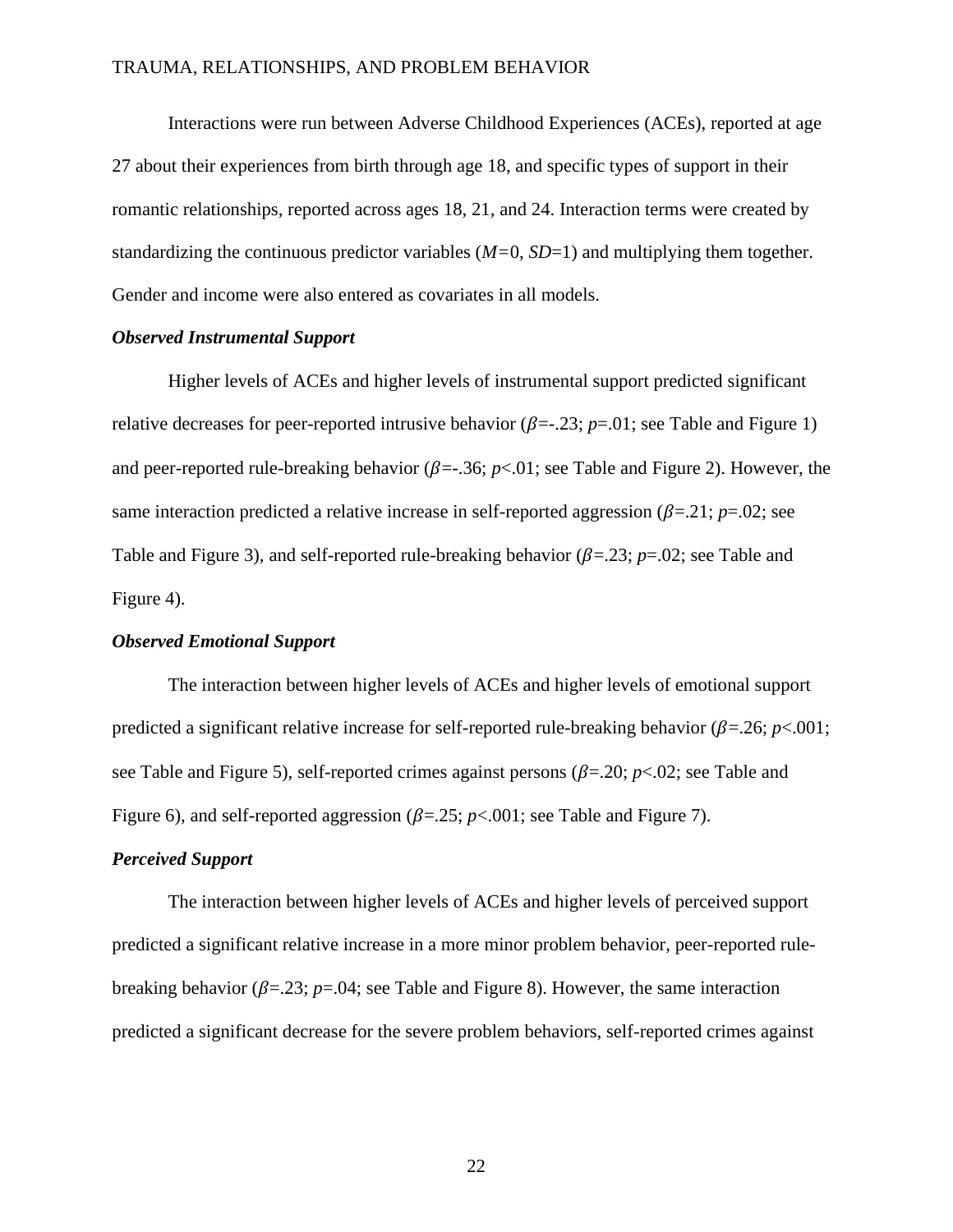Interactions were run between Adverse Childhood Experiences (ACEs), reported at age 27 about their experiences from birth through age 18, and specific types of support in their romantic relationships, reported across ages 18, 21, and 24. Interaction terms were created by standardizing the continuous predictor variables ($M=0$, $SD=1$) and multiplying them together. Gender and income were also entered as covariates in all models.

### *Observed Instrumental Support*

Higher levels of ACEs and higher levels of instrumental support predicted significant relative decreases for peer-reported intrusive behavior ($\beta=-.23$; $p=.01$; see Table and Figure 1) and peer-reported rule-breaking behavior ($\beta=-.36$; $p<.01$; see Table and Figure 2). However, the same interaction predicted a relative increase in self-reported aggression ($\beta=.21$; $p=.02$; see Table and Figure 3), and self-reported rule-breaking behavior ($\beta=.23$; $p=.02$; see Table and Figure 4).

### *Observed Emotional Support*

The interaction between higher levels of ACEs and higher levels of emotional support predicted a significant relative increase for self-reported rule-breaking behavior ($\beta=.26$; $p<.001$; see Table and Figure 5), self-reported crimes against persons ($\beta=.20$; $p<.02$; see Table and Figure 6), and self-reported aggression ($\beta=.25$; $p<.001$; see Table and Figure 7).

### *Perceived Support*

The interaction between higher levels of ACEs and higher levels of perceived support predicted a significant relative increase in a more minor problem behavior, peer-reported rule-breaking behavior ($\beta=.23$; $p=.04$; see Table and Figure 8). However, the same interaction predicted a significant decrease for the severe problem behaviors, self-reported crimes against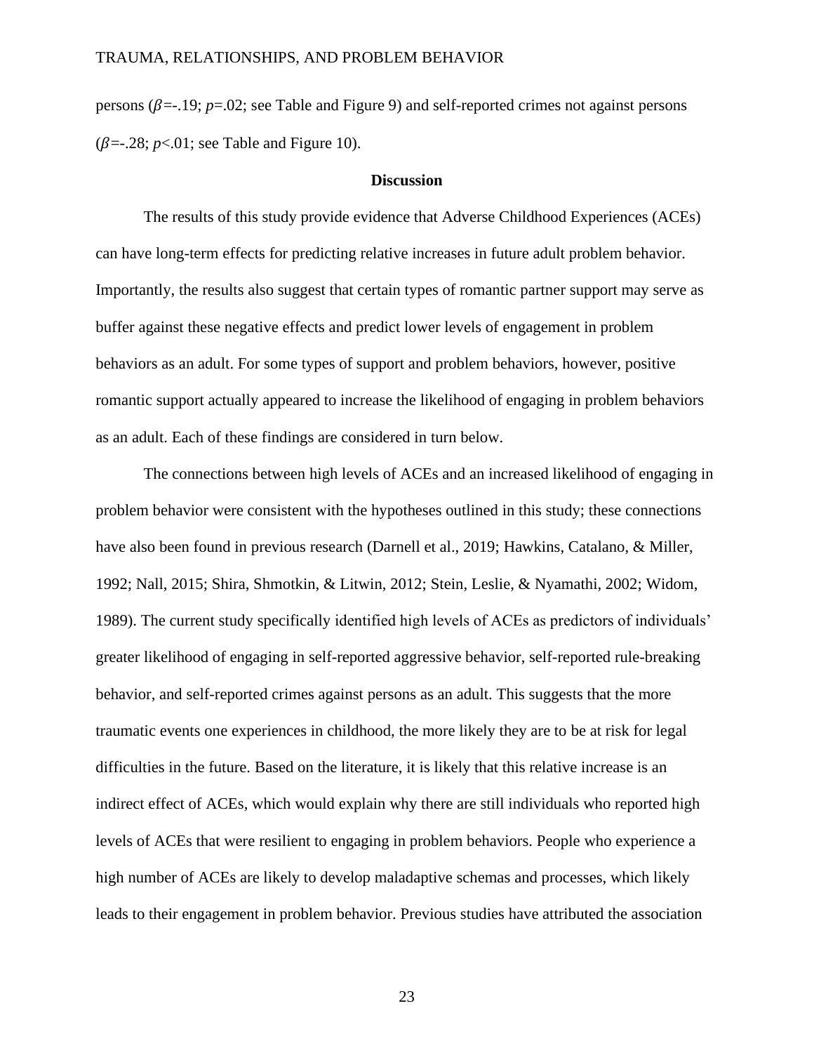persons ($\beta$=-.19; $p$=.02; see Table and Figure 9) and self-reported crimes not against persons ($\beta$=-.28; $p$<.01; see Table and Figure 10).

## Discussion

The results of this study provide evidence that Adverse Childhood Experiences (ACEs) can have long-term effects for predicting relative increases in future adult problem behavior. Importantly, the results also suggest that certain types of romantic partner support may serve as buffer against these negative effects and predict lower levels of engagement in problem behaviors as an adult. For some types of support and problem behaviors, however, positive romantic support actually appeared to increase the likelihood of engaging in problem behaviors as an adult. Each of these findings are considered in turn below.

The connections between high levels of ACEs and an increased likelihood of engaging in problem behavior were consistent with the hypotheses outlined in this study; these connections have also been found in previous research (Darnell et al., 2019; Hawkins, Catalano, & Miller, 1992; Nall, 2015; Shira, Shmotkin, & Litwin, 2012; Stein, Leslie, & Nyamathi, 2002; Widom, 1989). The current study specifically identified high levels of ACEs as predictors of individuals' greater likelihood of engaging in self-reported aggressive behavior, self-reported rule-breaking behavior, and self-reported crimes against persons as an adult. This suggests that the more traumatic events one experiences in childhood, the more likely they are to be at risk for legal difficulties in the future. Based on the literature, it is likely that this relative increase is an indirect effect of ACEs, which would explain why there are still individuals who reported high levels of ACEs that were resilient to engaging in problem behaviors. People who experience a high number of ACEs are likely to develop maladaptive schemas and processes, which likely leads to their engagement in problem behavior. Previous studies have attributed the association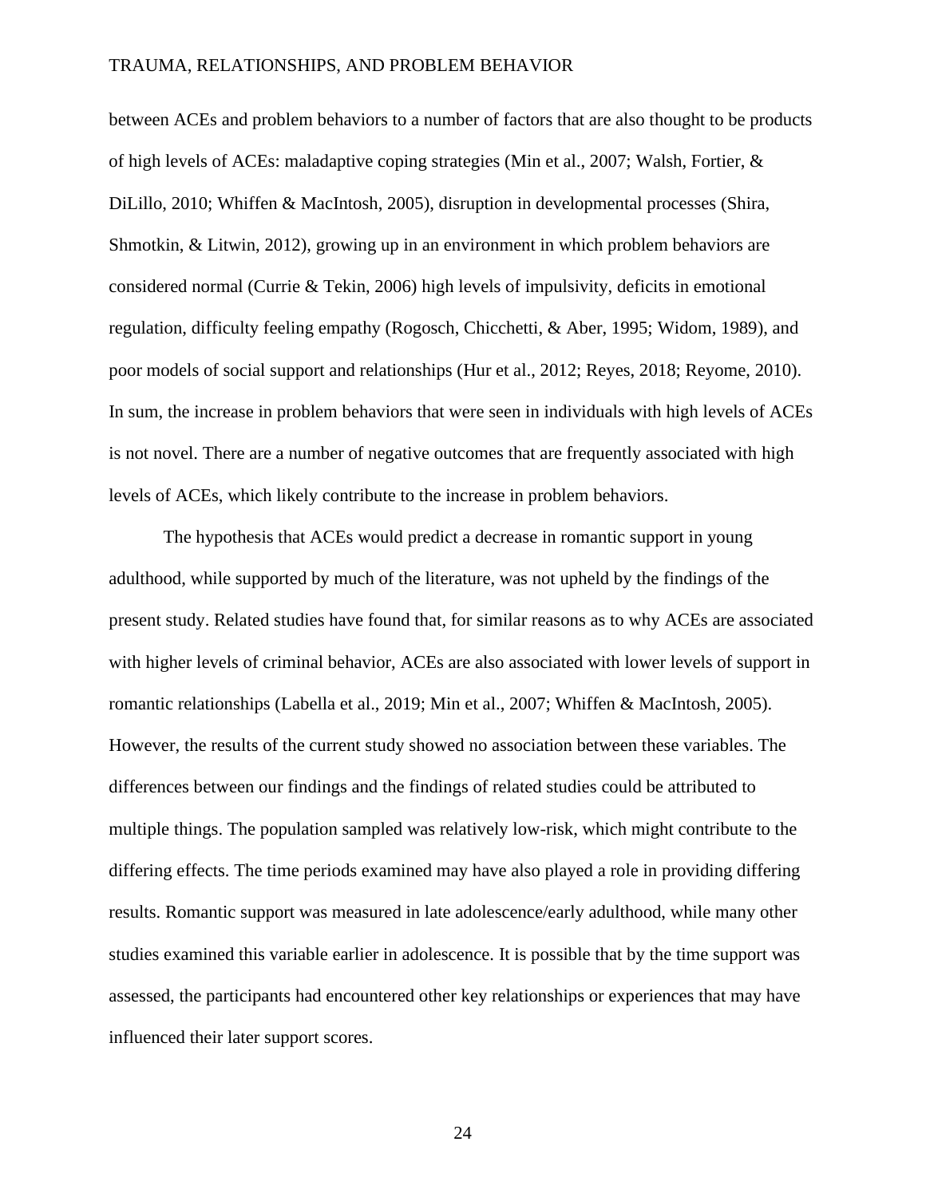between ACEs and problem behaviors to a number of factors that are also thought to be products of high levels of ACEs: maladaptive coping strategies (Min et al., 2007; Walsh, Fortier, & DiLillo, 2010; Whiffen & MacIntosh, 2005), disruption in developmental processes (Shira, Shmotkin, & Litwin, 2012), growing up in an environment in which problem behaviors are considered normal (Currie & Tekin, 2006) high levels of impulsivity, deficits in emotional regulation, difficulty feeling empathy (Rogosch, Chicchetti, & Aber, 1995; Widom, 1989), and poor models of social support and relationships (Hur et al., 2012; Reyes, 2018; Reyome, 2010). In sum, the increase in problem behaviors that were seen in individuals with high levels of ACEs is not novel. There are a number of negative outcomes that are frequently associated with high levels of ACEs, which likely contribute to the increase in problem behaviors.

The hypothesis that ACEs would predict a decrease in romantic support in young adulthood, while supported by much of the literature, was not upheld by the findings of the present study. Related studies have found that, for similar reasons as to why ACEs are associated with higher levels of criminal behavior, ACEs are also associated with lower levels of support in romantic relationships (Labella et al., 2019; Min et al., 2007; Whiffen & MacIntosh, 2005). However, the results of the current study showed no association between these variables. The differences between our findings and the findings of related studies could be attributed to multiple things. The population sampled was relatively low-risk, which might contribute to the differing effects. The time periods examined may have also played a role in providing differing results. Romantic support was measured in late adolescence/early adulthood, while many other studies examined this variable earlier in adolescence. It is possible that by the time support was assessed, the participants had encountered other key relationships or experiences that may have influenced their later support scores.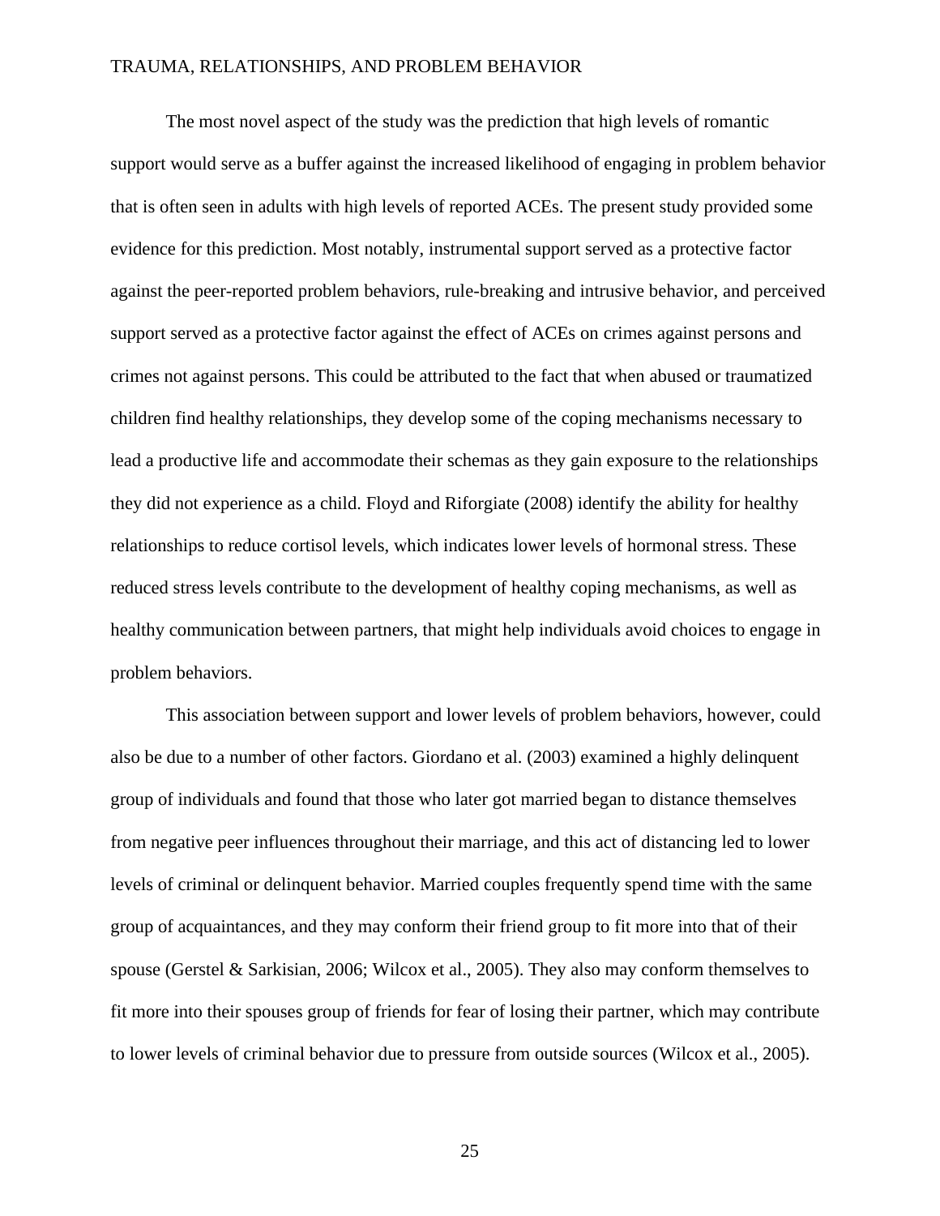The most novel aspect of the study was the prediction that high levels of romantic support would serve as a buffer against the increased likelihood of engaging in problem behavior that is often seen in adults with high levels of reported ACEs. The present study provided some evidence for this prediction. Most notably, instrumental support served as a protective factor against the peer-reported problem behaviors, rule-breaking and intrusive behavior, and perceived support served as a protective factor against the effect of ACEs on crimes against persons and crimes not against persons. This could be attributed to the fact that when abused or traumatized children find healthy relationships, they develop some of the coping mechanisms necessary to lead a productive life and accommodate their schemas as they gain exposure to the relationships they did not experience as a child. Floyd and Riforgiate (2008) identify the ability for healthy relationships to reduce cortisol levels, which indicates lower levels of hormonal stress. These reduced stress levels contribute to the development of healthy coping mechanisms, as well as healthy communication between partners, that might help individuals avoid choices to engage in problem behaviors.

This association between support and lower levels of problem behaviors, however, could also be due to a number of other factors. Giordano et al. (2003) examined a highly delinquent group of individuals and found that those who later got married began to distance themselves from negative peer influences throughout their marriage, and this act of distancing led to lower levels of criminal or delinquent behavior. Married couples frequently spend time with the same group of acquaintances, and they may conform their friend group to fit more into that of their spouse (Gerstel & Sarkisian, 2006; Wilcox et al., 2005). They also may conform themselves to fit more into their spouses group of friends for fear of losing their partner, which may contribute to lower levels of criminal behavior due to pressure from outside sources (Wilcox et al., 2005).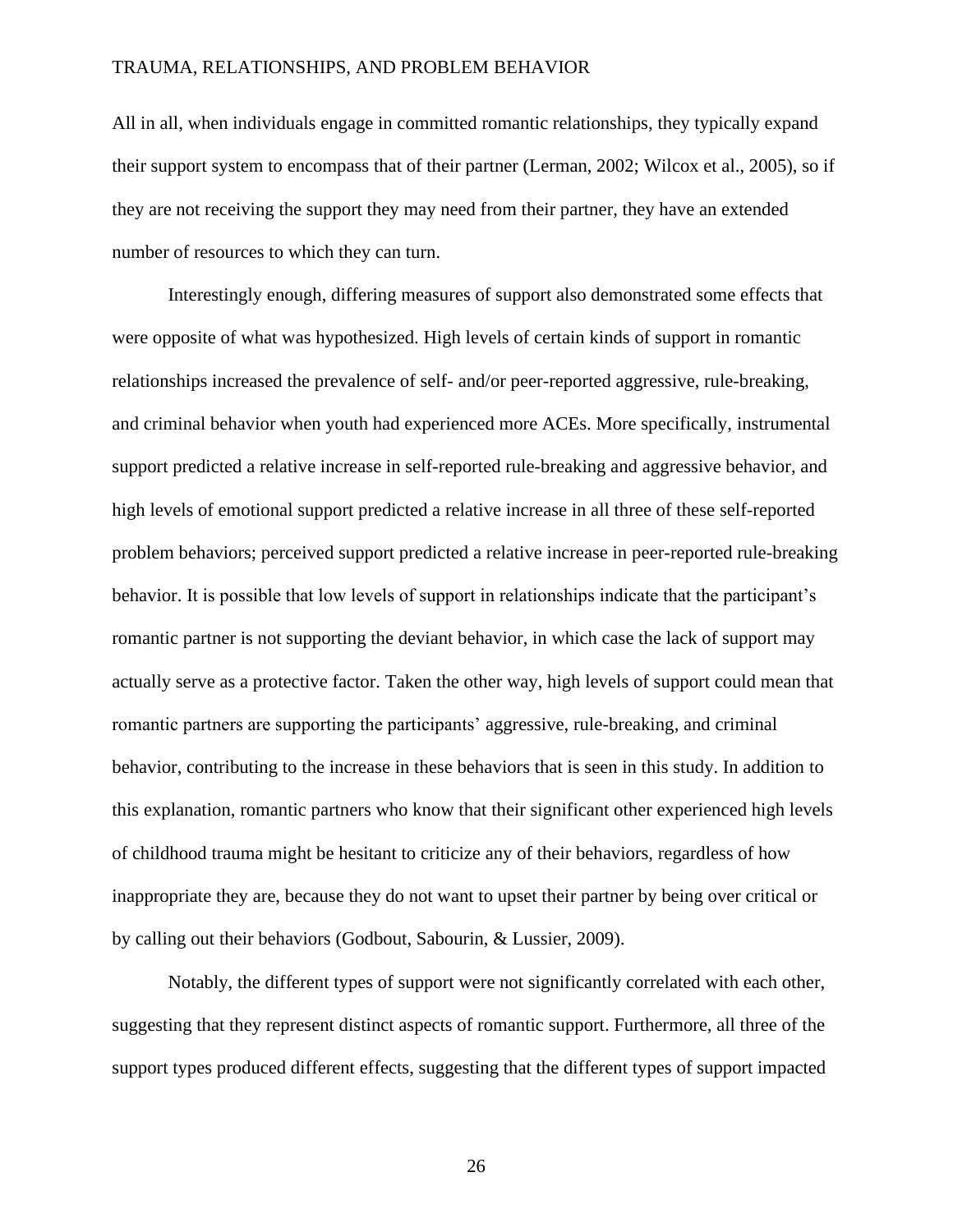All in all, when individuals engage in committed romantic relationships, they typically expand their support system to encompass that of their partner (Lerman, 2002; Wilcox et al., 2005), so if they are not receiving the support they may need from their partner, they have an extended number of resources to which they can turn.

Interestingly enough, differing measures of support also demonstrated some effects that were opposite of what was hypothesized. High levels of certain kinds of support in romantic relationships increased the prevalence of self- and/or peer-reported aggressive, rule-breaking, and criminal behavior when youth had experienced more ACEs. More specifically, instrumental support predicted a relative increase in self-reported rule-breaking and aggressive behavior, and high levels of emotional support predicted a relative increase in all three of these self-reported problem behaviors; perceived support predicted a relative increase in peer-reported rule-breaking behavior. It is possible that low levels of support in relationships indicate that the participant's romantic partner is not supporting the deviant behavior, in which case the lack of support may actually serve as a protective factor. Taken the other way, high levels of support could mean that romantic partners are supporting the participants' aggressive, rule-breaking, and criminal behavior, contributing to the increase in these behaviors that is seen in this study. In addition to this explanation, romantic partners who know that their significant other experienced high levels of childhood trauma might be hesitant to criticize any of their behaviors, regardless of how inappropriate they are, because they do not want to upset their partner by being over critical or by calling out their behaviors (Godbout, Sabourin, & Lussier, 2009).

Notably, the different types of support were not significantly correlated with each other, suggesting that they represent distinct aspects of romantic support. Furthermore, all three of the support types produced different effects, suggesting that the different types of support impacted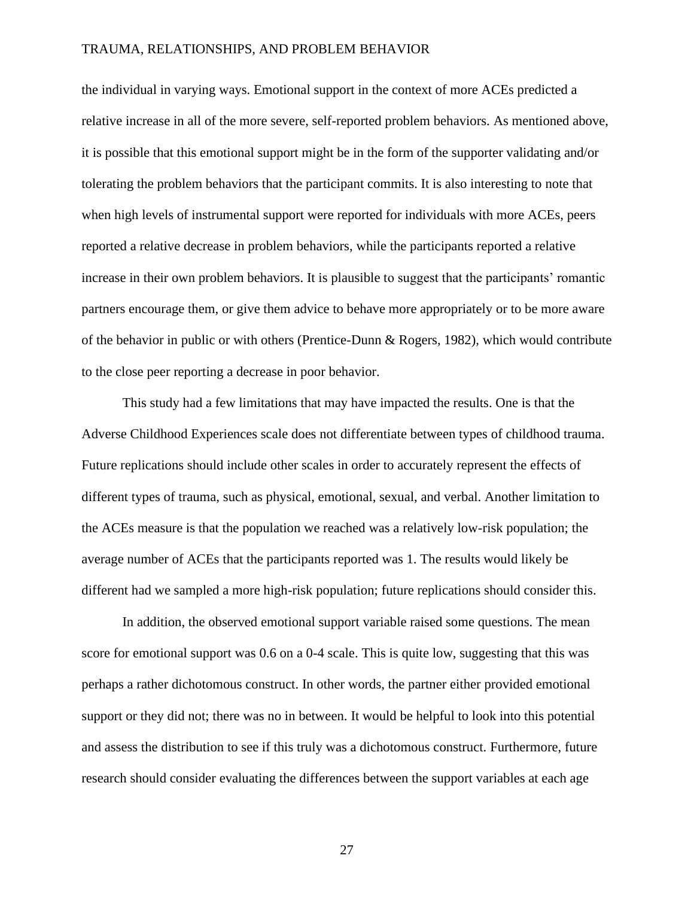the individual in varying ways. Emotional support in the context of more ACEs predicted a relative increase in all of the more severe, self-reported problem behaviors. As mentioned above, it is possible that this emotional support might be in the form of the supporter validating and/or tolerating the problem behaviors that the participant commits. It is also interesting to note that when high levels of instrumental support were reported for individuals with more ACEs, peers reported a relative decrease in problem behaviors, while the participants reported a relative increase in their own problem behaviors. It is plausible to suggest that the participants' romantic partners encourage them, or give them advice to behave more appropriately or to be more aware of the behavior in public or with others (Prentice-Dunn & Rogers, 1982), which would contribute to the close peer reporting a decrease in poor behavior.

This study had a few limitations that may have impacted the results. One is that the Adverse Childhood Experiences scale does not differentiate between types of childhood trauma. Future replications should include other scales in order to accurately represent the effects of different types of trauma, such as physical, emotional, sexual, and verbal. Another limitation to the ACEs measure is that the population we reached was a relatively low-risk population; the average number of ACEs that the participants reported was 1. The results would likely be different had we sampled a more high-risk population; future replications should consider this.

In addition, the observed emotional support variable raised some questions. The mean score for emotional support was 0.6 on a 0-4 scale. This is quite low, suggesting that this was perhaps a rather dichotomous construct. In other words, the partner either provided emotional support or they did not; there was no in between. It would be helpful to look into this potential and assess the distribution to see if this truly was a dichotomous construct. Furthermore, future research should consider evaluating the differences between the support variables at each age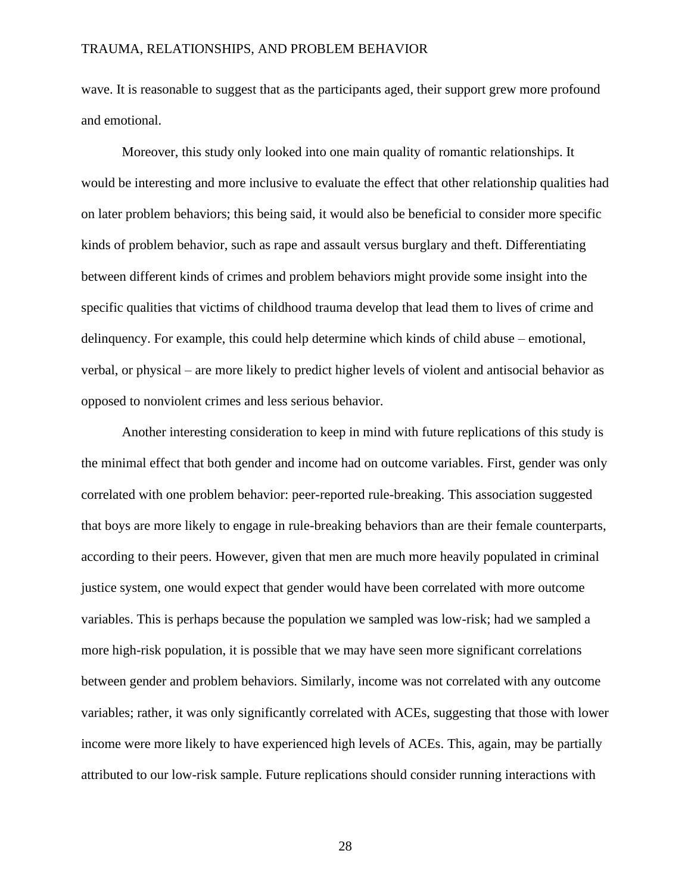wave. It is reasonable to suggest that as the participants aged, their support grew more profound and emotional.

Moreover, this study only looked into one main quality of romantic relationships. It would be interesting and more inclusive to evaluate the effect that other relationship qualities had on later problem behaviors; this being said, it would also be beneficial to consider more specific kinds of problem behavior, such as rape and assault versus burglary and theft. Differentiating between different kinds of crimes and problem behaviors might provide some insight into the specific qualities that victims of childhood trauma develop that lead them to lives of crime and delinquency. For example, this could help determine which kinds of child abuse – emotional, verbal, or physical – are more likely to predict higher levels of violent and antisocial behavior as opposed to nonviolent crimes and less serious behavior.

Another interesting consideration to keep in mind with future replications of this study is the minimal effect that both gender and income had on outcome variables. First, gender was only correlated with one problem behavior: peer-reported rule-breaking. This association suggested that boys are more likely to engage in rule-breaking behaviors than are their female counterparts, according to their peers. However, given that men are much more heavily populated in criminal justice system, one would expect that gender would have been correlated with more outcome variables. This is perhaps because the population we sampled was low-risk; had we sampled a more high-risk population, it is possible that we may have seen more significant correlations between gender and problem behaviors. Similarly, income was not correlated with any outcome variables; rather, it was only significantly correlated with ACEs, suggesting that those with lower income were more likely to have experienced high levels of ACEs. This, again, may be partially attributed to our low-risk sample. Future replications should consider running interactions with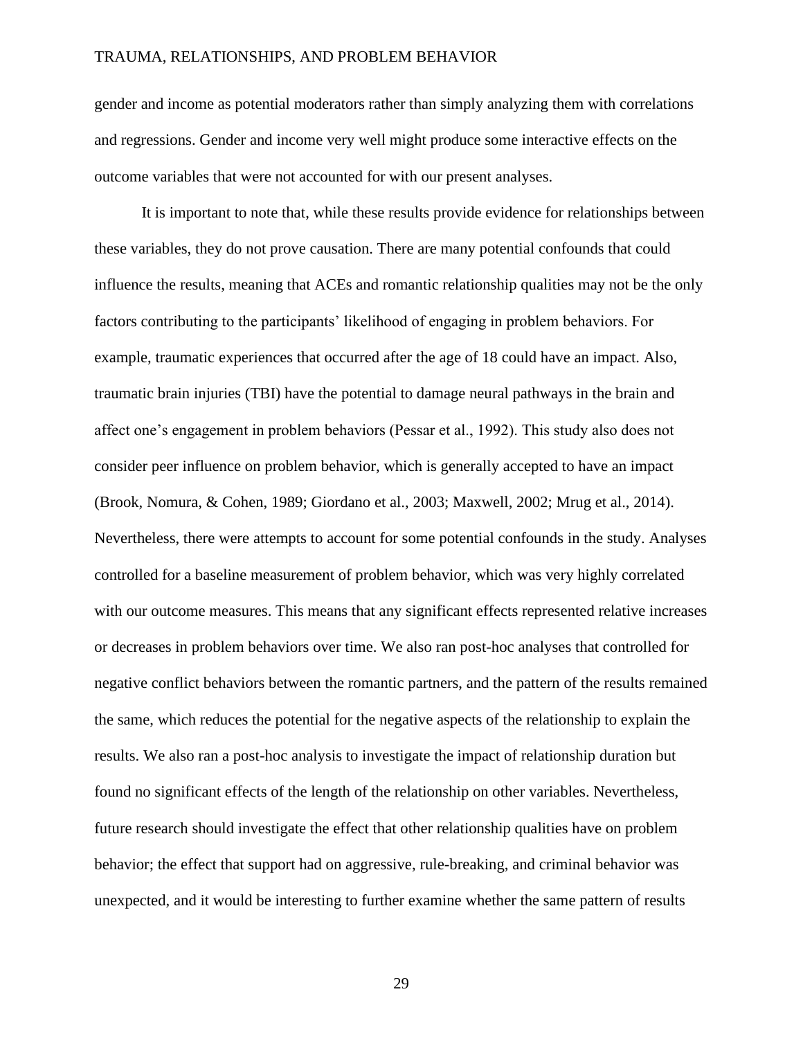gender and income as potential moderators rather than simply analyzing them with correlations and regressions. Gender and income very well might produce some interactive effects on the outcome variables that were not accounted for with our present analyses.

It is important to note that, while these results provide evidence for relationships between these variables, they do not prove causation. There are many potential confounds that could influence the results, meaning that ACEs and romantic relationship qualities may not be the only factors contributing to the participants' likelihood of engaging in problem behaviors. For example, traumatic experiences that occurred after the age of 18 could have an impact. Also, traumatic brain injuries (TBI) have the potential to damage neural pathways in the brain and affect one's engagement in problem behaviors (Pessar et al., 1992). This study also does not consider peer influence on problem behavior, which is generally accepted to have an impact (Brook, Nomura, & Cohen, 1989; Giordano et al., 2003; Maxwell, 2002; Mrug et al., 2014). Nevertheless, there were attempts to account for some potential confounds in the study. Analyses controlled for a baseline measurement of problem behavior, which was very highly correlated with our outcome measures. This means that any significant effects represented relative increases or decreases in problem behaviors over time. We also ran post-hoc analyses that controlled for negative conflict behaviors between the romantic partners, and the pattern of the results remained the same, which reduces the potential for the negative aspects of the relationship to explain the results. We also ran a post-hoc analysis to investigate the impact of relationship duration but found no significant effects of the length of the relationship on other variables. Nevertheless, future research should investigate the effect that other relationship qualities have on problem behavior; the effect that support had on aggressive, rule-breaking, and criminal behavior was unexpected, and it would be interesting to further examine whether the same pattern of results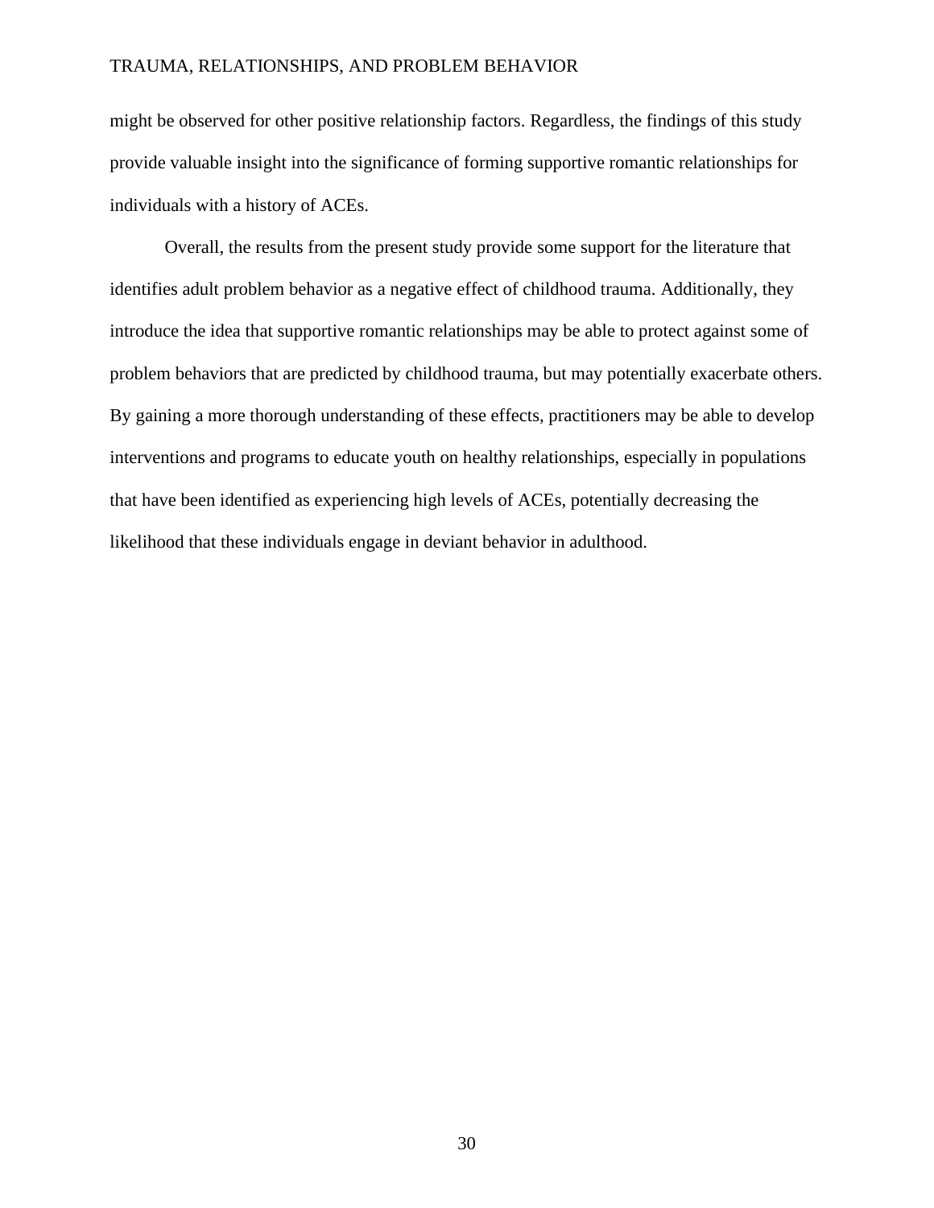might be observed for other positive relationship factors. Regardless, the findings of this study provide valuable insight into the significance of forming supportive romantic relationships for individuals with a history of ACEs.

Overall, the results from the present study provide some support for the literature that identifies adult problem behavior as a negative effect of childhood trauma. Additionally, they introduce the idea that supportive romantic relationships may be able to protect against some of problem behaviors that are predicted by childhood trauma, but may potentially exacerbate others. By gaining a more thorough understanding of these effects, practitioners may be able to develop interventions and programs to educate youth on healthy relationships, especially in populations that have been identified as experiencing high levels of ACEs, potentially decreasing the likelihood that these individuals engage in deviant behavior in adulthood.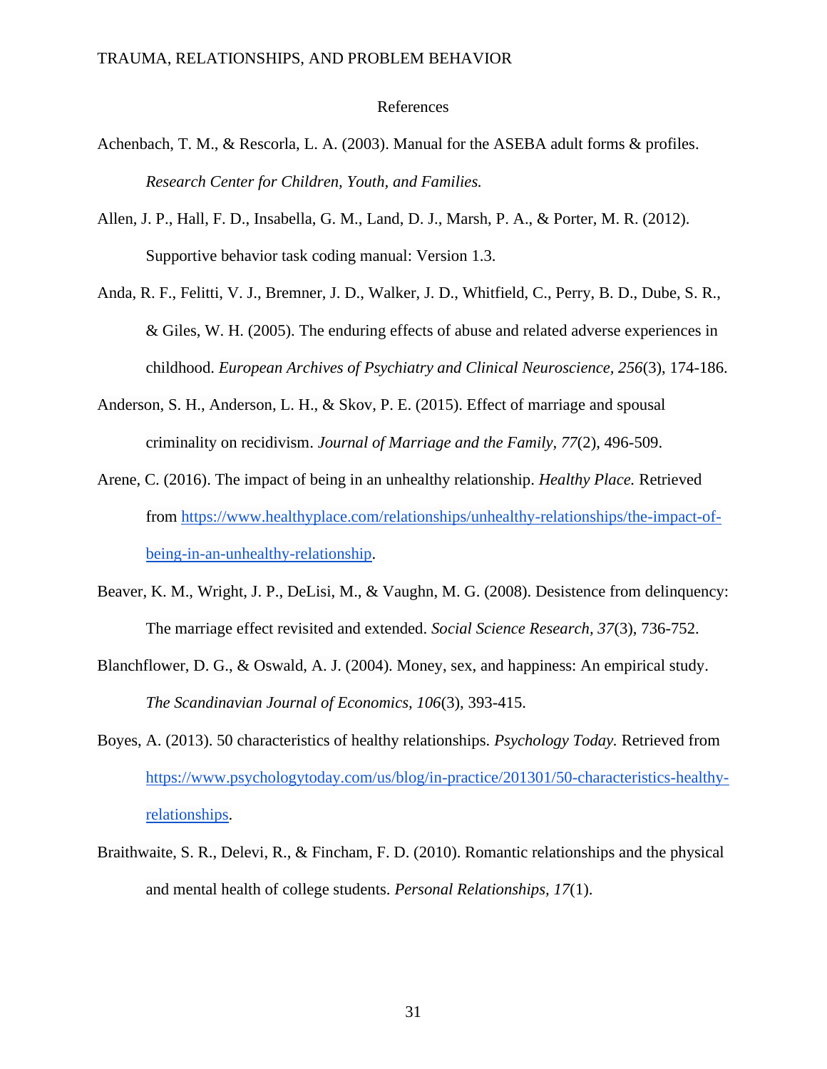# References

Achenbach, T. M., & Rescorla, L. A. (2003). Manual for the ASEBA adult forms & profiles. *Research Center for Children, Youth, and Families.*

Allen, J. P., Hall, F. D., Insabella, G. M., Land, D. J., Marsh, P. A., & Porter, M. R. (2012). Supportive behavior task coding manual: Version 1.3.

Anda, R. F., Felitti, V. J., Bremner, J. D., Walker, J. D., Whitfield, C., Perry, B. D., Dube, S. R., & Giles, W. H. (2005). The enduring effects of abuse and related adverse experiences in childhood. *European Archives of Psychiatry and Clinical Neuroscience, 256*(3), 174-186.

Anderson, S. H., Anderson, L. H., & Skov, P. E. (2015). Effect of marriage and spousal criminality on recidivism. *Journal of Marriage and the Family*, *77*(2), 496-509.

Arene, C. (2016). The impact of being in an unhealthy relationship. *Healthy Place.* Retrieved from https://www.healthyplace.com/relationships/unhealthy-relationships/the-impact-of-being-in-an-unhealthy-relationship.

Beaver, K. M., Wright, J. P., DeLisi, M., & Vaughn, M. G. (2008). Desistence from delinquency: The marriage effect revisited and extended. *Social Science Research, 37*(3), 736-752.

Blanchflower, D. G., & Oswald, A. J. (2004). Money, sex, and happiness: An empirical study. *The Scandinavian Journal of Economics, 106*(3), 393-415.

Boyes, A. (2013). 50 characteristics of healthy relationships. *Psychology Today.* Retrieved from https://www.psychologytoday.com/us/blog/in-practice/201301/50-characteristics-healthy-relationships.

Braithwaite, S. R., Delevi, R., & Fincham, F. D. (2010). Romantic relationships and the physical and mental health of college students. *Personal Relationships, 17*(1).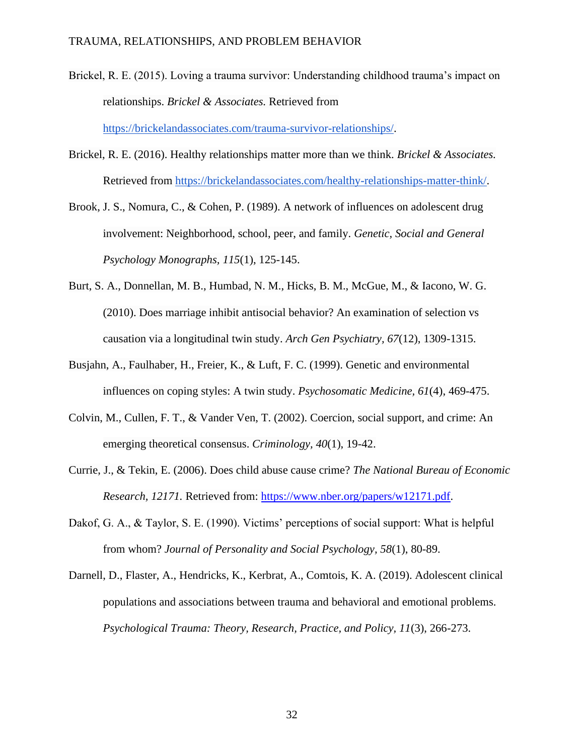Brickel, R. E. (2015). Loving a trauma survivor: Understanding childhood trauma's impact on relationships. *Brickel & Associates.* Retrieved from https://brickelandassociates.com/trauma-survivor-relationships/.

Brickel, R. E. (2016). Healthy relationships matter more than we think. *Brickel & Associates.* Retrieved from https://brickelandassociates.com/healthy-relationships-matter-think/.

Brook, J. S., Nomura, C., & Cohen, P. (1989). A network of influences on adolescent drug involvement: Neighborhood, school, peer, and family. *Genetic, Social and General Psychology Monographs, 115*(1), 125-145.

Burt, S. A., Donnellan, M. B., Humbad, N. M., Hicks, B. M., McGue, M., & Iacono, W. G. (2010). Does marriage inhibit antisocial behavior? An examination of selection vs causation via a longitudinal twin study. *Arch Gen Psychiatry, 67*(12), 1309-1315.

Busjahn, A., Faulhaber, H., Freier, K., & Luft, F. C. (1999). Genetic and environmental influences on coping styles: A twin study. *Psychosomatic Medicine, 61*(4), 469-475.

Colvin, M., Cullen, F. T., & Vander Ven, T. (2002). Coercion, social support, and crime: An emerging theoretical consensus. *Criminology, 40*(1), 19-42.

Currie, J., & Tekin, E. (2006). Does child abuse cause crime? *The National Bureau of Economic Research, 12171.* Retrieved from: https://www.nber.org/papers/w12171.pdf.

Dakof, G. A., & Taylor, S. E. (1990). Victims' perceptions of social support: What is helpful from whom? *Journal of Personality and Social Psychology, 58*(1), 80-89.

Darnell, D., Flaster, A., Hendricks, K., Kerbrat, A., Comtois, K. A. (2019). Adolescent clinical populations and associations between trauma and behavioral and emotional problems. *Psychological Trauma: Theory, Research, Practice, and Policy, 11*(3), 266-273.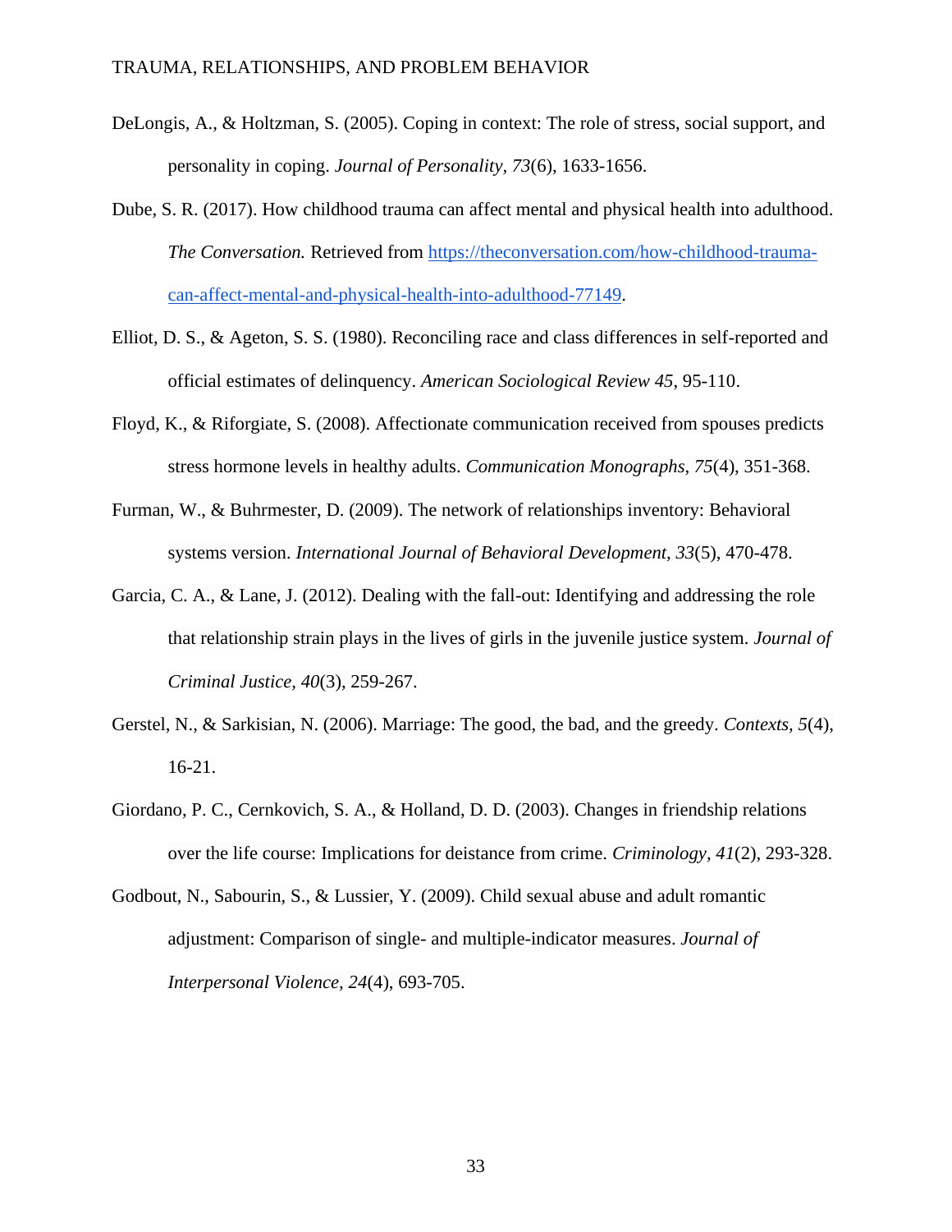DeLongis, A., & Holtzman, S. (2005). Coping in context: The role of stress, social support, and personality in coping. *Journal of Personality, 73*(6), 1633-1656.

Dube, S. R. (2017). How childhood trauma can affect mental and physical health into adulthood. *The Conversation.* Retrieved from [https://theconversation.com/how-childhood-trauma-can-affect-mental-and-physical-health-into-adulthood-77149](https://theconversation.com/how-childhood-trauma-can-affect-mental-and-physical-health-into-adulthood-77149).

Elliot, D. S., & Ageton, S. S. (1980). Reconciling race and class differences in self-reported and official estimates of delinquency. *American Sociological Review 45*, 95-110.

Floyd, K., & Riforgiate, S. (2008). Affectionate communication received from spouses predicts stress hormone levels in healthy adults. *Communication Monographs, 75*(4), 351-368.

Furman, W., & Buhrmester, D. (2009). The network of relationships inventory: Behavioral systems version. *International Journal of Behavioral Development, 33*(5), 470-478.

Garcia, C. A., & Lane, J. (2012). Dealing with the fall-out: Identifying and addressing the role that relationship strain plays in the lives of girls in the juvenile justice system. *Journal of Criminal Justice, 40*(3), 259-267.

Gerstel, N., & Sarkisian, N. (2006). Marriage: The good, the bad, and the greedy. *Contexts, 5*(4), 16-21.

Giordano, P. C., Cernkovich, S. A., & Holland, D. D. (2003). Changes in friendship relations over the life course: Implications for deistance from crime. *Criminology, 41*(2), 293-328.

Godbout, N., Sabourin, S., & Lussier, Y. (2009). Child sexual abuse and adult romantic adjustment: Comparison of single- and multiple-indicator measures. *Journal of Interpersonal Violence, 24*(4), 693-705.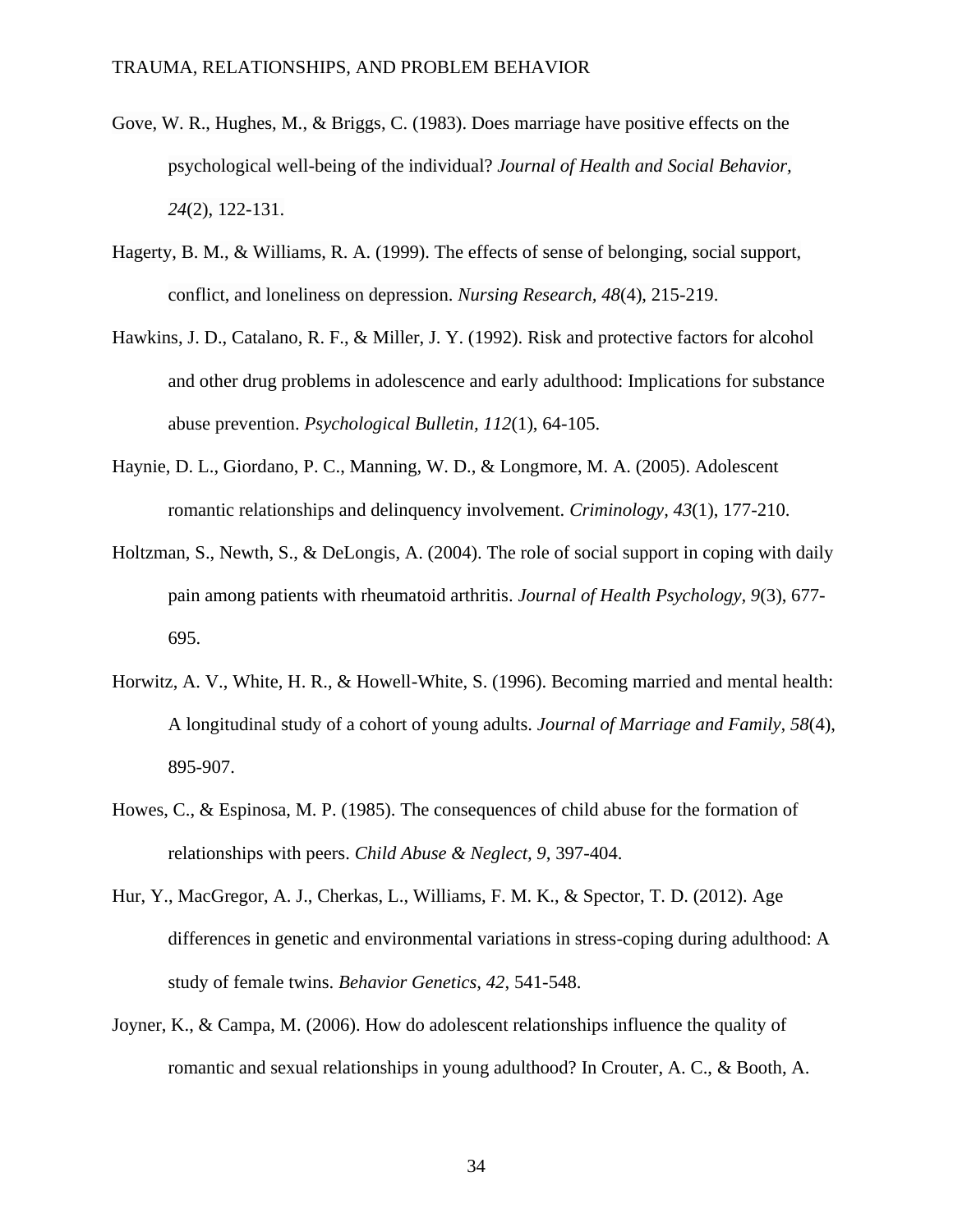Gove, W. R., Hughes, M., & Briggs, C. (1983). Does marriage have positive effects on the psychological well-being of the individual? *Journal of Health and Social Behavior, 24*(2), 122-131.

Hagerty, B. M., & Williams, R. A. (1999). The effects of sense of belonging, social support, conflict, and loneliness on depression. *Nursing Research, 48*(4), 215-219.

Hawkins, J. D., Catalano, R. F., & Miller, J. Y. (1992). Risk and protective factors for alcohol and other drug problems in adolescence and early adulthood: Implications for substance abuse prevention. *Psychological Bulletin, 112*(1), 64-105.

Haynie, D. L., Giordano, P. C., Manning, W. D., & Longmore, M. A. (2005). Adolescent romantic relationships and delinquency involvement. *Criminology, 43*(1), 177-210.

Holtzman, S., Newth, S., & DeLongis, A. (2004). The role of social support in coping with daily pain among patients with rheumatoid arthritis. *Journal of Health Psychology, 9*(3), 677-695.

Horwitz, A. V., White, H. R., & Howell-White, S. (1996). Becoming married and mental health: A longitudinal study of a cohort of young adults. *Journal of Marriage and Family, 58*(4), 895-907.

Howes, C., & Espinosa, M. P. (1985). The consequences of child abuse for the formation of relationships with peers. *Child Abuse & Neglect, 9*, 397-404.

Hur, Y., MacGregor, A. J., Cherkas, L., Williams, F. M. K., & Spector, T. D. (2012). Age differences in genetic and environmental variations in stress-coping during adulthood: A study of female twins. *Behavior Genetics, 42*, 541-548.

Joyner, K., & Campa, M. (2006). How do adolescent relationships influence the quality of romantic and sexual relationships in young adulthood? In Crouter, A. C., & Booth, A.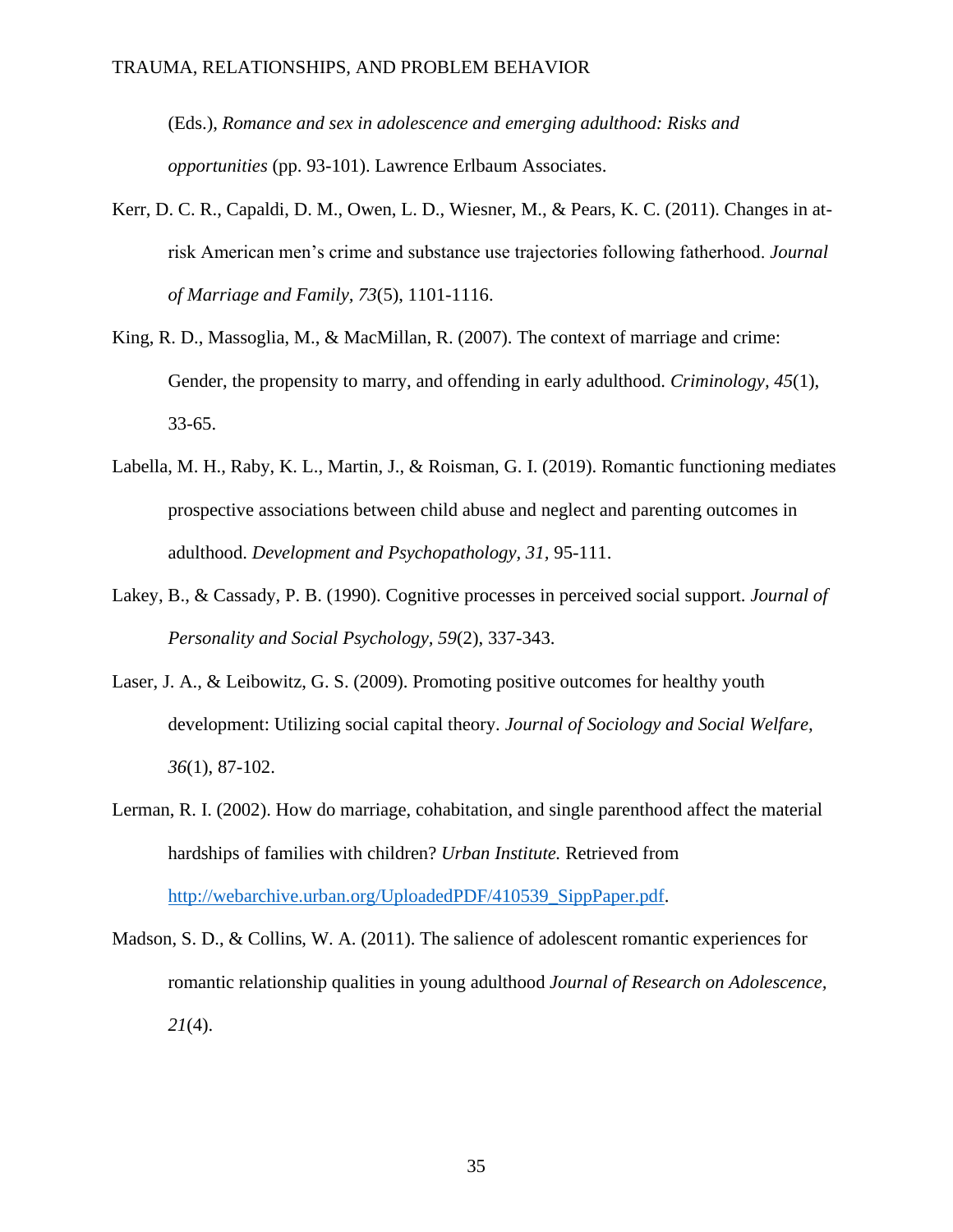(Eds.), *Romance and sex in adolescence and emerging adulthood: Risks and opportunities* (pp. 93-101). Lawrence Erlbaum Associates.

Kerr, D. C. R., Capaldi, D. M., Owen, L. D., Wiesner, M., & Pears, K. C. (2011). Changes in at-risk American men's crime and substance use trajectories following fatherhood. *Journal of Marriage and Family, 73*(5), 1101-1116.

King, R. D., Massoglia, M., & MacMillan, R. (2007). The context of marriage and crime: Gender, the propensity to marry, and offending in early adulthood. *Criminology, 45*(1), 33-65.

Labella, M. H., Raby, K. L., Martin, J., & Roisman, G. I. (2019). Romantic functioning mediates prospective associations between child abuse and neglect and parenting outcomes in adulthood. *Development and Psychopathology, 31*, 95-111.

Lakey, B., & Cassady, P. B. (1990). Cognitive processes in perceived social support. *Journal of Personality and Social Psychology, 59*(2), 337-343.

Laser, J. A., & Leibowitz, G. S. (2009). Promoting positive outcomes for healthy youth development: Utilizing social capital theory. *Journal of Sociology and Social Welfare, 36*(1), 87-102.

Lerman, R. I. (2002). How do marriage, cohabitation, and single parenthood affect the material hardships of families with children? *Urban Institute.* Retrieved from http://webarchive.urban.org/UploadedPDF/410539_SippPaper.pdf.

Madson, S. D., & Collins, W. A. (2011). The salience of adolescent romantic experiences for romantic relationship qualities in young adulthood *Journal of Research on Adolescence, 21*(4).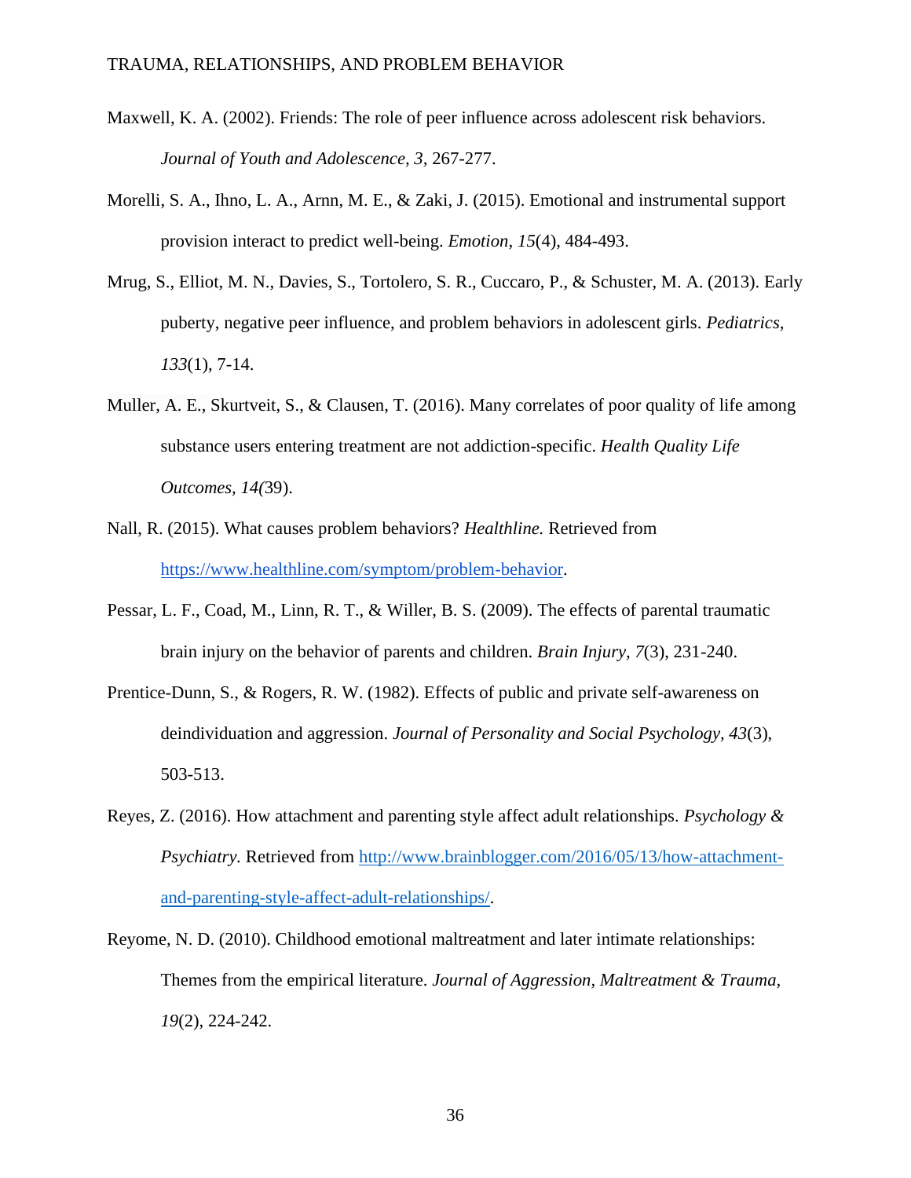Maxwell, K. A. (2002). Friends: The role of peer influence across adolescent risk behaviors. *Journal of Youth and Adolescence, 3,* 267-277.

Morelli, S. A., Ihno, L. A., Arnn, M. E., & Zaki, J. (2015). Emotional and instrumental support provision interact to predict well-being. *Emotion, 15*(4), 484-493.

Mrug, S., Elliot, M. N., Davies, S., Tortolero, S. R., Cuccaro, P., & Schuster, M. A. (2013). Early puberty, negative peer influence, and problem behaviors in adolescent girls. *Pediatrics, 133*(1), 7-14.

Muller, A. E., Skurtveit, S., & Clausen, T. (2016). Many correlates of poor quality of life among substance users entering treatment are not addiction-specific. *Health Quality Life Outcomes, 14(*39).

Nall, R. (2015). What causes problem behaviors? *Healthline.* Retrieved from https://www.healthline.com/symptom/problem-behavior.

Pessar, L. F., Coad, M., Linn, R. T., & Willer, B. S. (2009). The effects of parental traumatic brain injury on the behavior of parents and children. *Brain Injury, 7*(3), 231-240.

Prentice-Dunn, S., & Rogers, R. W. (1982). Effects of public and private self-awareness on deindividuation and aggression. *Journal of Personality and Social Psychology, 43*(3), 503-513.

Reyes, Z. (2016). How attachment and parenting style affect adult relationships. *Psychology & Psychiatry.* Retrieved from http://www.brainblogger.com/2016/05/13/how-attachment-and-parenting-style-affect-adult-relationships/.

Reyome, N. D. (2010). Childhood emotional maltreatment and later intimate relationships: Themes from the empirical literature. *Journal of Aggression, Maltreatment & Trauma, 19*(2), 224-242.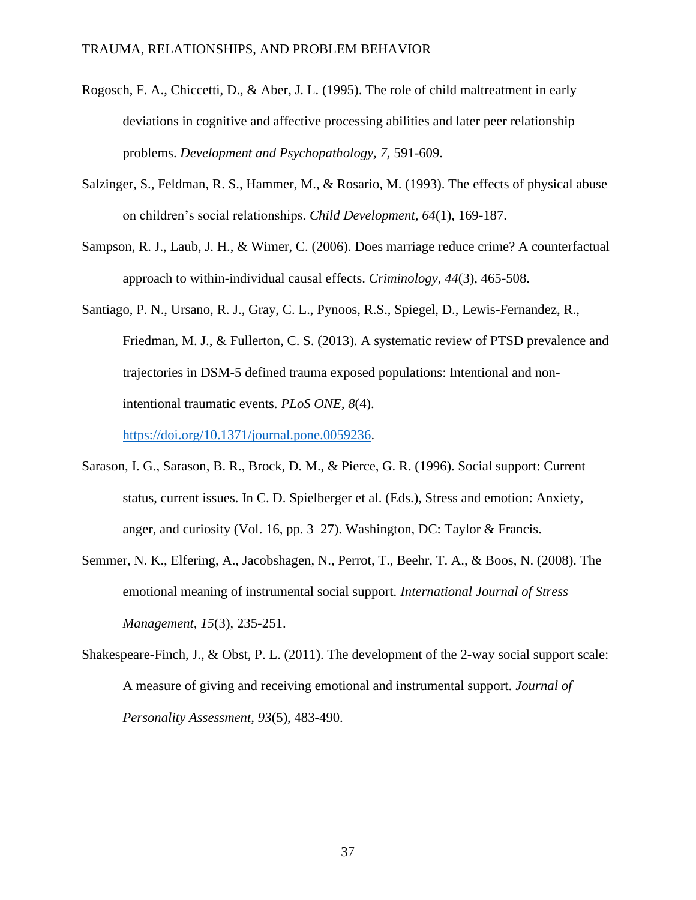Rogosch, F. A., Chiccetti, D., & Aber, J. L. (1995). The role of child maltreatment in early deviations in cognitive and affective processing abilities and later peer relationship problems. *Development and Psychopathology, 7,* 591-609.

Salzinger, S., Feldman, R. S., Hammer, M., & Rosario, M. (1993). The effects of physical abuse on children's social relationships. *Child Development, 64*(1), 169-187.

Sampson, R. J., Laub, J. H., & Wimer, C. (2006). Does marriage reduce crime? A counterfactual approach to within-individual causal effects. *Criminology, 44*(3), 465-508.

Santiago, P. N., Ursano, R. J., Gray, C. L., Pynoos, R.S., Spiegel, D., Lewis-Fernandez, R., Friedman, M. J., & Fullerton, C. S. (2013). A systematic review of PTSD prevalence and trajectories in DSM-5 defined trauma exposed populations: Intentional and non-intentional traumatic events. *PLoS ONE, 8*(4). https://doi.org/10.1371/journal.pone.0059236.

Sarason, I. G., Sarason, B. R., Brock, D. M., & Pierce, G. R. (1996). Social support: Current status, current issues. In C. D. Spielberger et al. (Eds.), Stress and emotion: Anxiety, anger, and curiosity (Vol. 16, pp. 3–27). Washington, DC: Taylor & Francis.

Semmer, N. K., Elfering, A., Jacobshagen, N., Perrot, T., Beehr, T. A., & Boos, N. (2008). The emotional meaning of instrumental social support. *International Journal of Stress Management, 15*(3), 235-251.

Shakespeare-Finch, J., & Obst, P. L. (2011). The development of the 2-way social support scale: A measure of giving and receiving emotional and instrumental support. *Journal of Personality Assessment, 93*(5), 483-490.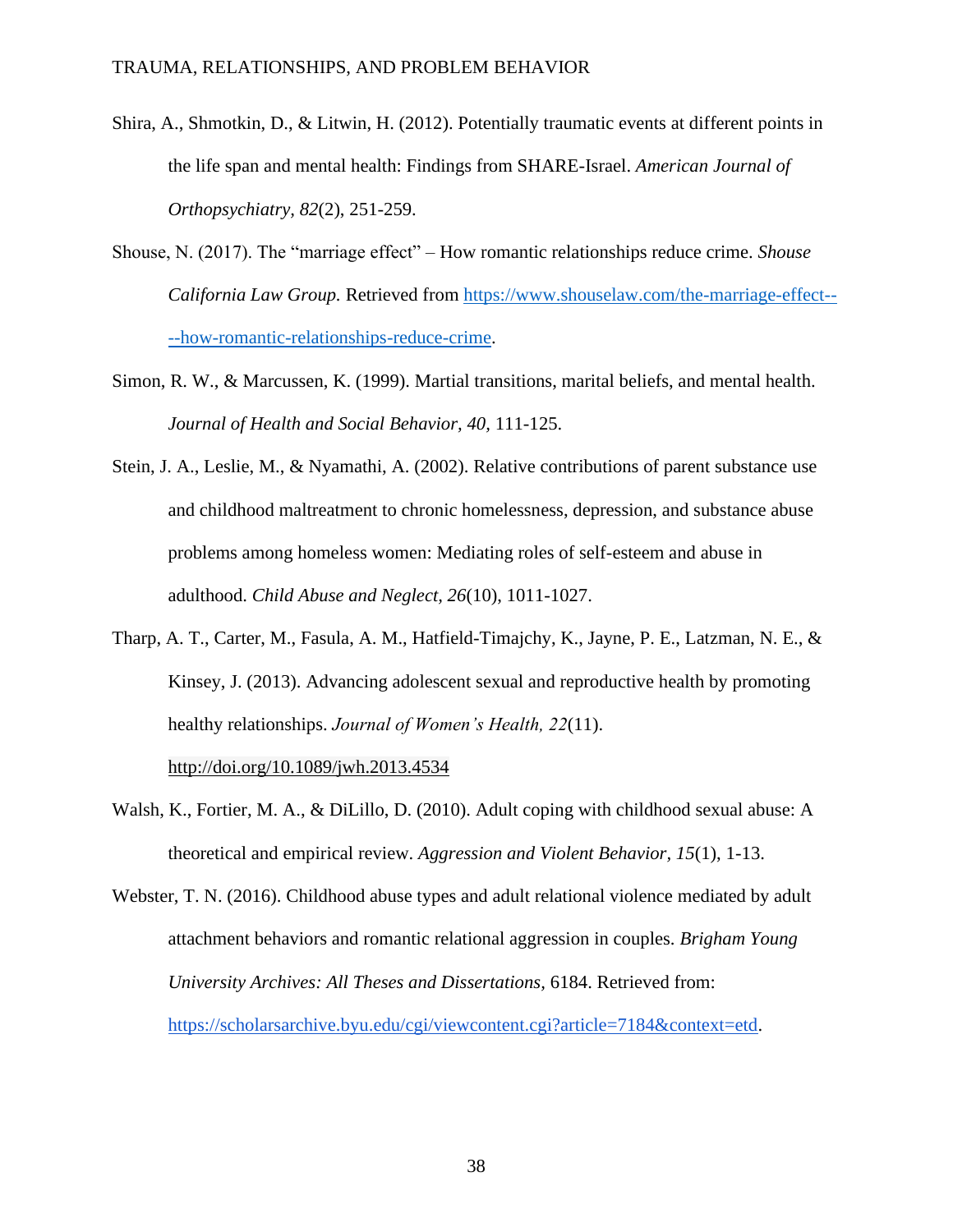Shira, A., Shmotkin, D., & Litwin, H. (2012). Potentially traumatic events at different points in the life span and mental health: Findings from SHARE-Israel. *American Journal of Orthopsychiatry*, *82*(2), 251-259.

Shouse, N. (2017). The "marriage effect" – How romantic relationships reduce crime. *Shouse California Law Group.* Retrieved from https://www.shouselaw.com/the-marriage-effect----how-romantic-relationships-reduce-crime.

Simon, R. W., & Marcussen, K. (1999). Martial transitions, marital beliefs, and mental health. *Journal of Health and Social Behavior, 40,* 111-125.

Stein, J. A., Leslie, M., & Nyamathi, A. (2002). Relative contributions of parent substance use and childhood maltreatment to chronic homelessness, depression, and substance abuse problems among homeless women: Mediating roles of self-esteem and abuse in adulthood. *Child Abuse and Neglect, 26*(10), 1011-1027.

Tharp, A. T., Carter, M., Fasula, A. M., Hatfield-Timajchy, K., Jayne, P. E., Latzman, N. E., & Kinsey, J. (2013). Advancing adolescent sexual and reproductive health by promoting healthy relationships. *Journal of Women's Health, 22*(11). http://doi.org/10.1089/jwh.2013.4534

Walsh, K., Fortier, M. A., & DiLillo, D. (2010). Adult coping with childhood sexual abuse: A theoretical and empirical review. *Aggression and Violent Behavior*, *15*(1), 1-13.

Webster, T. N. (2016). Childhood abuse types and adult relational violence mediated by adult attachment behaviors and romantic relational aggression in couples. *Brigham Young University Archives: All Theses and Dissertations*, 6184. Retrieved from: https://scholarsarchive.byu.edu/cgi/viewcontent.cgi?article=7184&context=etd.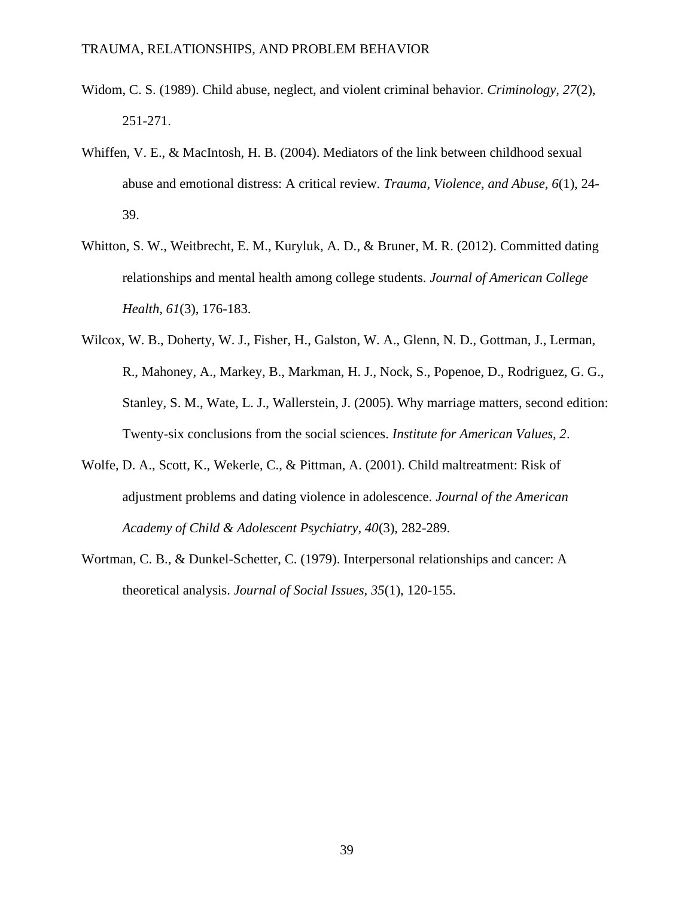Widom, C. S. (1989). Child abuse, neglect, and violent criminal behavior. *Criminology, 27*(2), 251-271.

Whiffen, V. E., & MacIntosh, H. B. (2004). Mediators of the link between childhood sexual abuse and emotional distress: A critical review. *Trauma, Violence, and Abuse, 6*(1), 24-39.

Whitton, S. W., Weitbrecht, E. M., Kuryluk, A. D., & Bruner, M. R. (2012). Committed dating relationships and mental health among college students. *Journal of American College Health, 61*(3), 176-183.

Wilcox, W. B., Doherty, W. J., Fisher, H., Galston, W. A., Glenn, N. D., Gottman, J., Lerman, R., Mahoney, A., Markey, B., Markman, H. J., Nock, S., Popenoe, D., Rodriguez, G. G., Stanley, S. M., Wate, L. J., Wallerstein, J. (2005). Why marriage matters, second edition: Twenty-six conclusions from the social sciences. *Institute for American Values, 2*.

Wolfe, D. A., Scott, K., Wekerle, C., & Pittman, A. (2001). Child maltreatment: Risk of adjustment problems and dating violence in adolescence. *Journal of the American Academy of Child & Adolescent Psychiatry, 40*(3), 282-289.

Wortman, C. B., & Dunkel-Schetter, C. (1979). Interpersonal relationships and cancer: A theoretical analysis. *Journal of Social Issues, 35*(1), 120-155.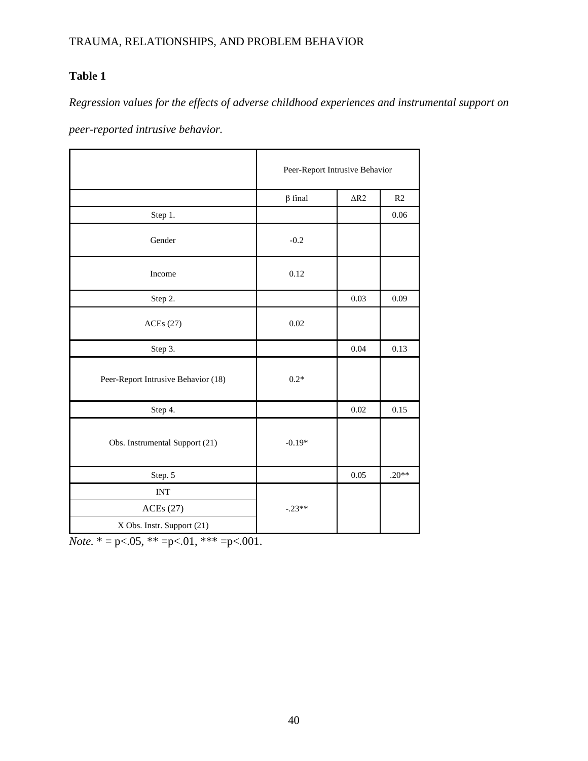**Table 1**

*Regression values for the effects of adverse childhood experiences and instrumental support on peer-reported intrusive behavior.*

| | Peer-Report Intrusive Behavior | | |
|---|---|---|---|
| | β final | ΔR2 | R2 |
| Step 1. | | | 0.06 |
| Gender | -0.2 | | |
| Income | 0.12 | | |
| Step 2. | | 0.03 | 0.09 |
| ACEs (27) | 0.02 | | |
| Step 3. | | 0.04 | 0.13 |
| Peer-Report Intrusive Behavior (18) | 0.2* | | |
| Step 4. | | 0.02 | 0.15 |
| Obs. Instrumental Support (21) | -0.19* | | |
| Step. 5 | | 0.05 | .20** |
| INT ACEs (27) X Obs. Instr. Support (21) | -.23** | | |

*Note.* * = p<.05, ** =p<.01, *** =p<.001.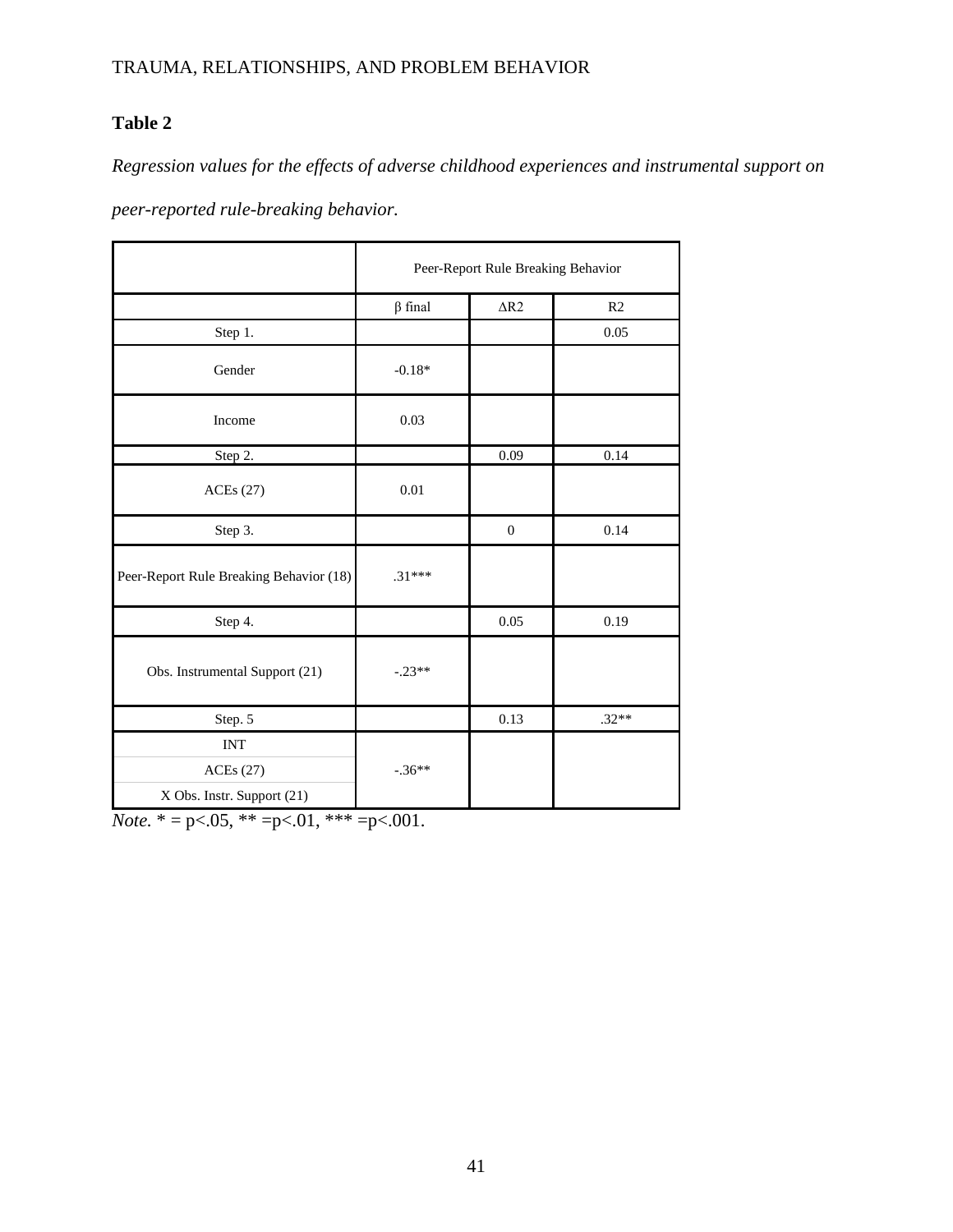**Table 2**

*Regression values for the effects of adverse childhood experiences and instrumental support on peer-reported rule-breaking behavior.*

| | Peer-Report Rule Breaking Behavior | | |
|---|---|---|---|
| | β final | Δ$R2$ | $R2$ |
| Step 1. | | | 0.05 |
| Gender | -0.18* | | |
| Income | 0.03 | | |
| Step 2. | | 0.09 | 0.14 |
| ACEs (27) | 0.01 | | |
| Step 3. | | 0 | 0.14 |
| Peer-Report Rule Breaking Behavior (18) | .31*** | | |
| Step 4. | | 0.05 | 0.19 |
| Obs. Instrumental Support (21) | -.23** | | |
| Step. 5 | | 0.13 | .32** |
| INT ACEs (27) X Obs. Instr. Support (21) | -.36** | | |

*Note.* * = p<.05, ** =p<.01, *** =p<.001.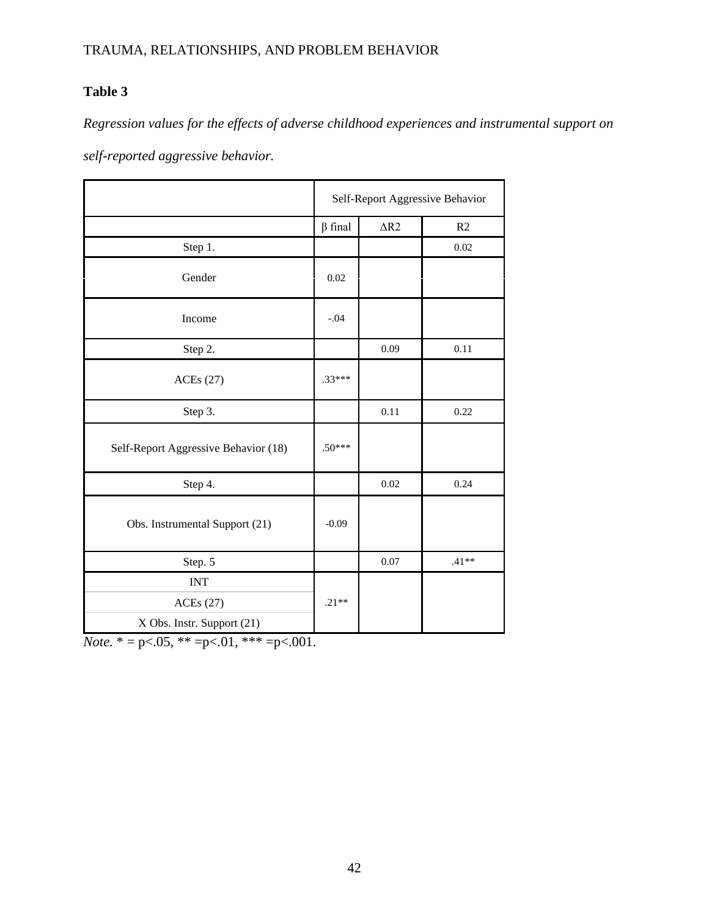**Table 3**

*Regression values for the effects of adverse childhood experiences and instrumental support on self-reported aggressive behavior.*

| | Self-Report Aggressive Behavior | | |
|---|---|---|---|
| | β final | ΔR2 | R2 |
| Step 1. | | | 0.02 |
| Gender | 0.02 | | |
| Income | -.04 | | |
| Step 2. | | 0.09 | 0.11 |
| ACEs (27) | .33*** | | |
| Step 3. | | 0.11 | 0.22 |
| Self-Report Aggressive Behavior (18) | .50*** | | |
| Step 4. | | 0.02 | 0.24 |
| Obs. Instrumental Support (21) | -0.09 | | |
| Step. 5 | | 0.07 | .41** |
| INT ACEs (27) X Obs. Instr. Support (21) | .21** | | |

*Note.* * = p<.05, ** =p<.01, *** =p<.001.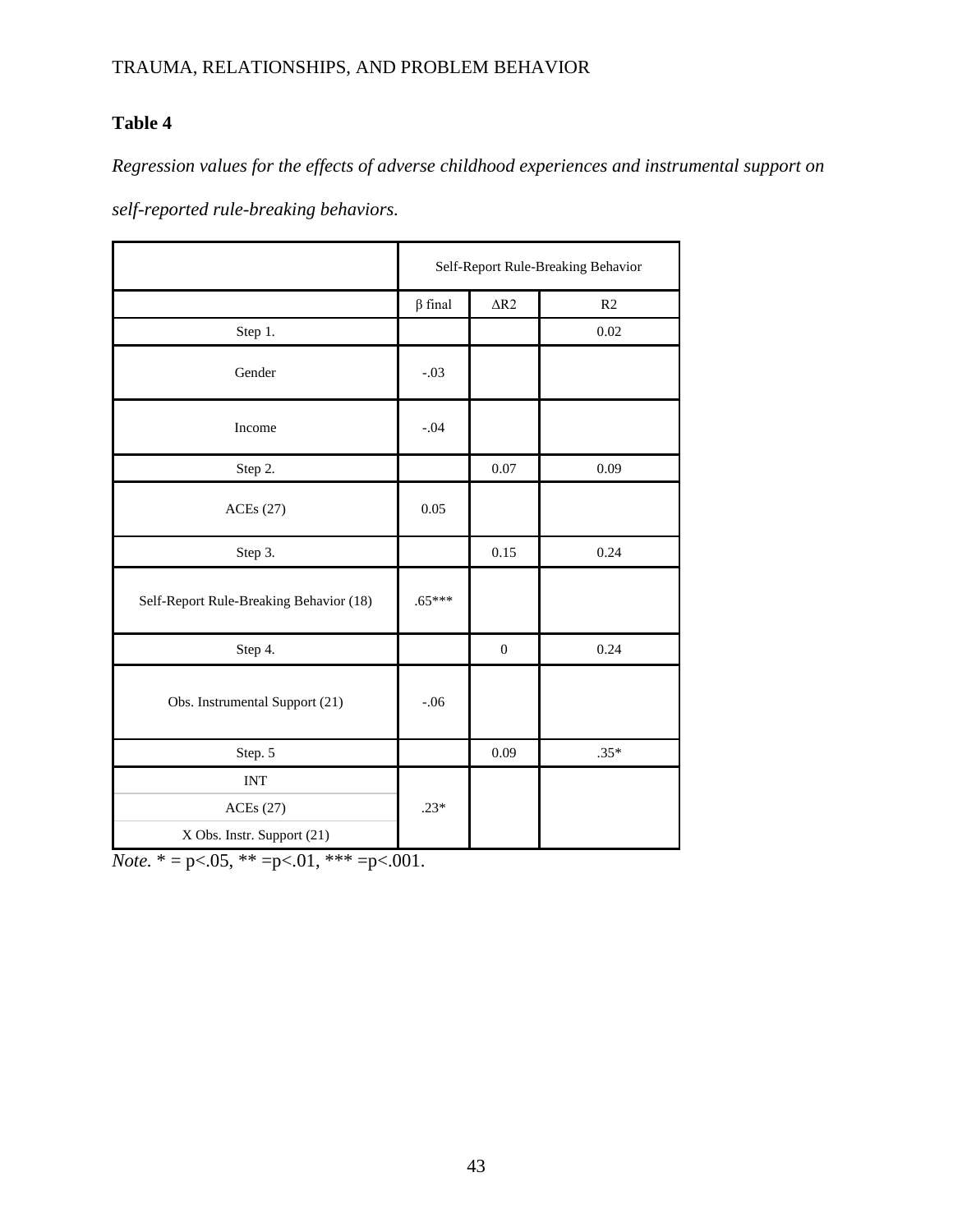**Table 4**

*Regression values for the effects of adverse childhood experiences and instrumental support on self-reported rule-breaking behaviors.*

| | Self-Report Rule-Breaking Behavior | | |
|---|---|---|---|
| | β final | ΔR2 | R2 |
| Step 1. | | | 0.02 |
| Gender | -.03 | | |
| Income | -.04 | | |
| Step 2. | | 0.07 | 0.09 |
| ACEs (27) | 0.05 | | |
| Step 3. | | 0.15 | 0.24 |
| Self-Report Rule-Breaking Behavior (18) | .65*** | | |
| Step 4. | | 0 | 0.24 |
| Obs. Instrumental Support (21) | -.06 | | |
| Step. 5 | | 0.09 | .35* |
| INT ACEs (27) X Obs. Instr. Support (21) | .23* | | |

*Note.* * = p<.05, ** =p<.01, *** =p<.001.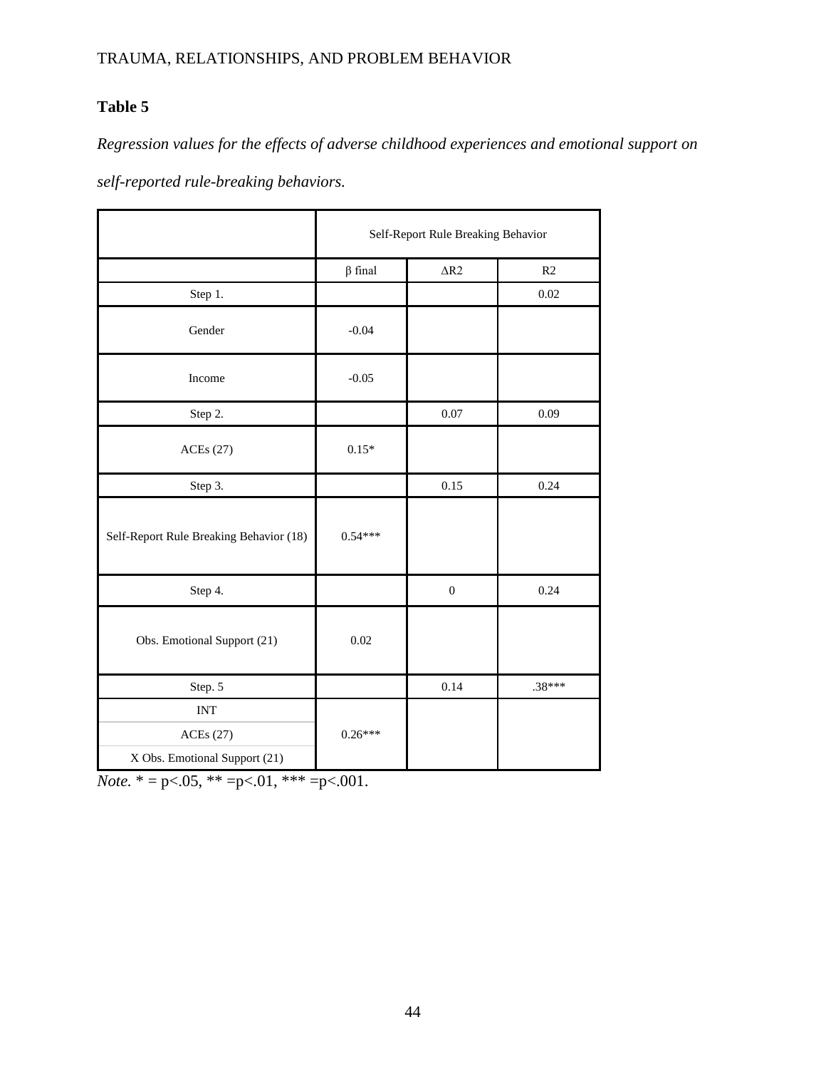**Table 5**

*Regression values for the effects of adverse childhood experiences and emotional support on self-reported rule-breaking behaviors.*

| | Self-Report Rule Breaking Behavior | | |
|---|---|---|---|
| | β final | ΔR2 | R2 |
| Step 1. | | | 0.02 |
| Gender | -0.04 | | |
| Income | -0.05 | | |
| Step 2. | | 0.07 | 0.09 |
| ACEs (27) | 0.15* | | |
| Step 3. | | 0.15 | 0.24 |
| Self-Report Rule Breaking Behavior (18) | 0.54*** | | |
| Step 4. | | 0 | 0.24 |
| Obs. Emotional Support (21) | 0.02 | | |
| Step. 5 | | 0.14 | .38*** |
| INT ACEs (27) X Obs. Emotional Support (21) | 0.26*** | | |

*Note.* * = p<.05, ** =p<.01, *** =p<.001.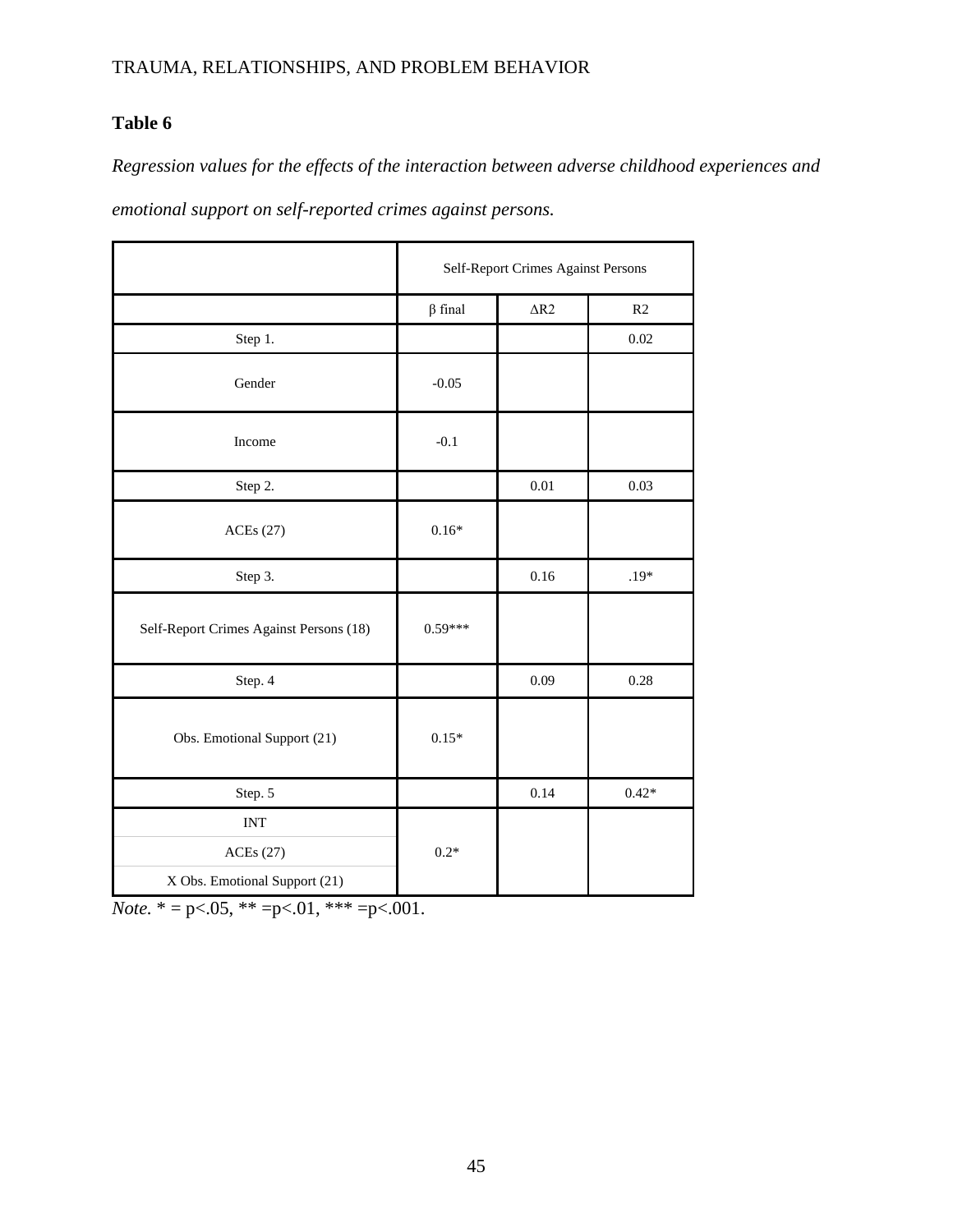**Table 6**

*Regression values for the effects of the interaction between adverse childhood experiences and emotional support on self-reported crimes against persons.*

| | Self-Report Crimes Against Persons | | |
|---|---|---|---|
| | β final | ΔR2 | R2 |
| Step 1. | | | 0.02 |
| Gender | -0.05 | | |
| Income | -0.1 | | |
| Step 2. | | 0.01 | 0.03 |
| ACEs (27) | 0.16* | | |
| Step 3. | | 0.16 | .19* |
| Self-Report Crimes Against Persons (18) | 0.59*** | | |
| Step. 4 | | 0.09 | 0.28 |
| Obs. Emotional Support (21) | 0.15* | | |
| Step. 5 | | 0.14 | 0.42* |
| INT ACEs (27) X Obs. Emotional Support (21) | 0.2* | | |

*Note.* * = p<.05, ** =p<.01, *** =p<.001.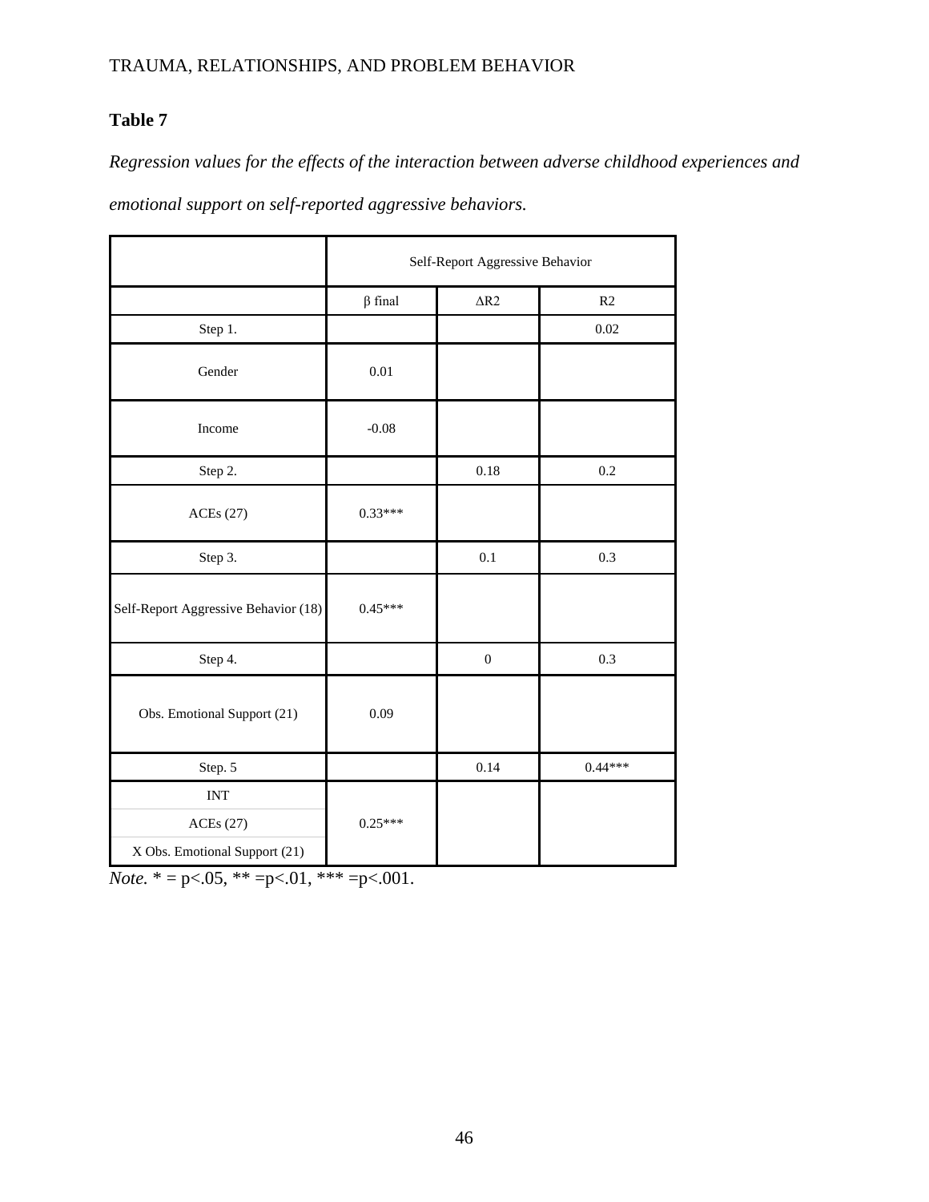**Table 7**

*Regression values for the effects of the interaction between adverse childhood experiences and emotional support on self-reported aggressive behaviors.*

| | Self-Report Aggressive Behavior | | |
|---|---|---|---|
| | β final | ΔR2 | R2 |
| Step 1. | | | 0.02 |
| Gender | 0.01 | | |
| Income | -0.08 | | |
| Step 2. | | 0.18 | 0.2 |
| ACEs (27) | 0.33*** | | |
| Step 3. | | 0.1 | 0.3 |
| Self-Report Aggressive Behavior (18) | 0.45*** | | |
| Step 4. | | 0 | 0.3 |
| Obs. Emotional Support (21) | 0.09 | | |
| Step. 5 | | 0.14 | 0.44*** |
| INT ACEs (27) X Obs. Emotional Support (21) | 0.25*** | | |

*Note.* * = p<.05, ** =p<.01, *** =p<.001.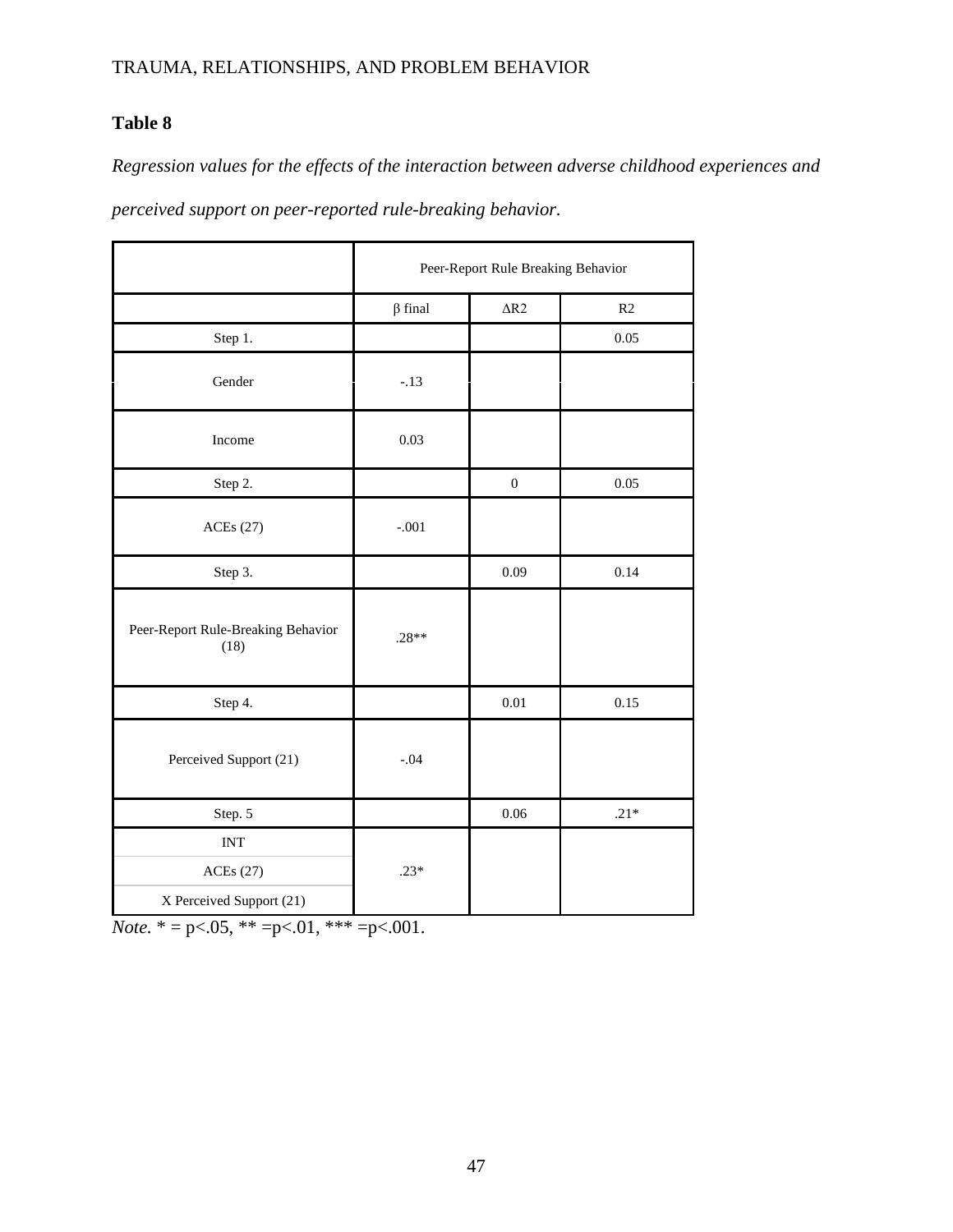**Table 8**

*Regression values for the effects of the interaction between adverse childhood experiences and perceived support on peer-reported rule-breaking behavior.*

| | Peer-Report Rule Breaking Behavior | | |
|---|---|---|---|
| | β final | Δ$R^2$ | $R^2$ |
| Step 1. | | | 0.05 |
| Gender | -.13 | | |
| Income | 0.03 | | |
| Step 2. | | 0 | 0.05 |
| ACEs (27) | -.001 | | |
| Step 3. | | 0.09 | 0.14 |
| Peer-Report Rule-Breaking Behavior (18) | .28** | | |
| Step 4. | | 0.01 | 0.15 |
| Perceived Support (21) | -.04 | | |
| Step. 5 | | 0.06 | .21* |
| INT ACEs (27) X Perceived Support (21) | .23* | | |

*Note.* * = p<.05, ** =p<.01, *** =p<.001.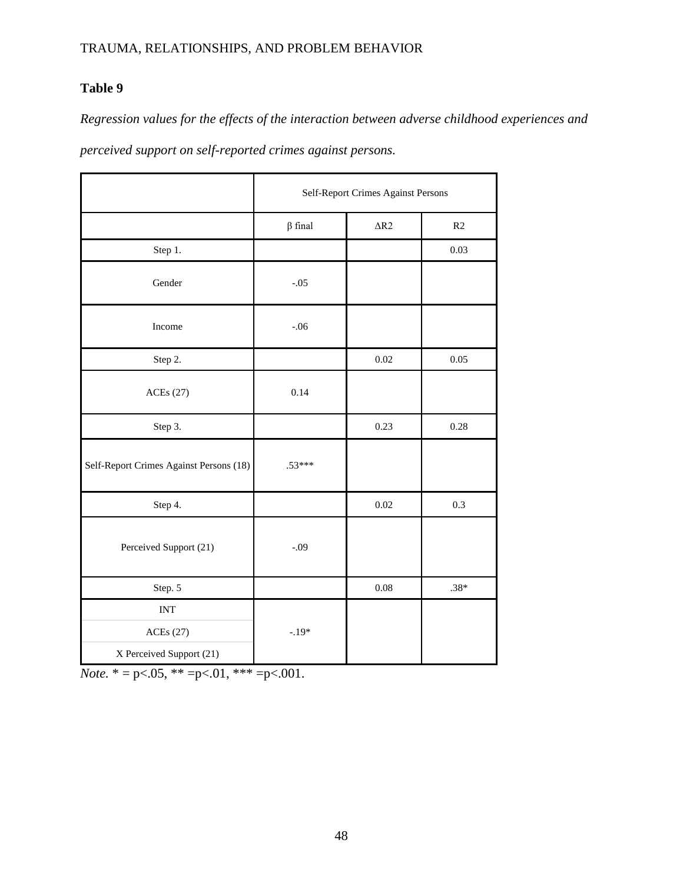**Table 9**

*Regression values for the effects of the interaction between adverse childhood experiences and perceived support on self-reported crimes against persons.*

| | Self-Report Crimes Against Persons | | |
|---|---|---|---|
| | β final | ΔR2 | R2 |
| Step 1. | | | 0.03 |
| Gender | -.05 | | |
| Income | -.06 | | |
| Step 2. | | 0.02 | 0.05 |
| ACEs (27) | 0.14 | | |
| Step 3. | | 0.23 | 0.28 |
| Self-Report Crimes Against Persons (18) | .53*** | | |
| Step 4. | | 0.02 | 0.3 |
| Perceived Support (21) | -.09 | | |
| Step. 5 | | 0.08 | .38* |
| INT ACEs (27) X Perceived Support (21) | -.19* | | |

*Note.* * = p<.05, ** =p<.01, *** =p<.001.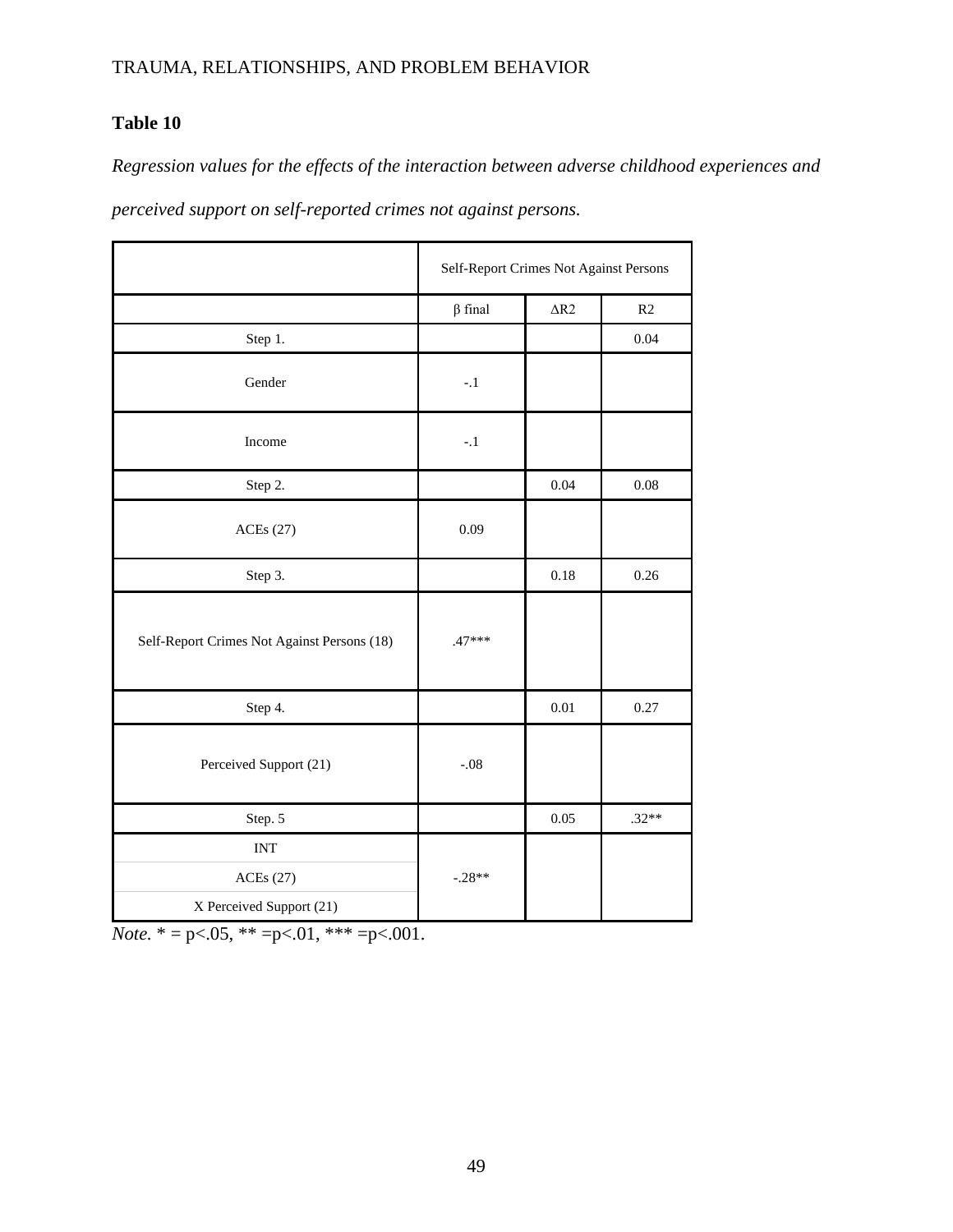**Table 10**

*Regression values for the effects of the interaction between adverse childhood experiences and perceived support on self-reported crimes not against persons.*

| | Self-Report Crimes Not Against Persons | | |
|---|---|---|---|
| | β final | ΔR2 | R2 |
| Step 1. | | | 0.04 |
| Gender | -.1 | | |
| Income | -.1 | | |
| Step 2. | | 0.04 | 0.08 |
| ACEs (27) | 0.09 | | |
| Step 3. | | 0.18 | 0.26 |
| Self-Report Crimes Not Against Persons (18) | .47*** | | |
| Step 4. | | 0.01 | 0.27 |
| Perceived Support (21) | -.08 | | |
| Step. 5 | | 0.05 | .32** |
| INT ACEs (27) X Perceived Support (21) | -.28** | | |

*Note.* * = p<.05, ** =p<.01, *** =p<.001.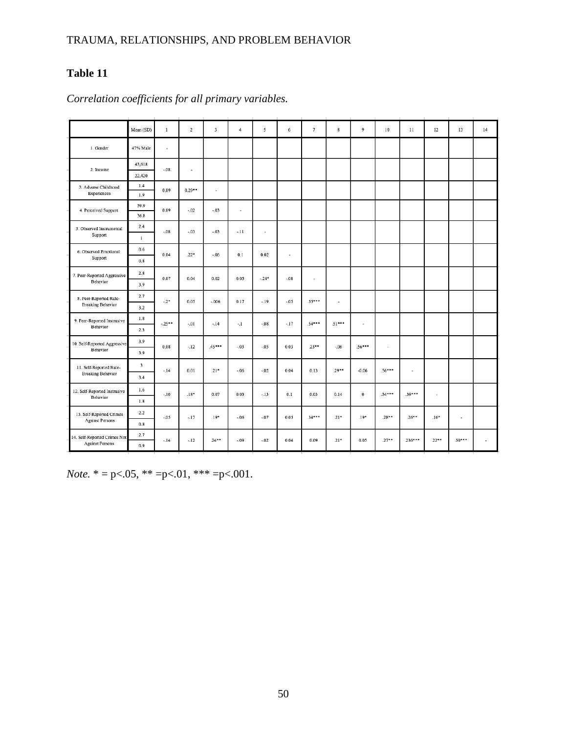## Table 11

*Correlation coefficients for all primary variables.*

| | Mean (SD) | 1 | 2 | 3 | 4 | 5 | 6 | 7 | 8 | 9 | 10 | 11 | 12 | 13 | 14 |
|---|---|---|---|---|---|---|---|---|---|---|---|---|---|---|---|
| 1. Gender | 47% Male | - | | | | | | | | | | | | | |
| 2. Income | 43,618 (22,420) | -.08 | - | | | | | | | | | | | | |
| 3. Adverse Childhood Experiences | 1.4 (1.9) | 0.09 | 0.29** | - | | | | | | | | | | | |
| 4. Perceived Support | 59.9 (36.8) | 0.09 | -.02 | -.03 | - | | | | | | | | | | |
| 5. Observed Instrumental Support | 2.4 (1) | -.08 | -.03 | -.03 | -.11 | - | | | | | | | | | |
| 6. Observed Emotional Support | 0.6 (0.8) | 0.04 | .22* | -.06 | 0.1 | 0.02 | - | | | | | | | | |
| 7. Peer-Reported Aggressive Behavior | 2.8 (3.9) | 0.07 | 0.04 | 0.02 | 0.05 | -.24* | -.08 | - | | | | | | | |
| 8. Peer-Reported Rule-Breaking Behavior | 2.7 (3.2) | -.2* | 0.05 | -.006 | 0.17 | -.19 | -.05 | .55*** | - | | | | | | |
| 9. Peer-Reported Instrusive Behavior | 1.8 (2.3) | -.25** | -.01 | -.14 | -.1 | -.08 | -.17 | .54*** | .51*** | - | | | | | |
| 10. Self-Reported Aggressive Behavior | 3.9 (3.9) | 0.08 | -.12 | .45*** | -.03 | -.05 | 0.03 | .23** | -.06 | .56*** | - | | | | |
| 11. Self-Reported Rule-Breaking Behavior | 3 (3.4) | -.14 | 0.01 | .21* | -.06 | -.02 | 0.04 | 0.13 | .29** | -0.06 | .56*** | - | | | |
| 12. Self-Reported Instrusive Behavior | 1.6 (1.8) | -.10 | .18* | 0.07 | 0.03 | -.13 | 0.1 | 0.03 | 0.14 | 0 | .34*** | .39*** | - | | |
| 13. Self-Reported Crimes Against Persons | 2.2 (0.8) | -.05 | -.17 | .19* | -.06 | -.07 | 0.05 | .34*** | .21* | .19* | .28** | .26** | .16* | - | |
| 14. Self-Reported Crimes Not Against Persons | 2.7 (0.9) | -.14 | -.12 | .24** | -.09 | -.02 | 0.04 | 0.09 | .21* | 0.05 | .27** | .236*** | .22** | .50*** | - |

*Note.* * = p<.05, ** =p<.01, *** =p<.001.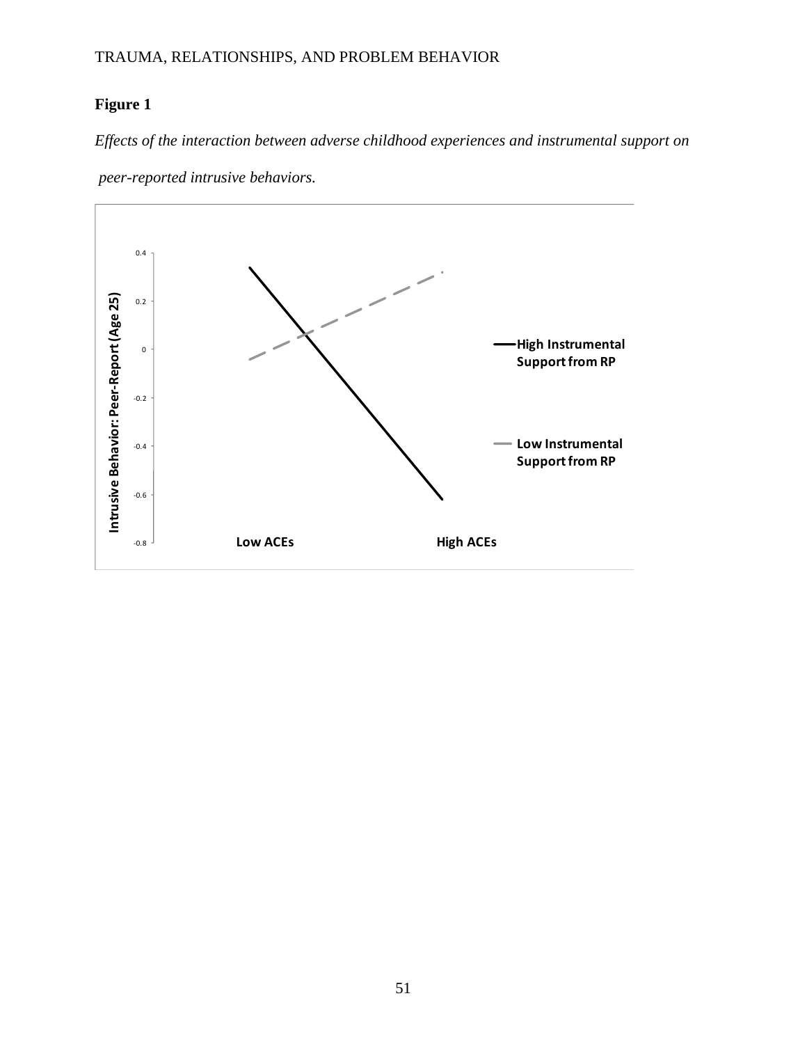**Figure 1**

*Effects of the interaction between adverse childhood experiences and instrumental support on peer-reported intrusive behaviors.*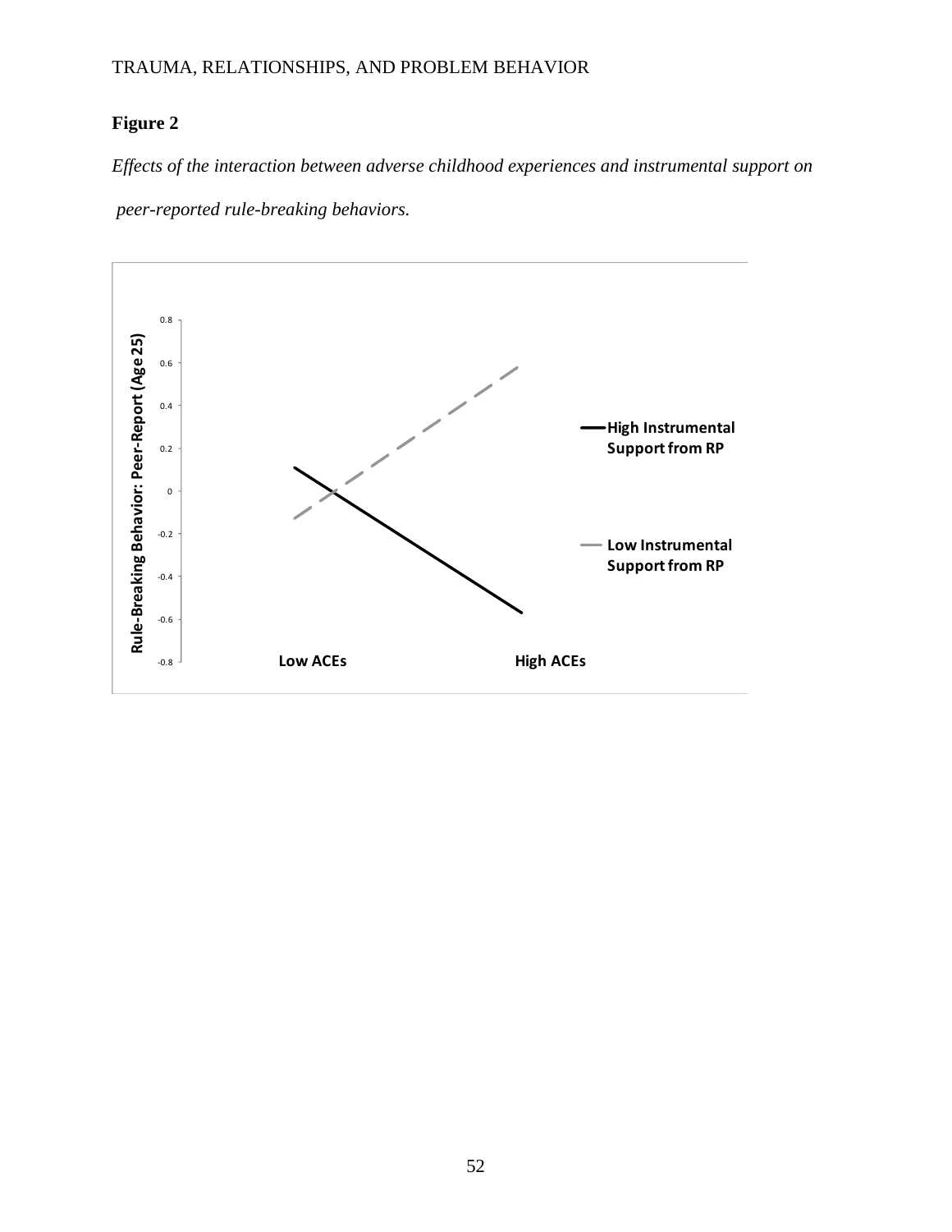**Figure 2**

*Effects of the interaction between adverse childhood experiences and instrumental support on peer-reported rule-breaking behaviors.*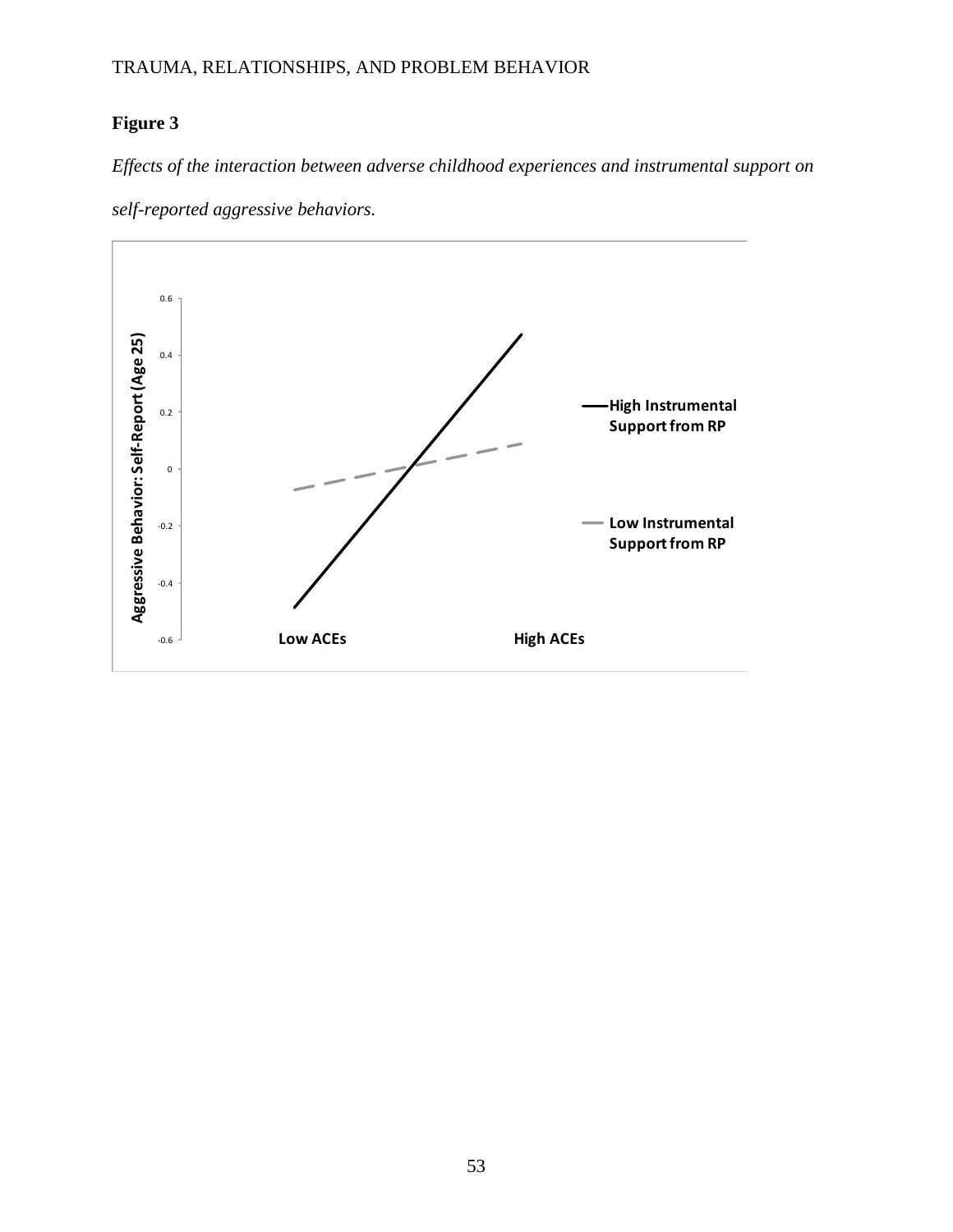**Figure 3**

*Effects of the interaction between adverse childhood experiences and instrumental support on self-reported aggressive behaviors.*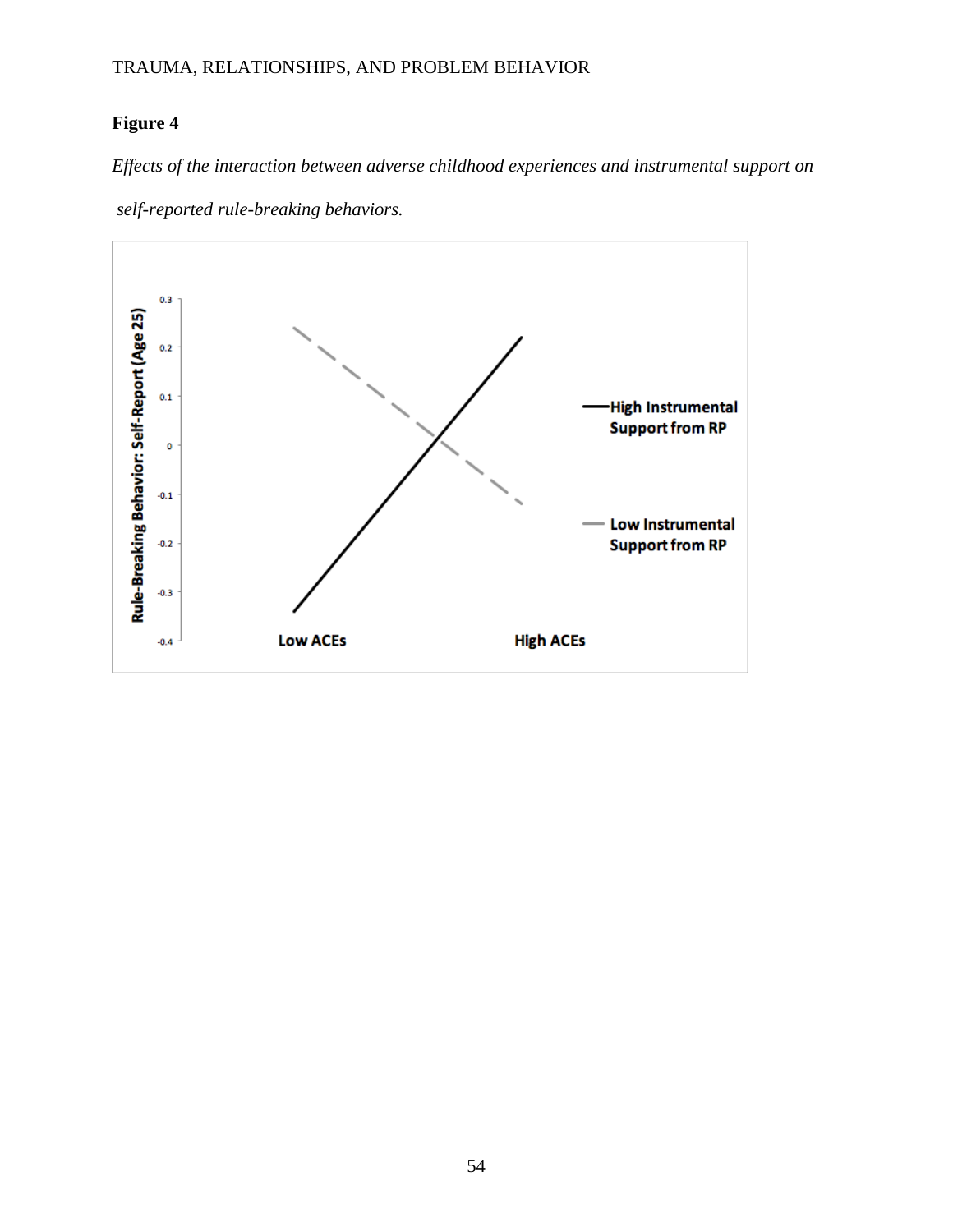**Figure 4**

*Effects of the interaction between adverse childhood experiences and instrumental support on self-reported rule-breaking behaviors.*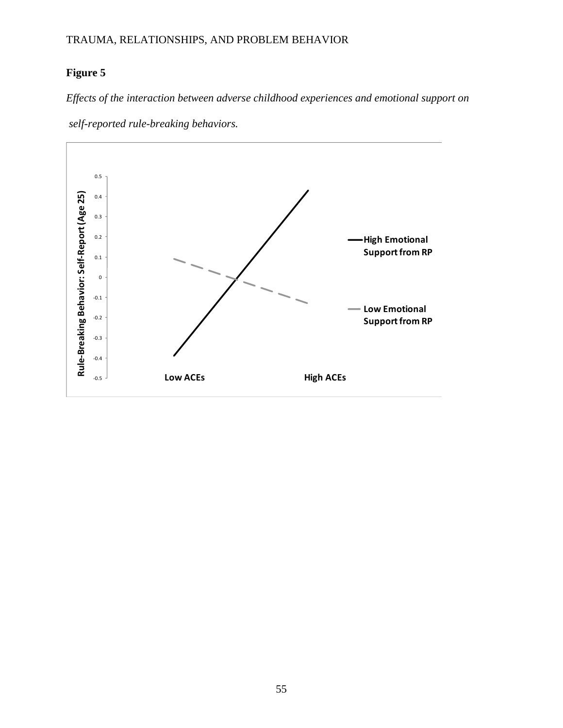**Figure 5**

*Effects of the interaction between adverse childhood experiences and emotional support on self-reported rule-breaking behaviors.*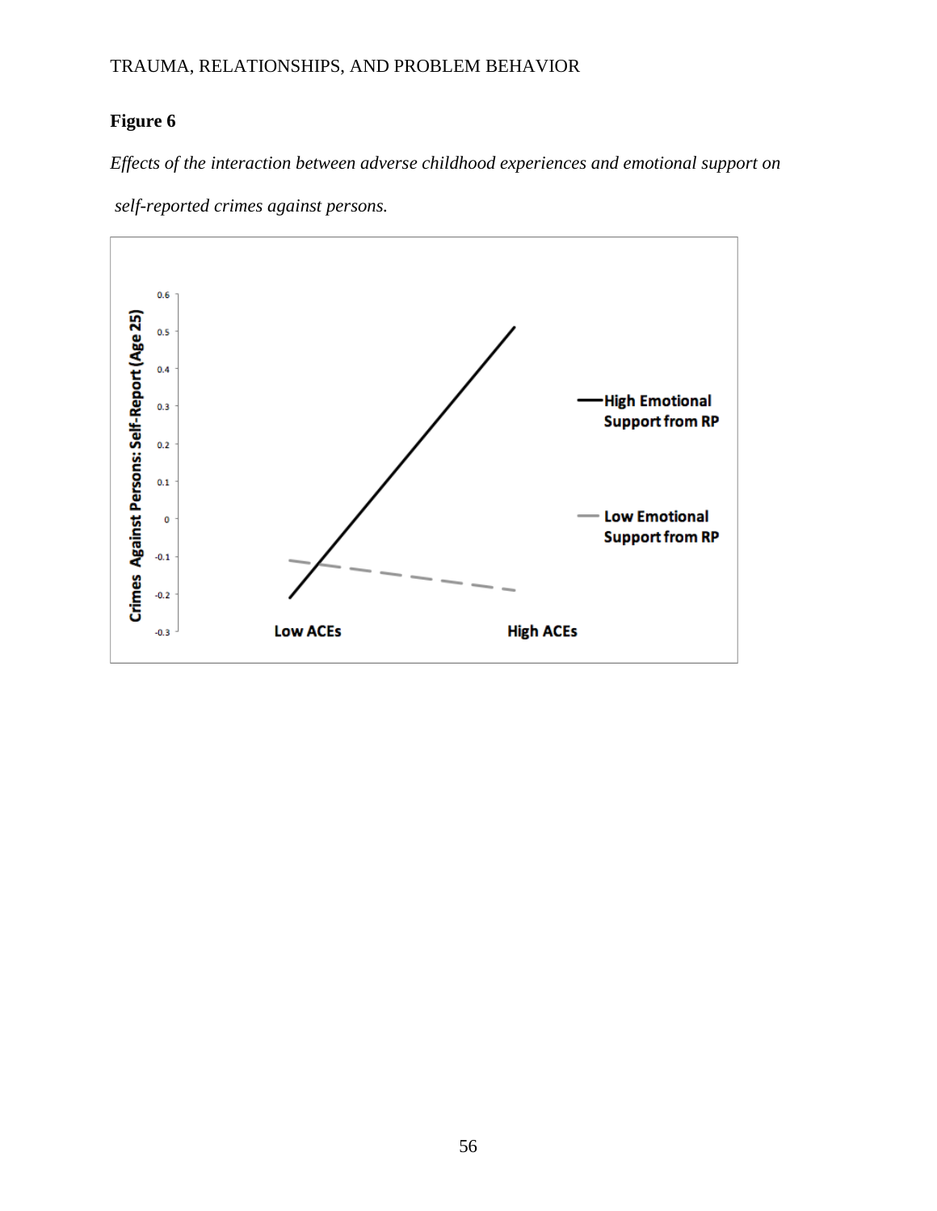**Figure 6**

*Effects of the interaction between adverse childhood experiences and emotional support on self-reported crimes against persons.*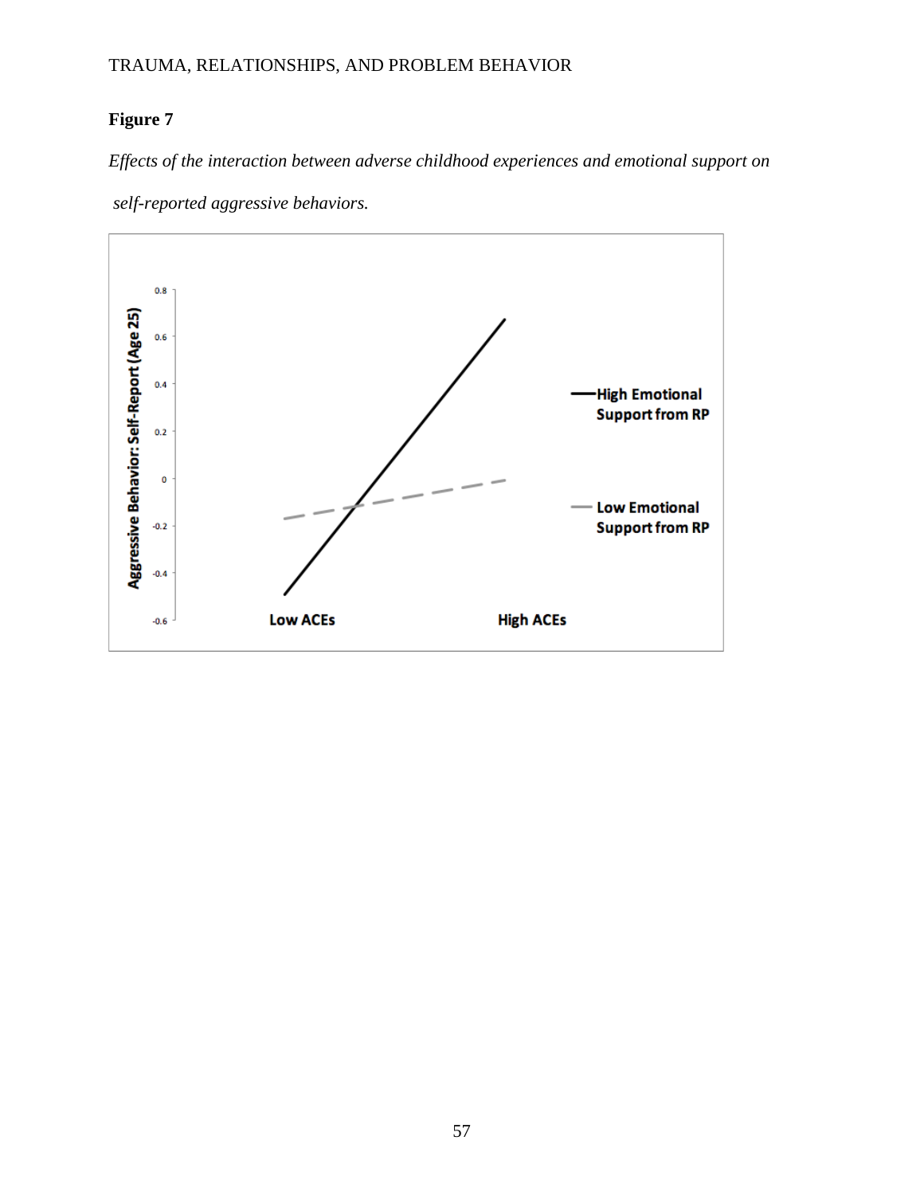**Figure 7**

*Effects of the interaction between adverse childhood experiences and emotional support on self-reported aggressive behaviors.*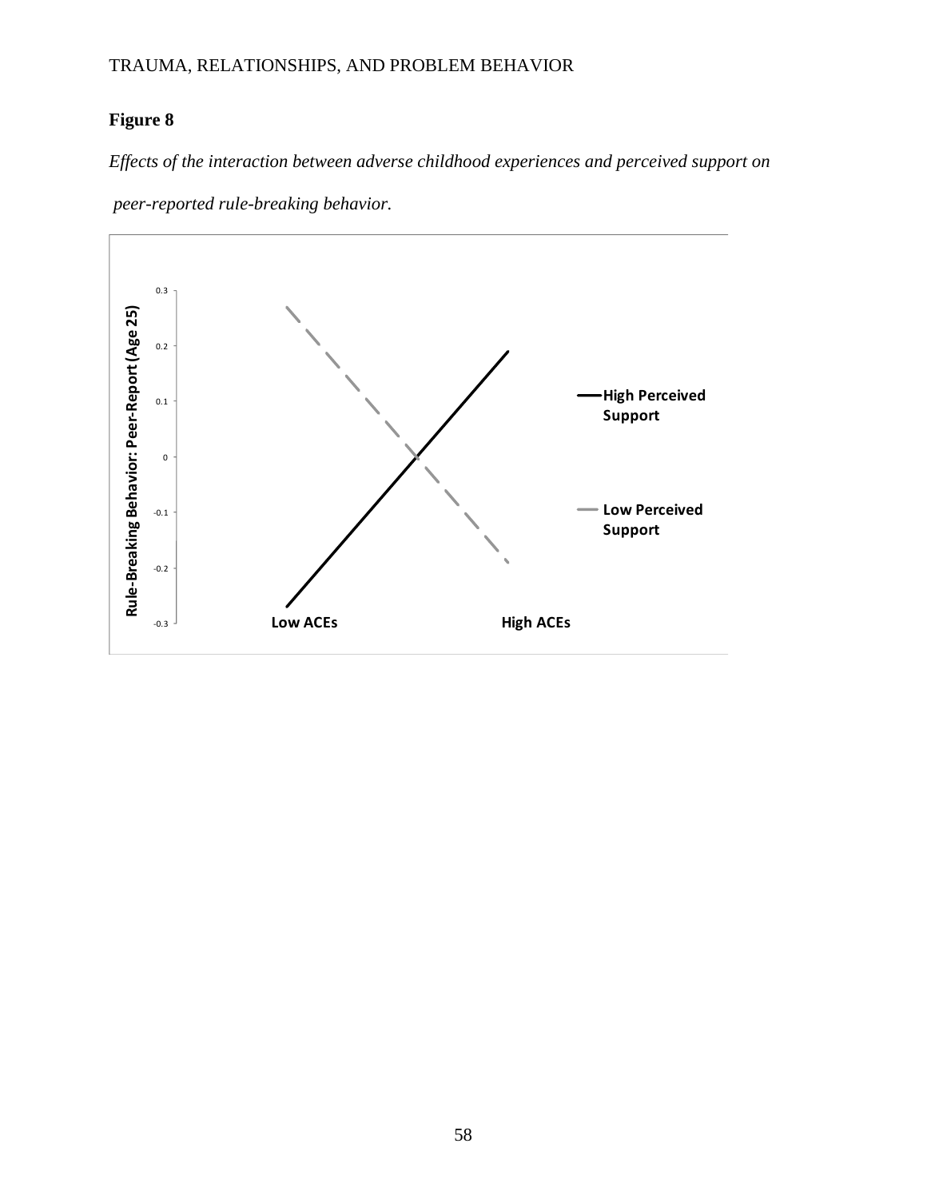**Figure 8**

*Effects of the interaction between adverse childhood experiences and perceived support on peer-reported rule-breaking behavior.*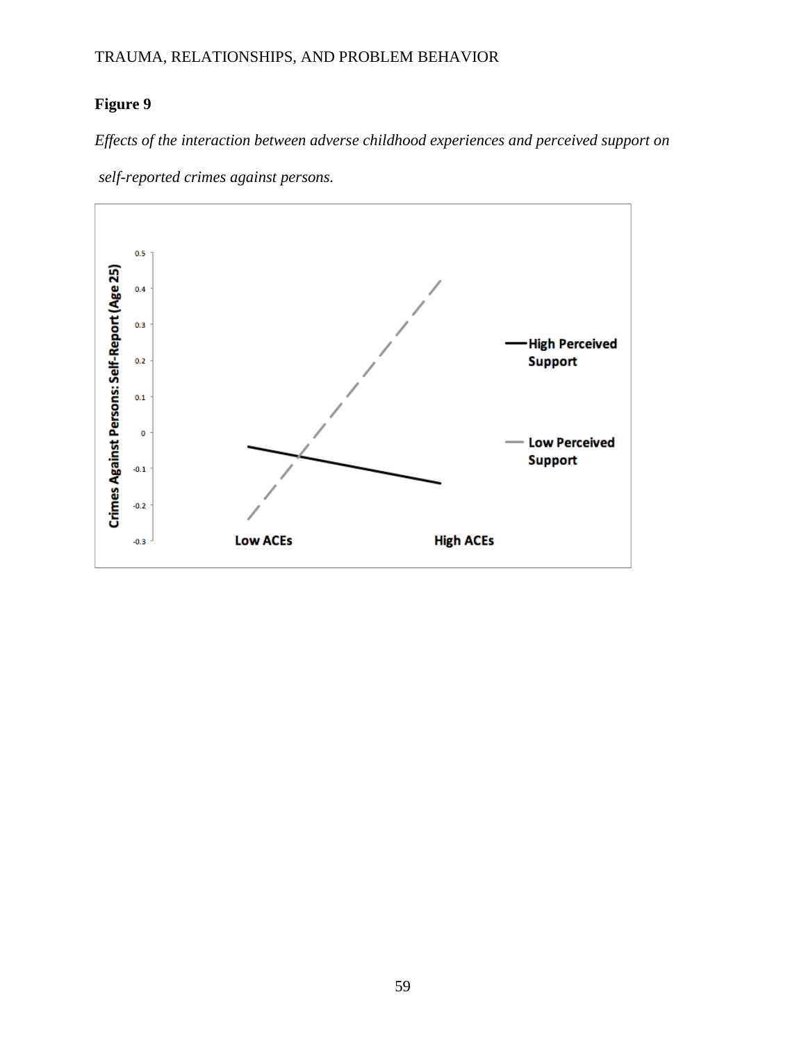**Figure 9**

*Effects of the interaction between adverse childhood experiences and perceived support on self-reported crimes against persons.*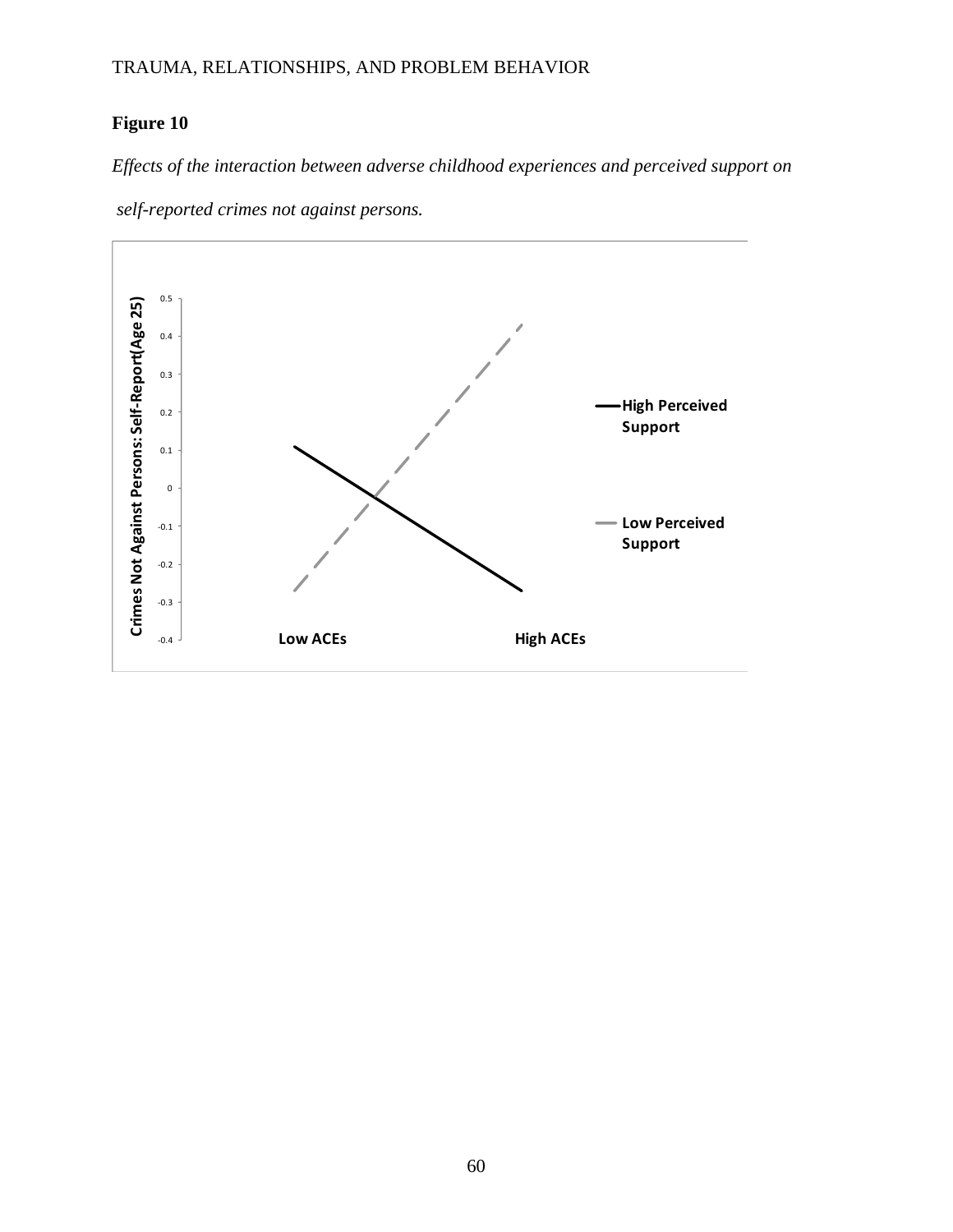**Figure 10**

*Effects of the interaction between adverse childhood experiences and perceived support on self-reported crimes not against persons.*

Crimes Not Against Persons: Self-Report(Age 25)

0.5
0.4
0.3
0.2
0.1
0
-0.1
-0.2
-0.3
-0.4

Low ACEs
High ACEs

High Perceived Support
Low Perceived Support